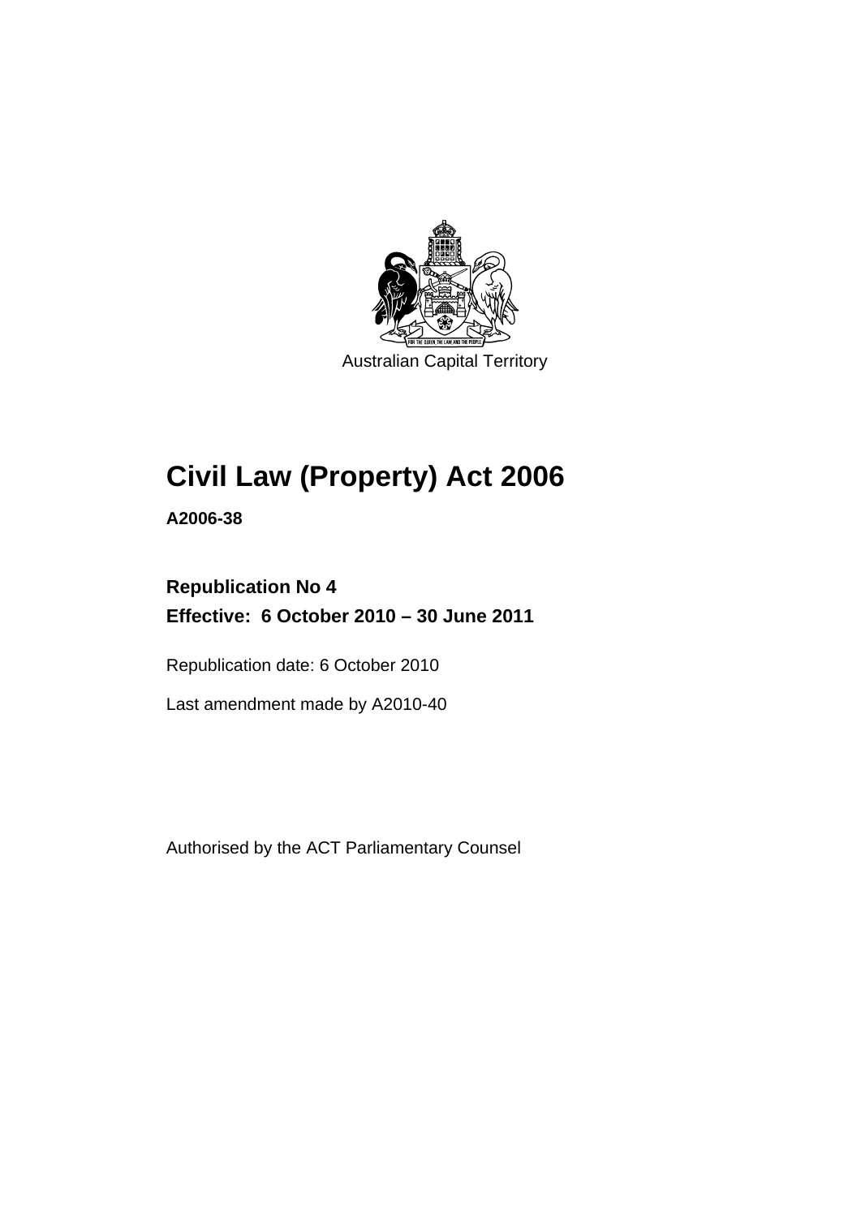Australian Capital Territory

# Civil Law (Property) Act 2006

**A2006-38**

**Republication No 4**

**Effective: 6 October 2010 – 30 June 2011**

Republication date: 6 October 2010

Last amendment made by A2010-40

Authorised by the ACT Parliamentary Counsel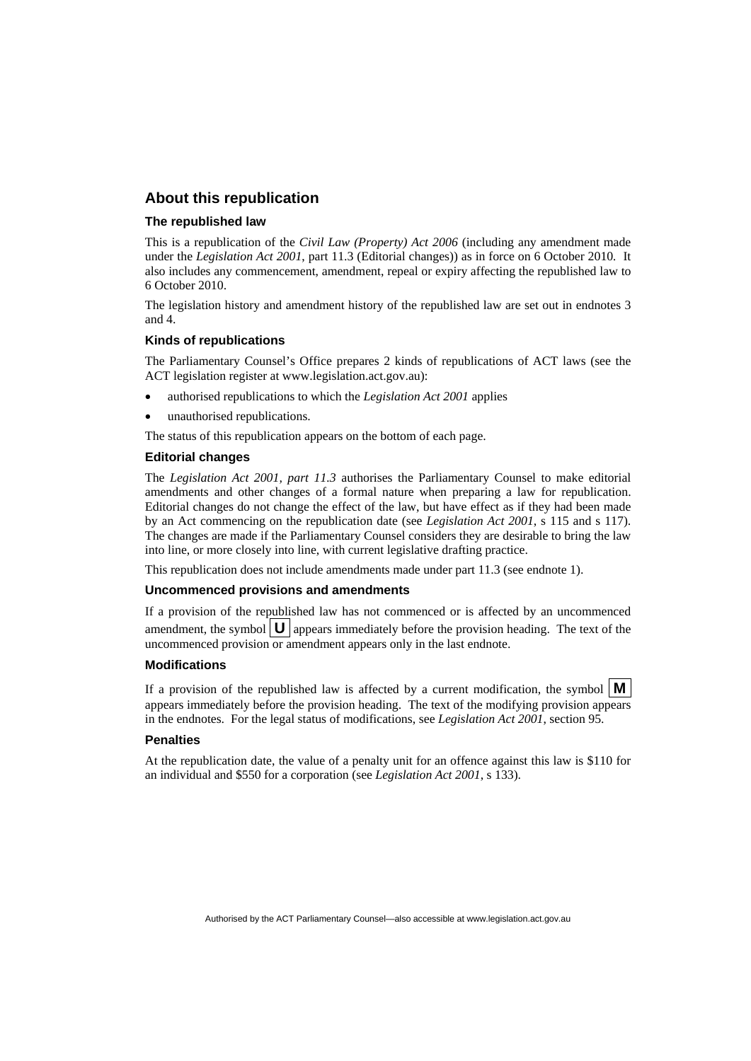## About this republication

### The republished law

This is a republication of the *Civil Law (Property) Act 2006* (including any amendment made under the *Legislation Act 2001*, part 11.3 (Editorial changes)) as in force on 6 October 2010. It also includes any commencement, amendment, repeal or expiry affecting the republished law to 6 October 2010.

The legislation history and amendment history of the republished law are set out in endnotes 3 and 4.

### Kinds of republications

The Parliamentary Counsel's Office prepares 2 kinds of republications of ACT laws (see the ACT legislation register at www.legislation.act.gov.au):

- authorised republications to which the *Legislation Act 2001* applies
- unauthorised republications.

The status of this republication appears on the bottom of each page.

### Editorial changes

The *Legislation Act 2001, part 11.3* authorises the Parliamentary Counsel to make editorial amendments and other changes of a formal nature when preparing a law for republication. Editorial changes do not change the effect of the law, but have effect as if they had been made by an Act commencing on the republication date (see *Legislation Act 2001*, s 115 and s 117). The changes are made if the Parliamentary Counsel considers they are desirable to bring the law into line, or more closely into line, with current legislative drafting practice.

This republication does not include amendments made under part 11.3 (see endnote 1).

### Uncommenced provisions and amendments

If a provision of the republished law has not commenced or is affected by an uncommenced amendment, the symbol **U** appears immediately before the provision heading. The text of the uncommenced provision or amendment appears only in the last endnote.

### Modifications

If a provision of the republished law is affected by a current modification, the symbol **M** appears immediately before the provision heading. The text of the modifying provision appears in the endnotes. For the legal status of modifications, see *Legislation Act 2001*, section 95.

### Penalties

At the republication date, the value of a penalty unit for an offence against this law is $110 for an individual and $550 for a corporation (see *Legislation Act 2001*, s 133).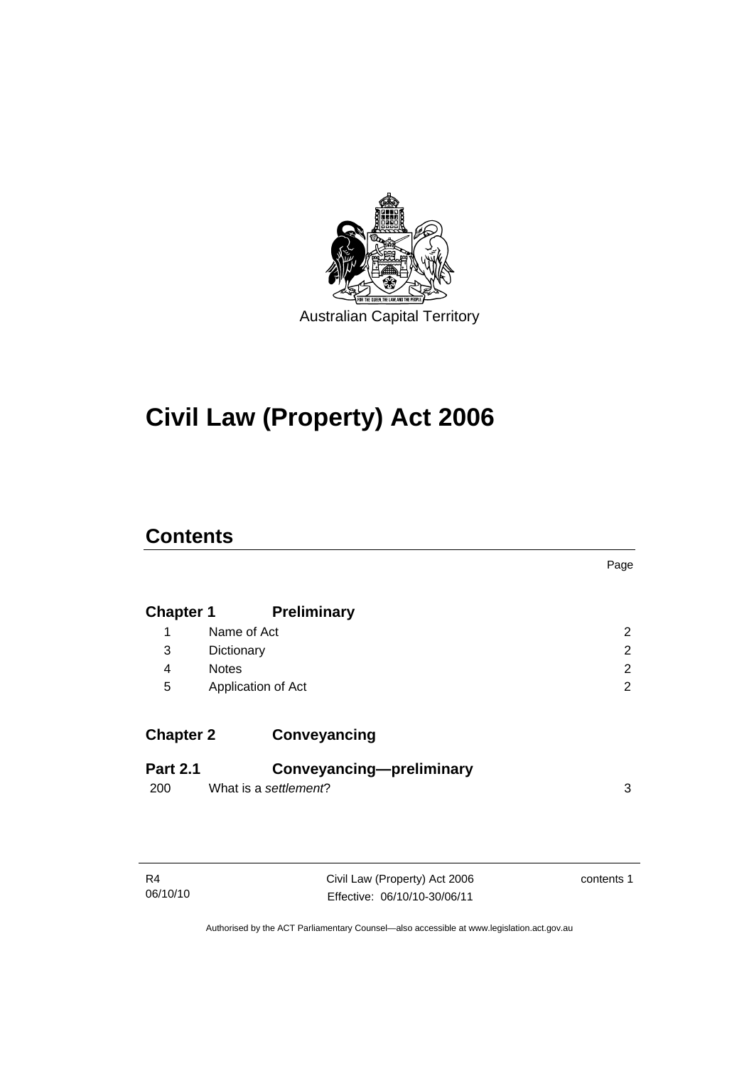Australian Capital Territory

# Civil Law (Property) Act 2006

## Contents

| | | Page |
|---|---|---|
| **Chapter 1** | **Preliminary** | |
| 1 | Name of Act | 2 |
| 3 | Dictionary | 2 |
| 4 | Notes | 2 |
| 5 | Application of Act | 2 |
| **Chapter 2** | **Conveyancing** | |
| **Part 2.1** | **Conveyancing—preliminary** | |
| 200 | What is a *settlement*? | 3 |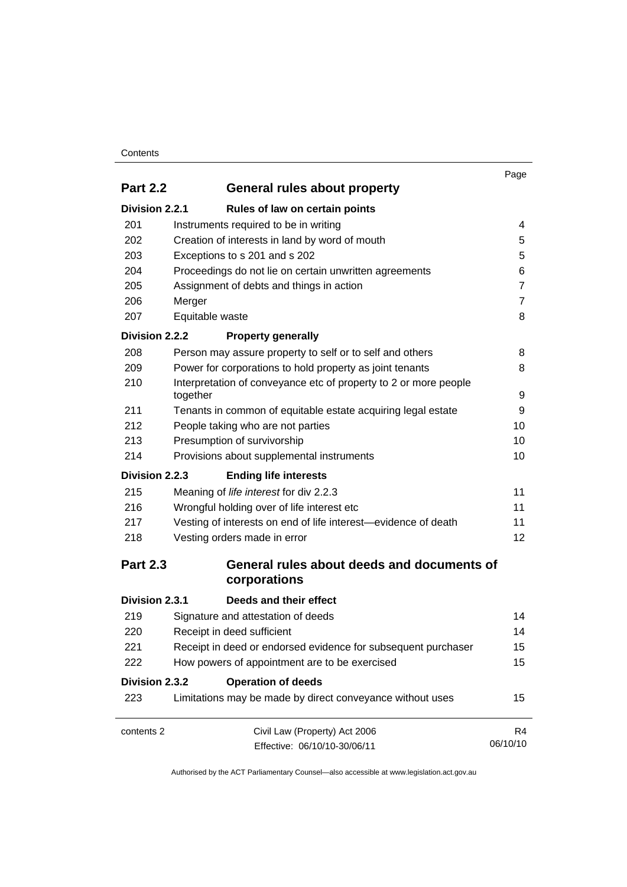| | | Page |
|---|---|---|
| **Part 2.2** | **General rules about property** | |
| **Division 2.2.1** | **Rules of law on certain points** | |
| 201 | Instruments required to be in writing | 4 |
| 202 | Creation of interests in land by word of mouth | 5 |
| 203 | Exceptions to s 201 and s 202 | 5 |
| 204 | Proceedings do not lie on certain unwritten agreements | 6 |
| 205 | Assignment of debts and things in action | 7 |
| 206 | Merger | 7 |
| 207 | Equitable waste | 8 |
| **Division 2.2.2** | **Property generally** | |
| 208 | Person may assure property to self or to self and others | 8 |
| 209 | Power for corporations to hold property as joint tenants | 8 |
| 210 | Interpretation of conveyance etc of property to 2 or more people together | 9 |
| 211 | Tenants in common of equitable estate acquiring legal estate | 9 |
| 212 | People taking who are not parties | 10 |
| 213 | Presumption of survivorship | 10 |
| 214 | Provisions about supplemental instruments | 10 |
| **Division 2.2.3** | **Ending life interests** | |
| 215 | Meaning of *life interest* for div 2.2.3 | 11 |
| 216 | Wrongful holding over of life interest etc | 11 |
| 217 | Vesting of interests on end of life interest—evidence of death | 11 |
| 218 | Vesting orders made in error | 12 |
| **Part 2.3** | **General rules about deeds and documents of corporations** | |
| **Division 2.3.1** | **Deeds and their effect** | |
| 219 | Signature and attestation of deeds | 14 |
| 220 | Receipt in deed sufficient | 14 |
| 221 | Receipt in deed or endorsed evidence for subsequent purchaser | 15 |
| 222 | How powers of appointment are to be exercised | 15 |
| **Division 2.3.2** | **Operation of deeds** | |
| 223 | Limitations may be made by direct conveyance without uses | 15 |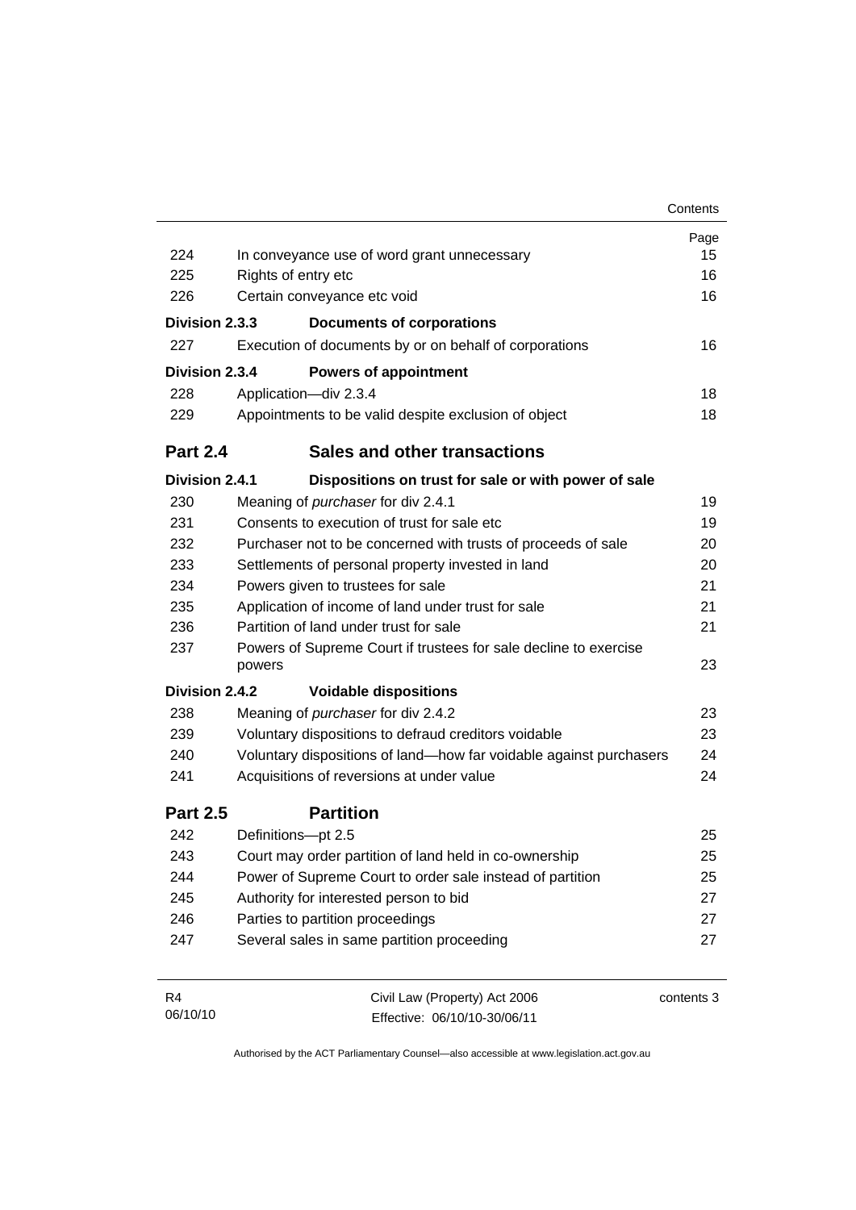| | | Page |
|---|---|---|
| 224 | In conveyance use of word grant unnecessary | 15 |
| 225 | Rights of entry etc | 16 |
| 226 | Certain conveyance etc void | 16 |
| **Division 2.3.3** | **Documents of corporations** | |
| 227 | Execution of documents by or on behalf of corporations | 16 |
| **Division 2.3.4** | **Powers of appointment** | |
| 228 | Application—div 2.3.4 | 18 |
| 229 | Appointments to be valid despite exclusion of object | 18 |
| **Part 2.4** | **Sales and other transactions** | |
| **Division 2.4.1** | **Dispositions on trust for sale or with power of sale** | |
| 230 | Meaning of *purchaser* for div 2.4.1 | 19 |
| 231 | Consents to execution of trust for sale etc | 19 |
| 232 | Purchaser not to be concerned with trusts of proceeds of sale | 20 |
| 233 | Settlements of personal property invested in land | 20 |
| 234 | Powers given to trustees for sale | 21 |
| 235 | Application of income of land under trust for sale | 21 |
| 236 | Partition of land under trust for sale | 21 |
| 237 | Powers of Supreme Court if trustees for sale decline to exercise powers | 23 |
| **Division 2.4.2** | **Voidable dispositions** | |
| 238 | Meaning of *purchaser* for div 2.4.2 | 23 |
| 239 | Voluntary dispositions to defraud creditors voidable | 23 |
| 240 | Voluntary dispositions of land—how far voidable against purchasers | 24 |
| 241 | Acquisitions of reversions at under value | 24 |
| **Part 2.5** | **Partition** | |
| 242 | Definitions—pt 2.5 | 25 |
| 243 | Court may order partition of land held in co-ownership | 25 |
| 244 | Power of Supreme Court to order sale instead of partition | 25 |
| 245 | Authority for interested person to bid | 27 |
| 246 | Parties to partition proceedings | 27 |
| 247 | Several sales in same partition proceeding | 27 |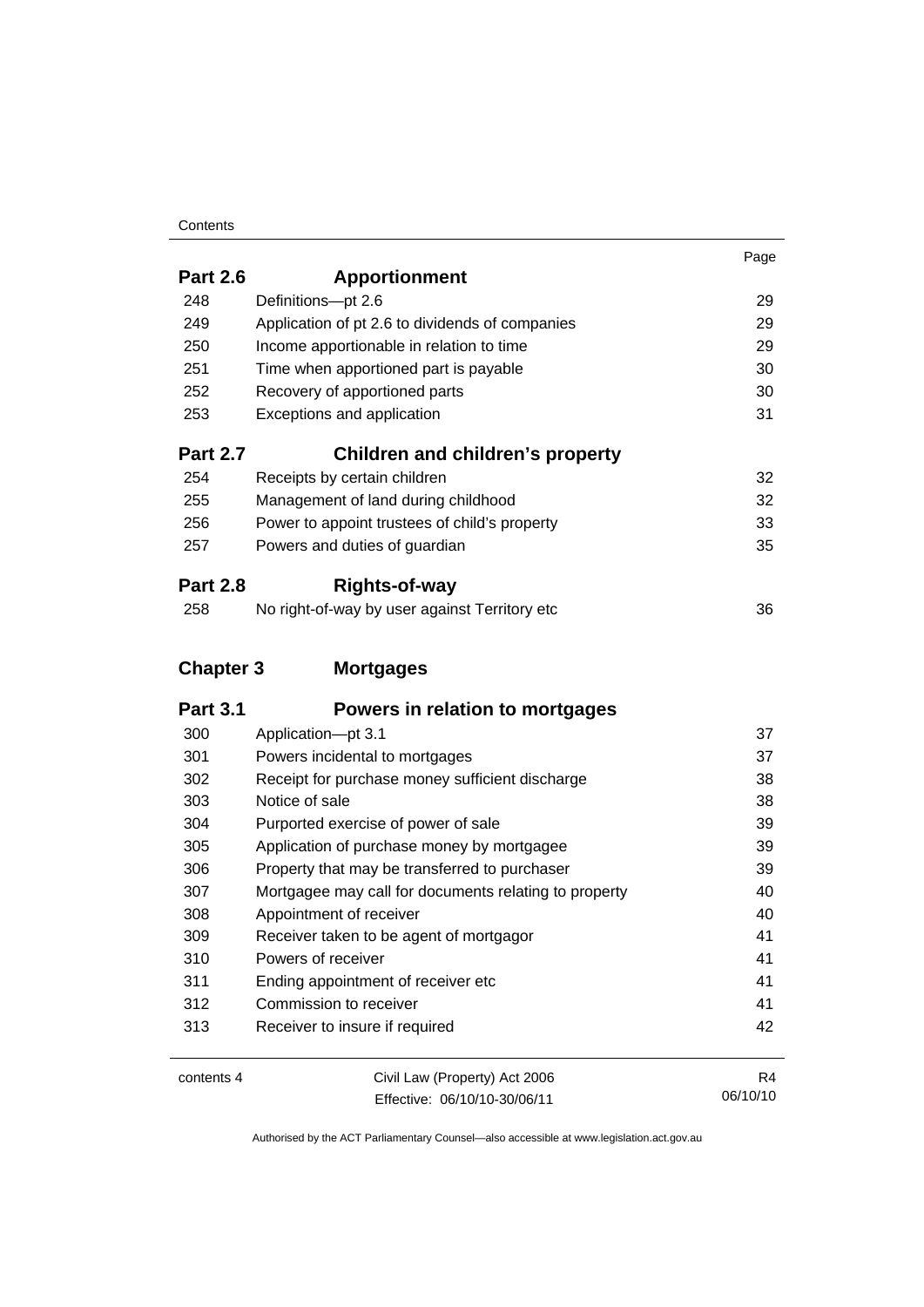| | | Page |
|---|---|---|
| **Part 2.6** | **Apportionment** | |
| 248 | Definitions—pt 2.6 | 29 |
| 249 | Application of pt 2.6 to dividends of companies | 29 |
| 250 | Income apportionable in relation to time | 29 |
| 251 | Time when apportioned part is payable | 30 |
| 252 | Recovery of apportioned parts | 30 |
| 253 | Exceptions and application | 31 |
| **Part 2.7** | **Children and children's property** | |
| 254 | Receipts by certain children | 32 |
| 255 | Management of land during childhood | 32 |
| 256 | Power to appoint trustees of child's property | 33 |
| 257 | Powers and duties of guardian | 35 |
| **Part 2.8** | **Rights-of-way** | |
| 258 | No right-of-way by user against Territory etc | 36 |
| **Chapter 3** | **Mortgages** | |
| **Part 3.1** | **Powers in relation to mortgages** | |
| 300 | Application—pt 3.1 | 37 |
| 301 | Powers incidental to mortgages | 37 |
| 302 | Receipt for purchase money sufficient discharge | 38 |
| 303 | Notice of sale | 38 |
| 304 | Purported exercise of power of sale | 39 |
| 305 | Application of purchase money by mortgagee | 39 |
| 306 | Property that may be transferred to purchaser | 39 |
| 307 | Mortgagee may call for documents relating to property | 40 |
| 308 | Appointment of receiver | 40 |
| 309 | Receiver taken to be agent of mortgagor | 41 |
| 310 | Powers of receiver | 41 |
| 311 | Ending appointment of receiver etc | 41 |
| 312 | Commission to receiver | 41 |
| 313 | Receiver to insure if required | 42 |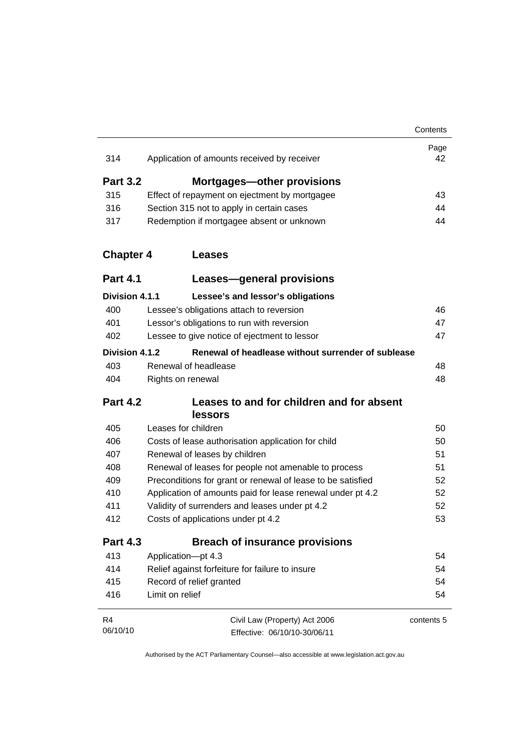| | | Page |
|---|---|---|
| 314 | Application of amounts received by receiver | 42 |

## Part 3.2 Mortgages—other provisions

| | | |
|---|---|---|
| 315 | Effect of repayment on ejectment by mortgagee | 43 |
| 316 | Section 315 not to apply in certain cases | 44 |
| 317 | Redemption if mortgagee absent or unknown | 44 |

# Chapter 4 Leases

## Part 4.1 Leases—general provisions

### Division 4.1.1 Lessee's and lessor's obligations

| | | |
|---|---|---|
| 400 | Lessee's obligations attach to reversion | 46 |
| 401 | Lessor's obligations to run with reversion | 47 |
| 402 | Lessee to give notice of ejectment to lessor | 47 |

### Division 4.1.2 Renewal of headlease without surrender of sublease

| | | |
|---|---|---|
| 403 | Renewal of headlease | 48 |
| 404 | Rights on renewal | 48 |

## Part 4.2 Leases to and for children and for absent lessors

| | | |
|---|---|---|
| 405 | Leases for children | 50 |
| 406 | Costs of lease authorisation application for child | 50 |
| 407 | Renewal of leases by children | 51 |
| 408 | Renewal of leases for people not amenable to process | 51 |
| 409 | Preconditions for grant or renewal of lease to be satisfied | 52 |
| 410 | Application of amounts paid for lease renewal under pt 4.2 | 52 |
| 411 | Validity of surrenders and leases under pt 4.2 | 52 |
| 412 | Costs of applications under pt 4.2 | 53 |

## Part 4.3 Breach of insurance provisions

| | | |
|---|---|---|
| 413 | Application—pt 4.3 | 54 |
| 414 | Relief against forfeiture for failure to insure | 54 |
| 415 | Record of relief granted | 54 |
| 416 | Limit on relief | 54 |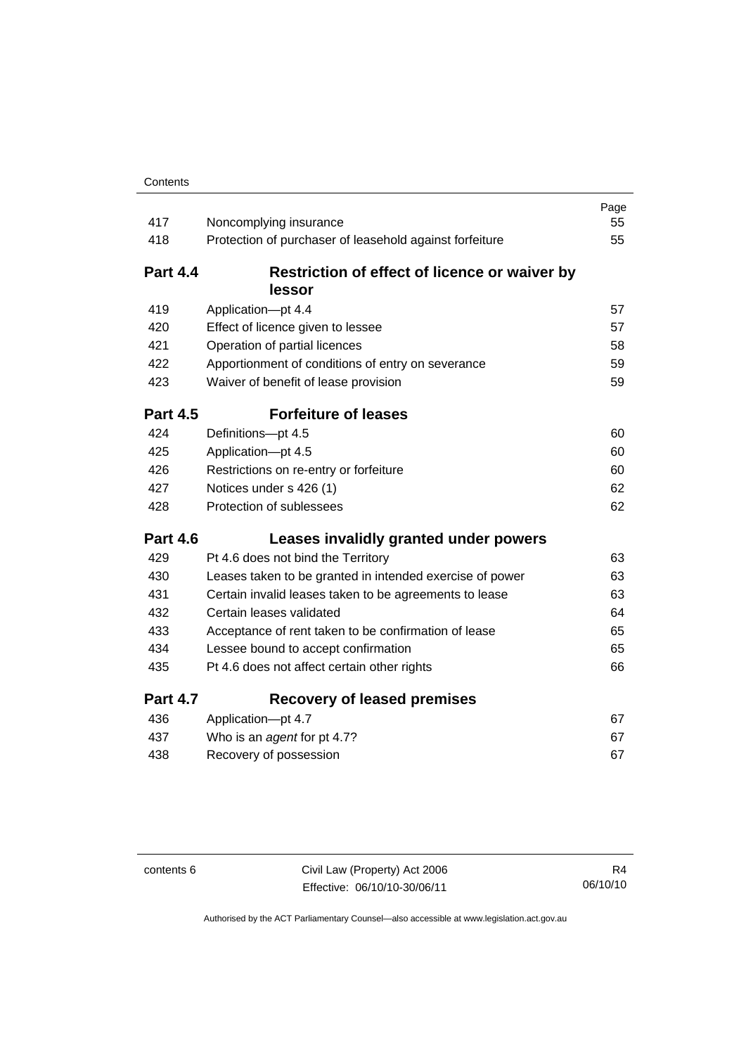| | | Page |
|---|---|---|
| 417 | Noncomplying insurance | 55 |
| 418 | Protection of purchaser of leasehold against forfeiture | 55 |

## Part 4.4 Restriction of effect of licence or waiver by lessor

| | | |
|---|---|---|
| 419 | Application—pt 4.4 | 57 |
| 420 | Effect of licence given to lessee | 57 |
| 421 | Operation of partial licences | 58 |
| 422 | Apportionment of conditions of entry on severance | 59 |
| 423 | Waiver of benefit of lease provision | 59 |

## Part 4.5 Forfeiture of leases

| | | |
|---|---|---|
| 424 | Definitions—pt 4.5 | 60 |
| 425 | Application—pt 4.5 | 60 |
| 426 | Restrictions on re-entry or forfeiture | 60 |
| 427 | Notices under s 426 (1) | 62 |
| 428 | Protection of sublessees | 62 |

## Part 4.6 Leases invalidly granted under powers

| | | |
|---|---|---|
| 429 | Pt 4.6 does not bind the Territory | 63 |
| 430 | Leases taken to be granted in intended exercise of power | 63 |
| 431 | Certain invalid leases taken to be agreements to lease | 63 |
| 432 | Certain leases validated | 64 |
| 433 | Acceptance of rent taken to be confirmation of lease | 65 |
| 434 | Lessee bound to accept confirmation | 65 |
| 435 | Pt 4.6 does not affect certain other rights | 66 |

## Part 4.7 Recovery of leased premises

| | | |
|---|---|---|
| 436 | Application—pt 4.7 | 67 |
| 437 | Who is an *agent* for pt 4.7? | 67 |
| 438 | Recovery of possession | 67 |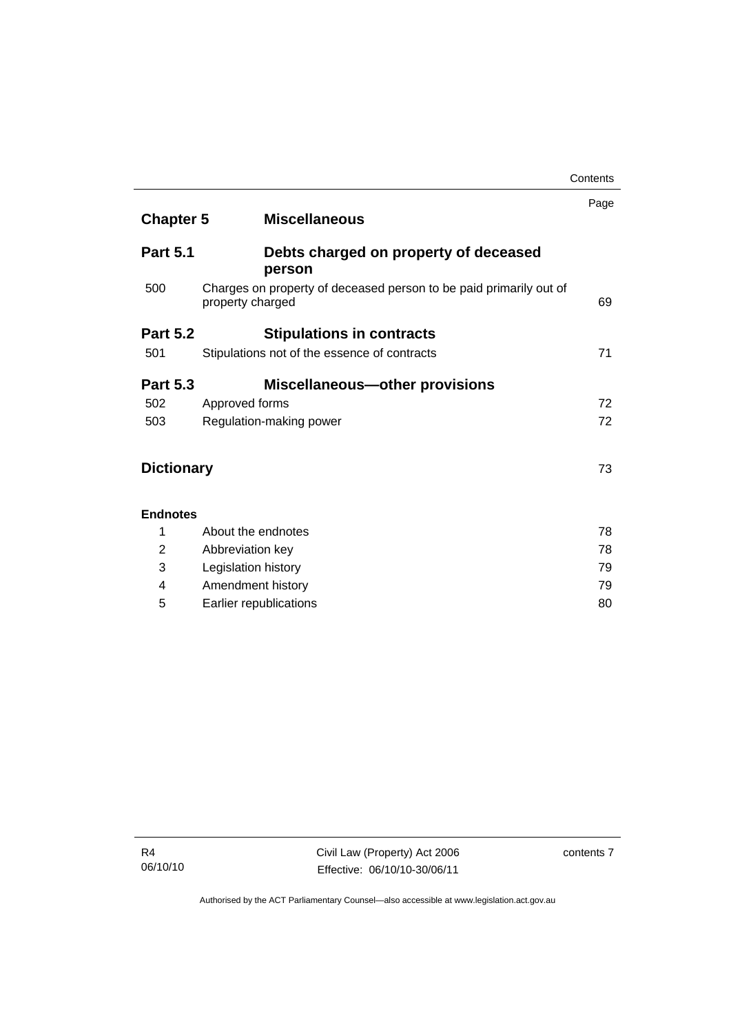| | | Page |
|---|---|---|
| **Chapter 5** | **Miscellaneous** | |
| **Part 5.1** | **Debts charged on property of deceased person** | |
| 500 | Charges on property of deceased person to be paid primarily out of property charged | 69 |
| **Part 5.2** | **Stipulations in contracts** | |
| 501 | Stipulations not of the essence of contracts | 71 |
| **Part 5.3** | **Miscellaneous—other provisions** | |
| 502 | Approved forms | 72 |
| 503 | Regulation-making power | 72 |
| **Dictionary** | | 73 |
| **Endnotes** | | |
| 1 | About the endnotes | 78 |
| 2 | Abbreviation key | 78 |
| 3 | Legislation history | 79 |
| 4 | Amendment history | 79 |
| 5 | Earlier republications | 80 |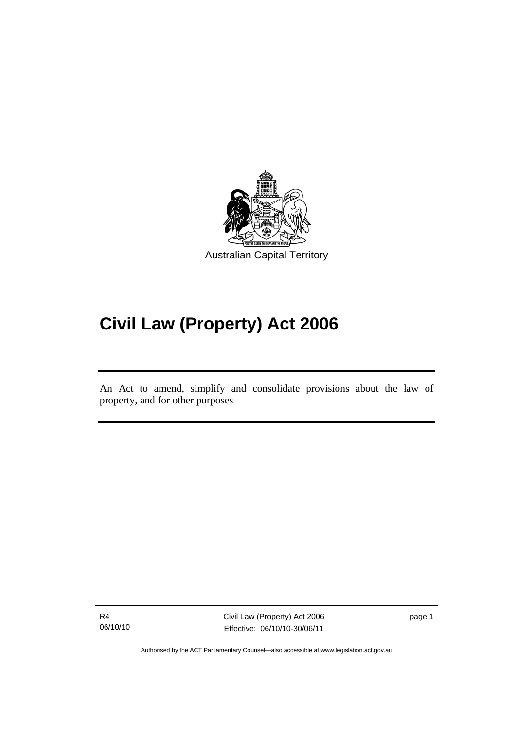Australian Capital Territory

# Civil Law (Property) Act 2006

An Act to amend, simplify and consolidate provisions about the law of property, and for other purposes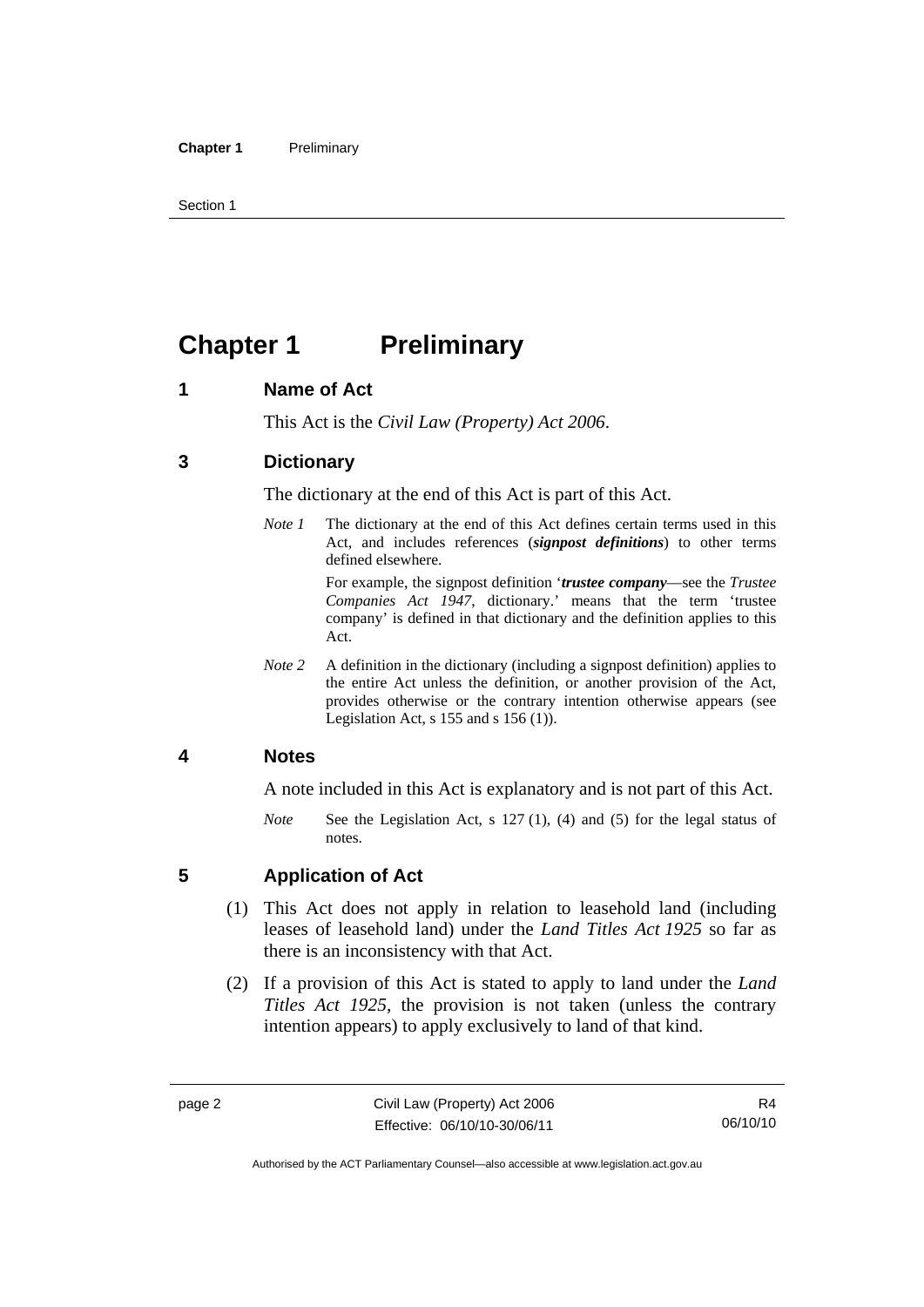# Chapter 1 Preliminary

## 1 Name of Act

This Act is the *Civil Law (Property) Act 2006*.

## 3 Dictionary

The dictionary at the end of this Act is part of this Act.

*Note 1* The dictionary at the end of this Act defines certain terms used in this Act, and includes references (***signpost definitions***) to other terms defined elsewhere.

For example, the signpost definition '***trustee company***—see the *Trustee Companies Act 1947*, dictionary.' means that the term 'trustee company' is defined in that dictionary and the definition applies to this Act.

*Note 2* A definition in the dictionary (including a signpost definition) applies to the entire Act unless the definition, or another provision of the Act, provides otherwise or the contrary intention otherwise appears (see Legislation Act, s 155 and s 156 (1)).

## 4 Notes

A note included in this Act is explanatory and is not part of this Act.

*Note* See the Legislation Act, s 127 (1), (4) and (5) for the legal status of notes.

## 5 Application of Act

(1) This Act does not apply in relation to leasehold land (including leases of leasehold land) under the *Land Titles Act 1925* so far as there is an inconsistency with that Act.

(2) If a provision of this Act is stated to apply to land under the *Land Titles Act 1925*, the provision is not taken (unless the contrary intention appears) to apply exclusively to land of that kind.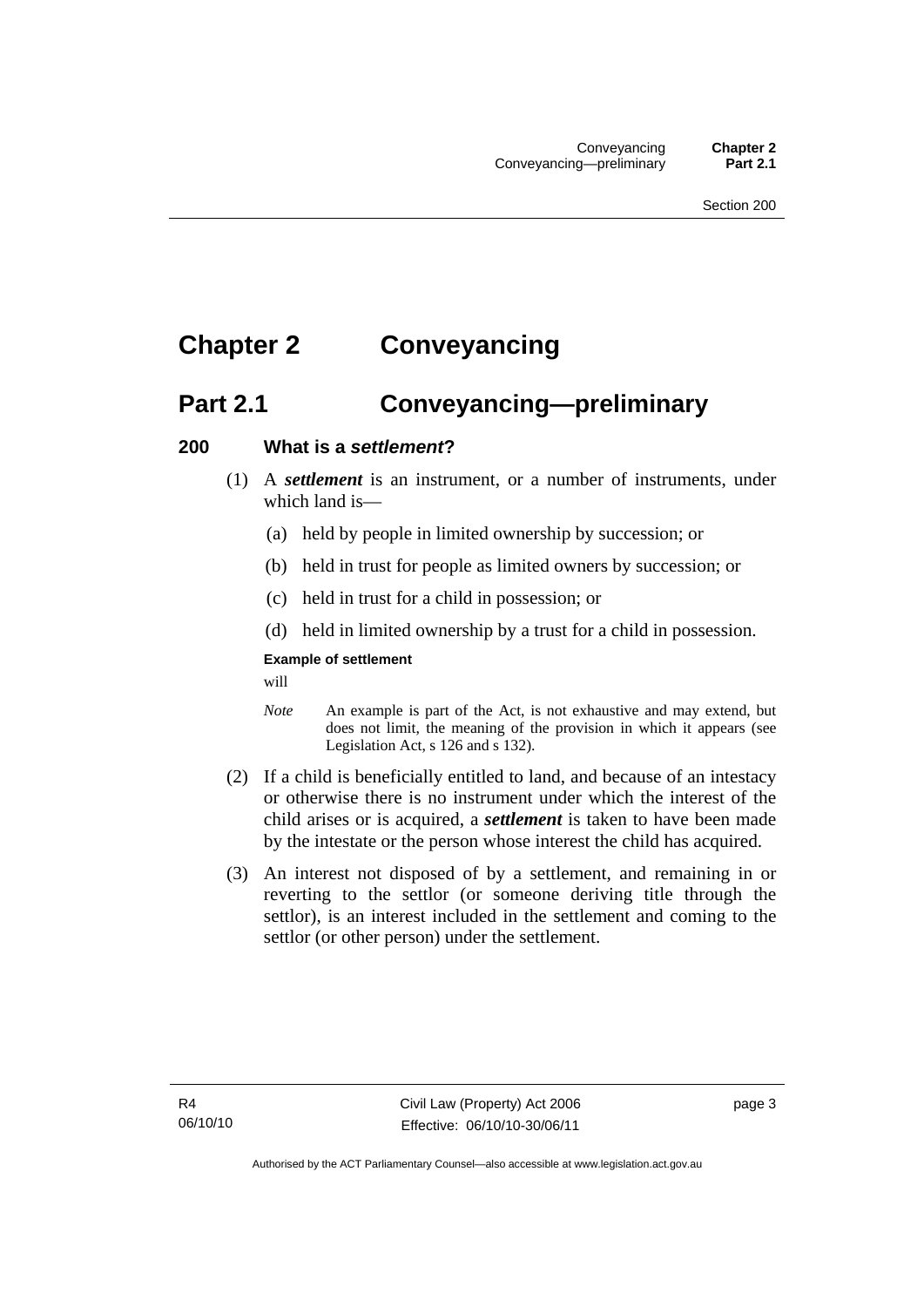# Chapter 2 Conveyancing

## Part 2.1 Conveyancing—preliminary

### 200 What is a *settlement*?

(1) A ***settlement*** is an instrument, or a number of instruments, under which land is—

(a) held by people in limited ownership by succession; or

(b) held in trust for people as limited owners by succession; or

(c) held in trust for a child in possession; or

(d) held in limited ownership by a trust for a child in possession.

**Example of settlement**

will

*Note* An example is part of the Act, is not exhaustive and may extend, but does not limit, the meaning of the provision in which it appears (see Legislation Act, s 126 and s 132).

(2) If a child is beneficially entitled to land, and because of an intestacy or otherwise there is no instrument under which the interest of the child arises or is acquired, a ***settlement*** is taken to have been made by the intestate or the person whose interest the child has acquired.

(3) An interest not disposed of by a settlement, and remaining in or reverting to the settlor (or someone deriving title through the settlor), is an interest included in the settlement and coming to the settlor (or other person) under the settlement.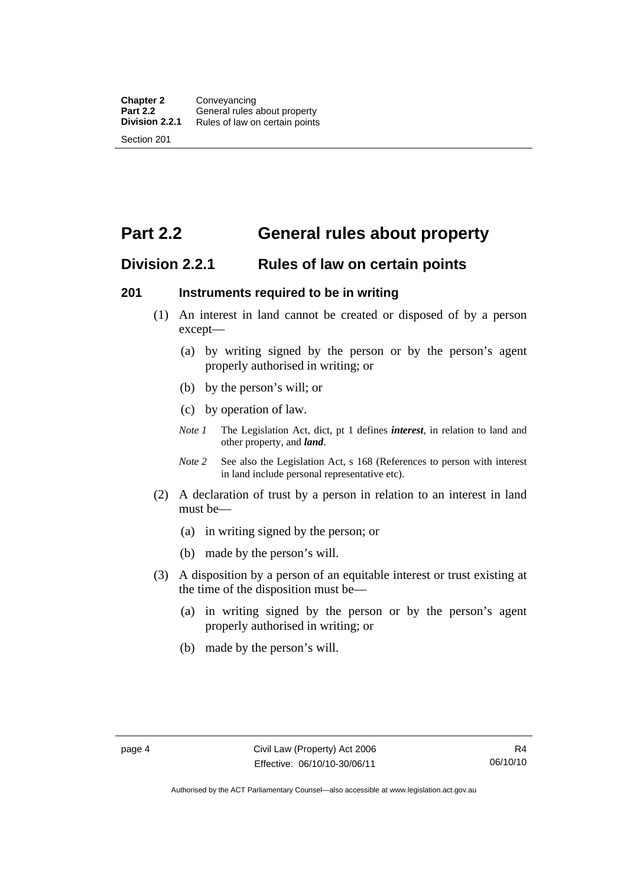# Part 2.2 General rules about property

## Division 2.2.1 Rules of law on certain points

### 201 Instruments required to be in writing

(1) An interest in land cannot be created or disposed of by a person except—

(a) by writing signed by the person or by the person's agent properly authorised in writing; or

(b) by the person's will; or

(c) by operation of law.

*Note 1* The Legislation Act, dict, pt 1 defines ***interest***, in relation to land and other property, and ***land***.

*Note 2* See also the Legislation Act, s 168 (References to person with interest in land include personal representative etc).

(2) A declaration of trust by a person in relation to an interest in land must be—

(a) in writing signed by the person; or

(b) made by the person's will.

(3) A disposition by a person of an equitable interest or trust existing at the time of the disposition must be—

(a) in writing signed by the person or by the person's agent properly authorised in writing; or

(b) made by the person's will.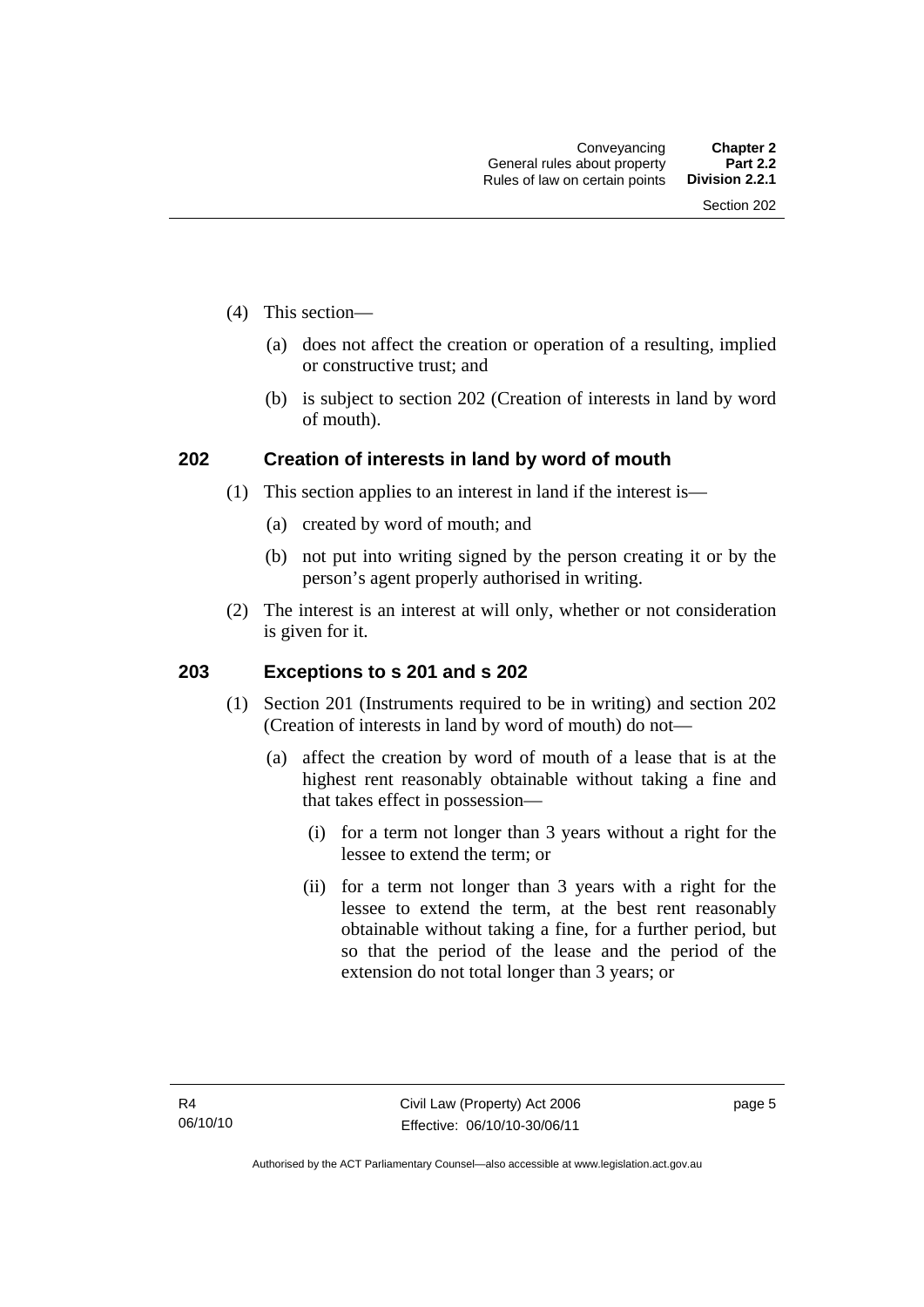(4) This section—

(a) does not affect the creation or operation of a resulting, implied or constructive trust; and

(b) is subject to section 202 (Creation of interests in land by word of mouth).

## 202 Creation of interests in land by word of mouth

(1) This section applies to an interest in land if the interest is—

(a) created by word of mouth; and

(b) not put into writing signed by the person creating it or by the person's agent properly authorised in writing.

(2) The interest is an interest at will only, whether or not consideration is given for it.

## 203 Exceptions to s 201 and s 202

(1) Section 201 (Instruments required to be in writing) and section 202 (Creation of interests in land by word of mouth) do not—

(a) affect the creation by word of mouth of a lease that is at the highest rent reasonably obtainable without taking a fine and that takes effect in possession—

(i) for a term not longer than 3 years without a right for the lessee to extend the term; or

(ii) for a term not longer than 3 years with a right for the lessee to extend the term, at the best rent reasonably obtainable without taking a fine, for a further period, but so that the period of the lease and the period of the extension do not total longer than 3 years; or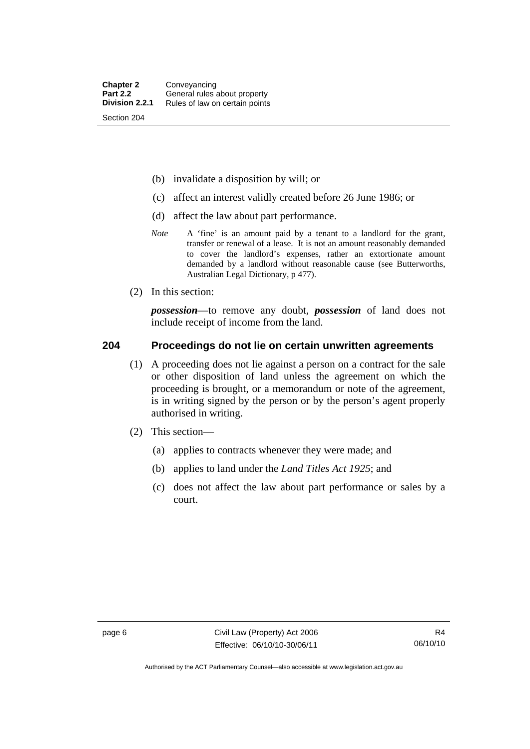(b) invalidate a disposition by will; or

(c) affect an interest validly created before 26 June 1986; or

(d) affect the law about part performance.

*Note* A 'fine' is an amount paid by a tenant to a landlord for the grant, transfer or renewal of a lease. It is not an amount reasonably demanded to cover the landlord's expenses, rather an extortionate amount demanded by a landlord without reasonable cause (see Butterworths, Australian Legal Dictionary, p 477).

(2) In this section:

***possession***—to remove any doubt, ***possession*** of land does not include receipt of income from the land.

## 204 Proceedings do not lie on certain unwritten agreements

(1) A proceeding does not lie against a person on a contract for the sale or other disposition of land unless the agreement on which the proceeding is brought, or a memorandum or note of the agreement, is in writing signed by the person or by the person's agent properly authorised in writing.

(2) This section—

(a) applies to contracts whenever they were made; and

(b) applies to land under the *Land Titles Act 1925*; and

(c) does not affect the law about part performance or sales by a court.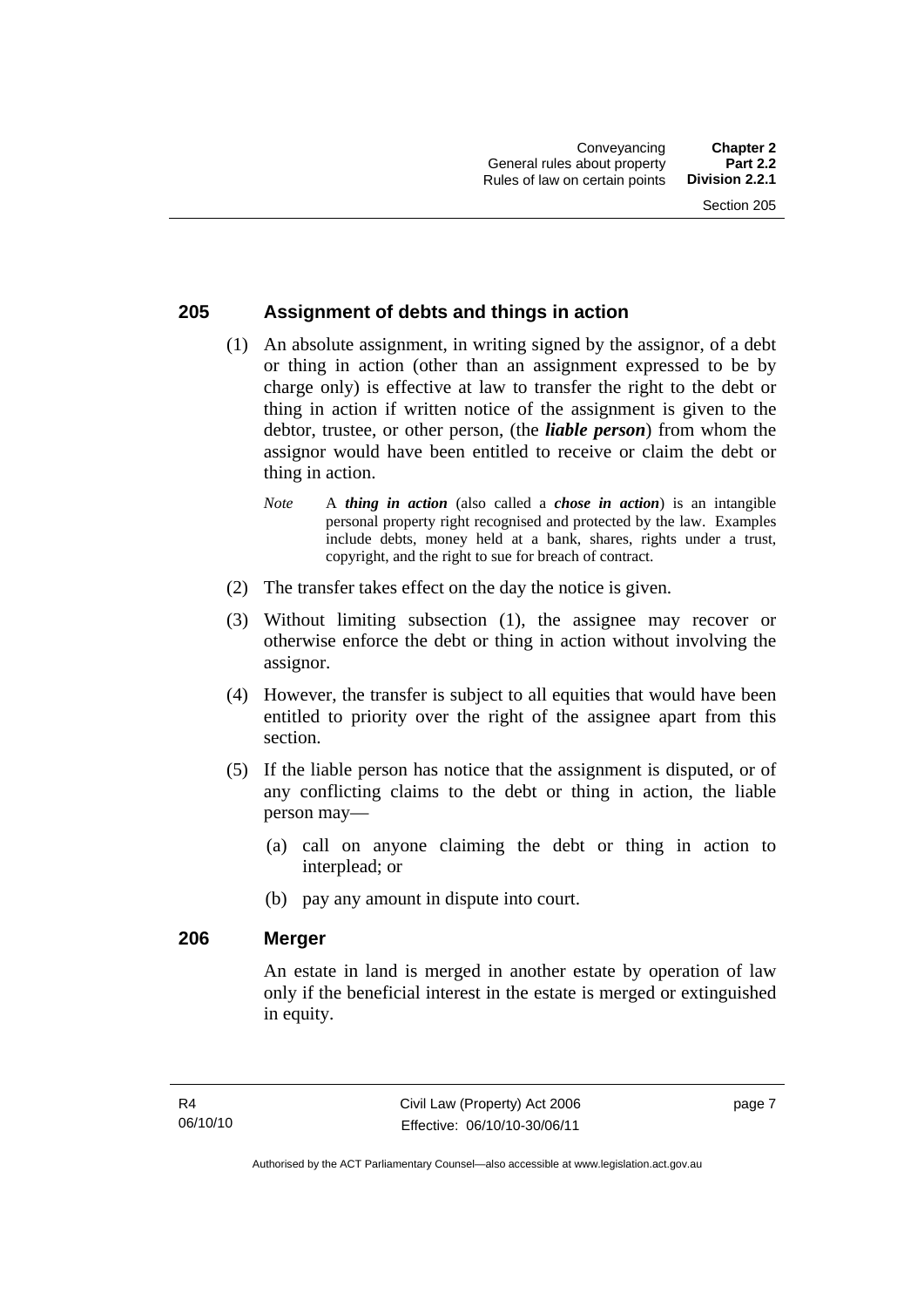## 205 Assignment of debts and things in action

(1) An absolute assignment, in writing signed by the assignor, of a debt or thing in action (other than an assignment expressed to be by charge only) is effective at law to transfer the right to the debt or thing in action if written notice of the assignment is given to the debtor, trustee, or other person, (the ***liable person***) from whom the assignor would have been entitled to receive or claim the debt or thing in action.

*Note* A ***thing in action*** (also called a ***chose in action***) is an intangible personal property right recognised and protected by the law. Examples include debts, money held at a bank, shares, rights under a trust, copyright, and the right to sue for breach of contract.

(2) The transfer takes effect on the day the notice is given.

(3) Without limiting subsection (1), the assignee may recover or otherwise enforce the debt or thing in action without involving the assignor.

(4) However, the transfer is subject to all equities that would have been entitled to priority over the right of the assignee apart from this section.

(5) If the liable person has notice that the assignment is disputed, or of any conflicting claims to the debt or thing in action, the liable person may—

(a) call on anyone claiming the debt or thing in action to interplead; or

(b) pay any amount in dispute into court.

## 206 Merger

An estate in land is merged in another estate by operation of law only if the beneficial interest in the estate is merged or extinguished in equity.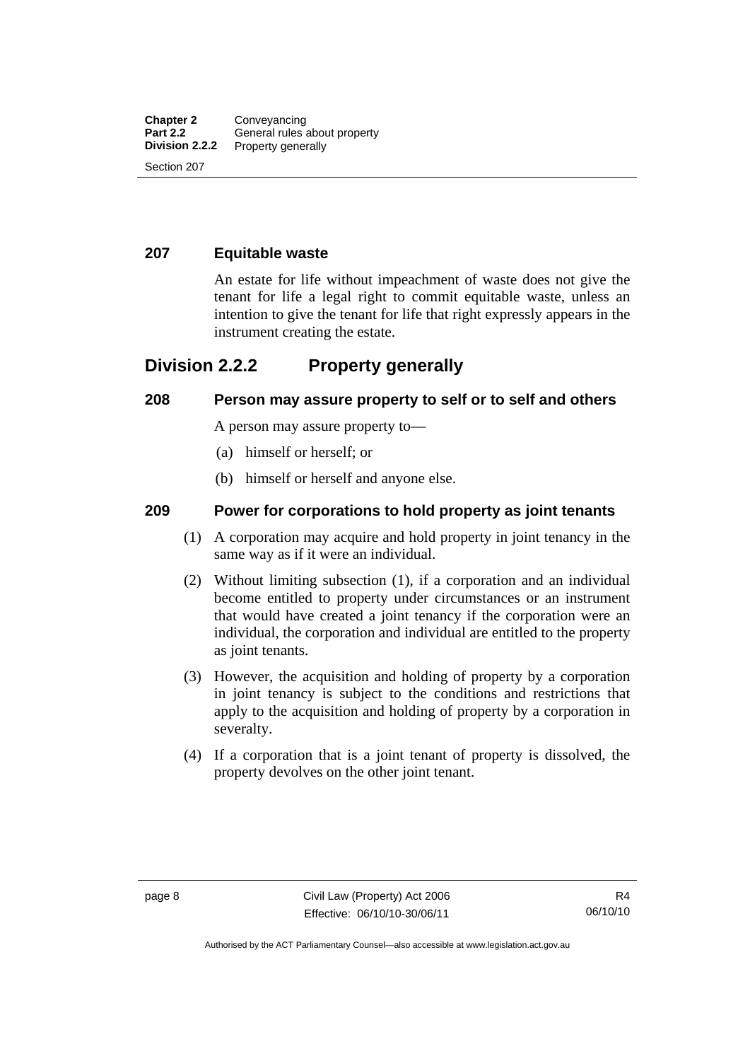### 207 Equitable waste

An estate for life without impeachment of waste does not give the tenant for life a legal right to commit equitable waste, unless an intention to give the tenant for life that right expressly appears in the instrument creating the estate.

## Division 2.2.2 Property generally

### 208 Person may assure property to self or to self and others

A person may assure property to—

(a) himself or herself; or

(b) himself or herself and anyone else.

### 209 Power for corporations to hold property as joint tenants

(1) A corporation may acquire and hold property in joint tenancy in the same way as if it were an individual.

(2) Without limiting subsection (1), if a corporation and an individual become entitled to property under circumstances or an instrument that would have created a joint tenancy if the corporation were an individual, the corporation and individual are entitled to the property as joint tenants.

(3) However, the acquisition and holding of property by a corporation in joint tenancy is subject to the conditions and restrictions that apply to the acquisition and holding of property by a corporation in severalty.

(4) If a corporation that is a joint tenant of property is dissolved, the property devolves on the other joint tenant.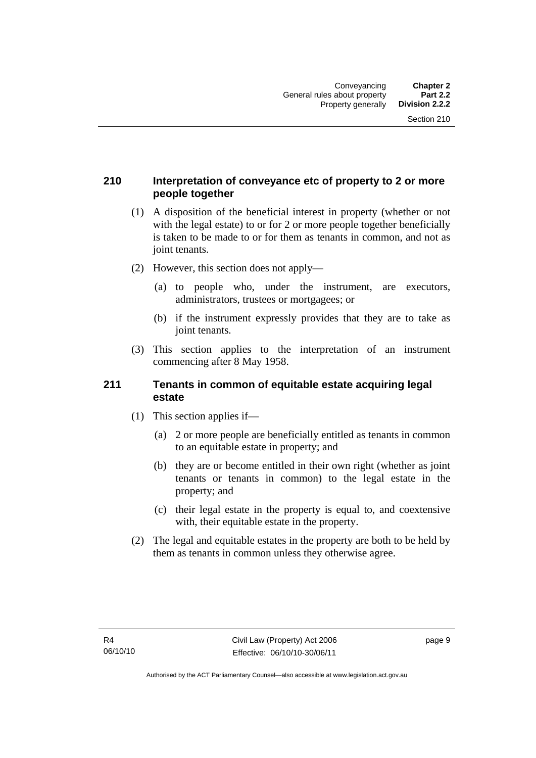## 210 Interpretation of conveyance etc of property to 2 or more people together

(1) A disposition of the beneficial interest in property (whether or not with the legal estate) to or for 2 or more people together beneficially is taken to be made to or for them as tenants in common, and not as joint tenants.

(2) However, this section does not apply—

  (a) to people who, under the instrument, are executors, administrators, trustees or mortgagees; or

  (b) if the instrument expressly provides that they are to take as joint tenants.

(3) This section applies to the interpretation of an instrument commencing after 8 May 1958.

## 211 Tenants in common of equitable estate acquiring legal estate

(1) This section applies if—

  (a) 2 or more people are beneficially entitled as tenants in common to an equitable estate in property; and

  (b) they are or become entitled in their own right (whether as joint tenants or tenants in common) to the legal estate in the property; and

  (c) their legal estate in the property is equal to, and coextensive with, their equitable estate in the property.

(2) The legal and equitable estates in the property are both to be held by them as tenants in common unless they otherwise agree.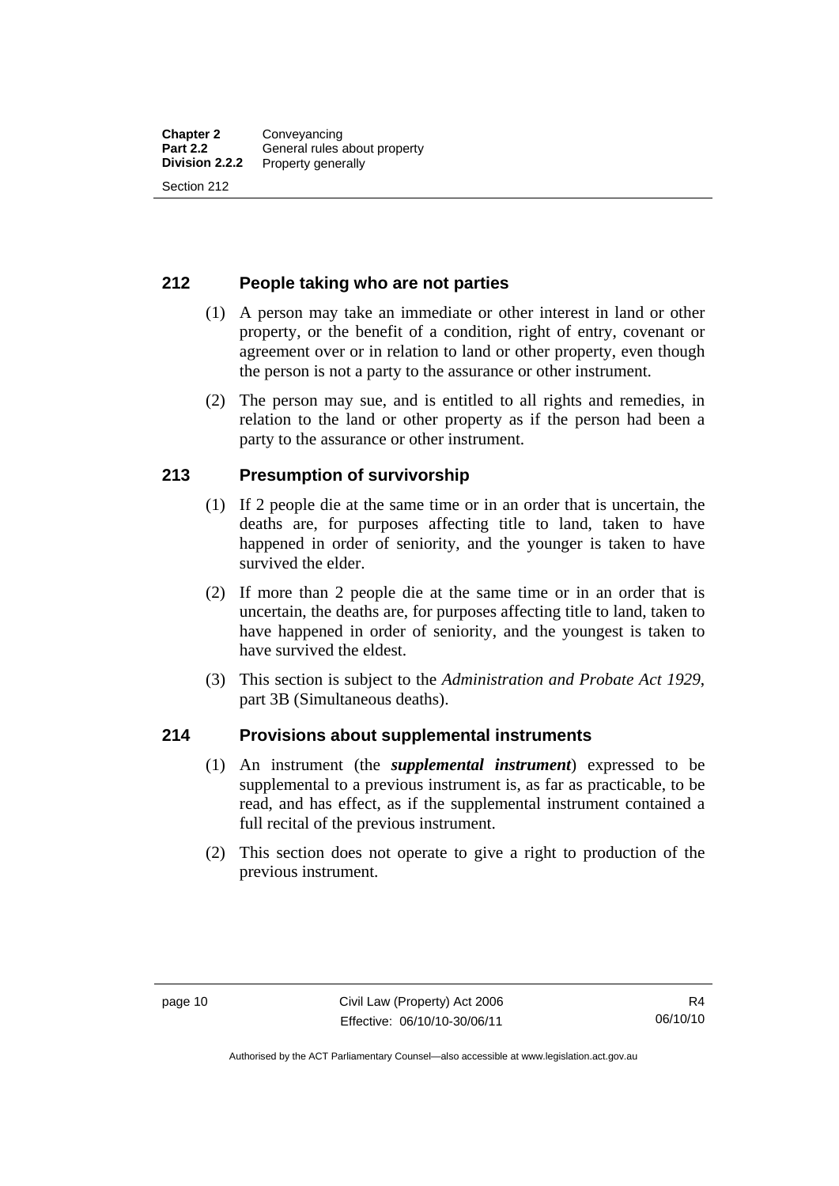## 212 People taking who are not parties

(1) A person may take an immediate or other interest in land or other property, or the benefit of a condition, right of entry, covenant or agreement over or in relation to land or other property, even though the person is not a party to the assurance or other instrument.

(2) The person may sue, and is entitled to all rights and remedies, in relation to the land or other property as if the person had been a party to the assurance or other instrument.

## 213 Presumption of survivorship

(1) If 2 people die at the same time or in an order that is uncertain, the deaths are, for purposes affecting title to land, taken to have happened in order of seniority, and the younger is taken to have survived the elder.

(2) If more than 2 people die at the same time or in an order that is uncertain, the deaths are, for purposes affecting title to land, taken to have happened in order of seniority, and the youngest is taken to have survived the eldest.

(3) This section is subject to the *Administration and Probate Act 1929*, part 3B (Simultaneous deaths).

## 214 Provisions about supplemental instruments

(1) An instrument (the ***supplemental instrument***) expressed to be supplemental to a previous instrument is, as far as practicable, to be read, and has effect, as if the supplemental instrument contained a full recital of the previous instrument.

(2) This section does not operate to give a right to production of the previous instrument.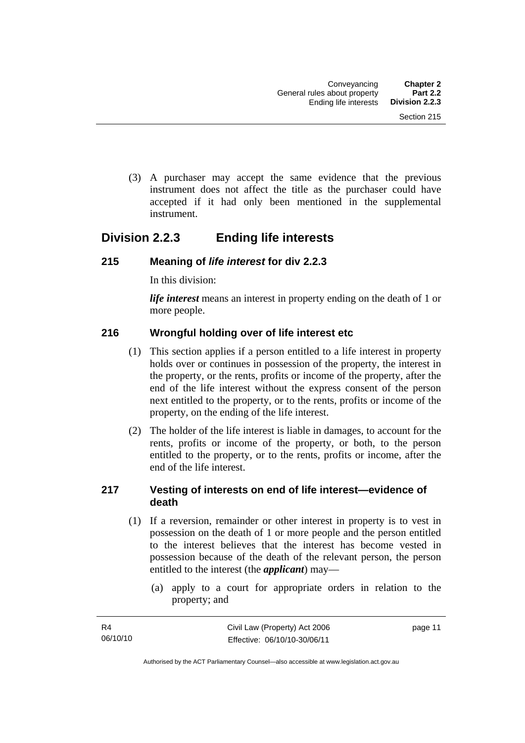(3) A purchaser may accept the same evidence that the previous instrument does not affect the title as the purchaser could have accepted if it had only been mentioned in the supplemental instrument.

## Division 2.2.3 Ending life interests

### 215 Meaning of *life interest* for div 2.2.3

In this division:

***life interest*** means an interest in property ending on the death of 1 or more people.

### 216 Wrongful holding over of life interest etc

(1) This section applies if a person entitled to a life interest in property holds over or continues in possession of the property, the interest in the property, or the rents, profits or income of the property, after the end of the life interest without the express consent of the person next entitled to the property, or to the rents, profits or income of the property, on the ending of the life interest.

(2) The holder of the life interest is liable in damages, to account for the rents, profits or income of the property, or both, to the person entitled to the property, or to the rents, profits or income, after the end of the life interest.

### 217 Vesting of interests on end of life interest—evidence of death

(1) If a reversion, remainder or other interest in property is to vest in possession on the death of 1 or more people and the person entitled to the interest believes that the interest has become vested in possession because of the death of the relevant person, the person entitled to the interest (the ***applicant***) may—

(a) apply to a court for appropriate orders in relation to the property; and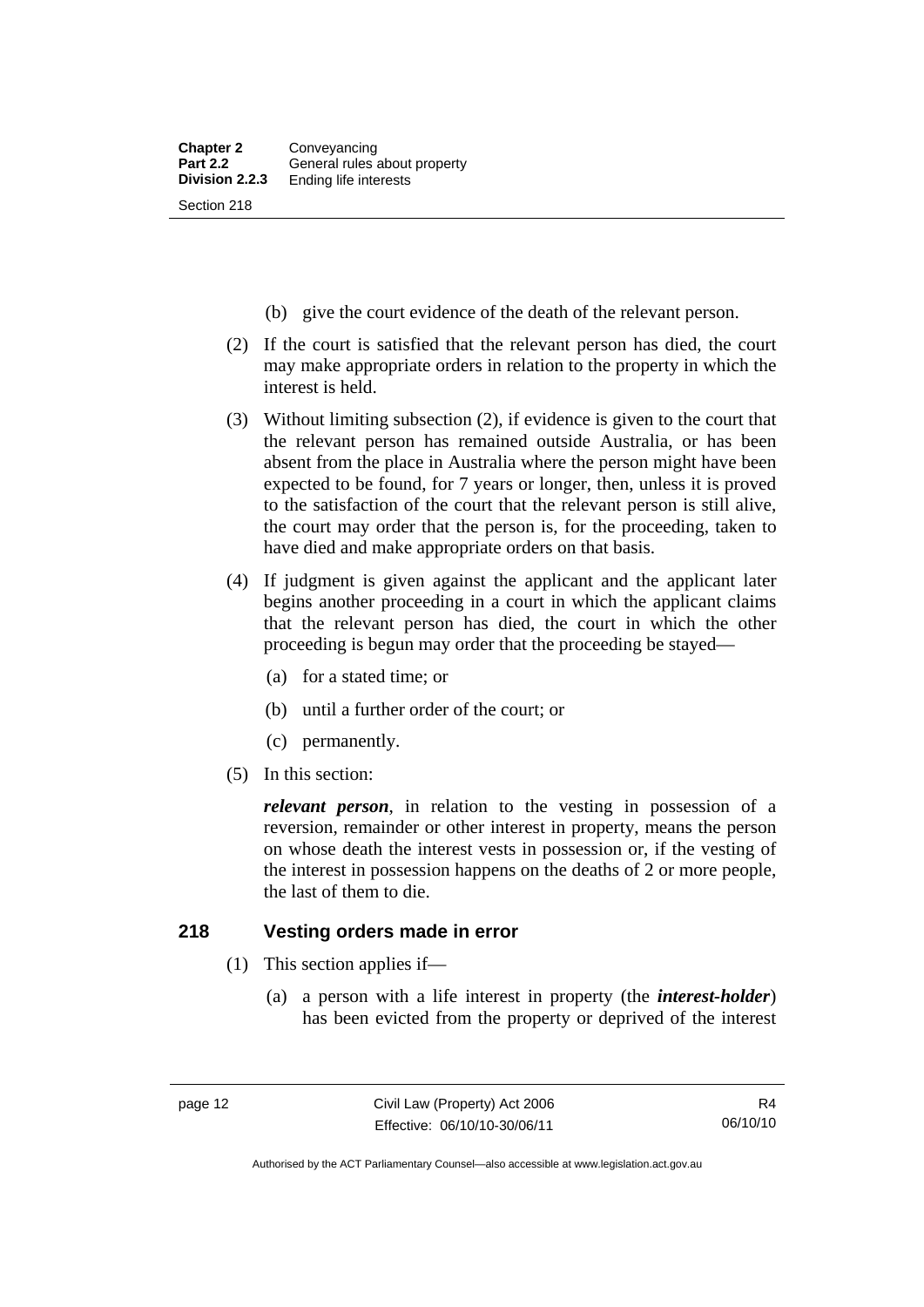(b) give the court evidence of the death of the relevant person.

(2) If the court is satisfied that the relevant person has died, the court may make appropriate orders in relation to the property in which the interest is held.

(3) Without limiting subsection (2), if evidence is given to the court that the relevant person has remained outside Australia, or has been absent from the place in Australia where the person might have been expected to be found, for 7 years or longer, then, unless it is proved to the satisfaction of the court that the relevant person is still alive, the court may order that the person is, for the proceeding, taken to have died and make appropriate orders on that basis.

(4) If judgment is given against the applicant and the applicant later begins another proceeding in a court in which the applicant claims that the relevant person has died, the court in which the other proceeding is begun may order that the proceeding be stayed—

(a) for a stated time; or

(b) until a further order of the court; or

(c) permanently.

(5) In this section:

***relevant person***, in relation to the vesting in possession of a reversion, remainder or other interest in property, means the person on whose death the interest vests in possession or, if the vesting of the interest in possession happens on the deaths of 2 or more people, the last of them to die.

## 218 Vesting orders made in error

(1) This section applies if—

(a) a person with a life interest in property (the ***interest-holder***) has been evicted from the property or deprived of the interest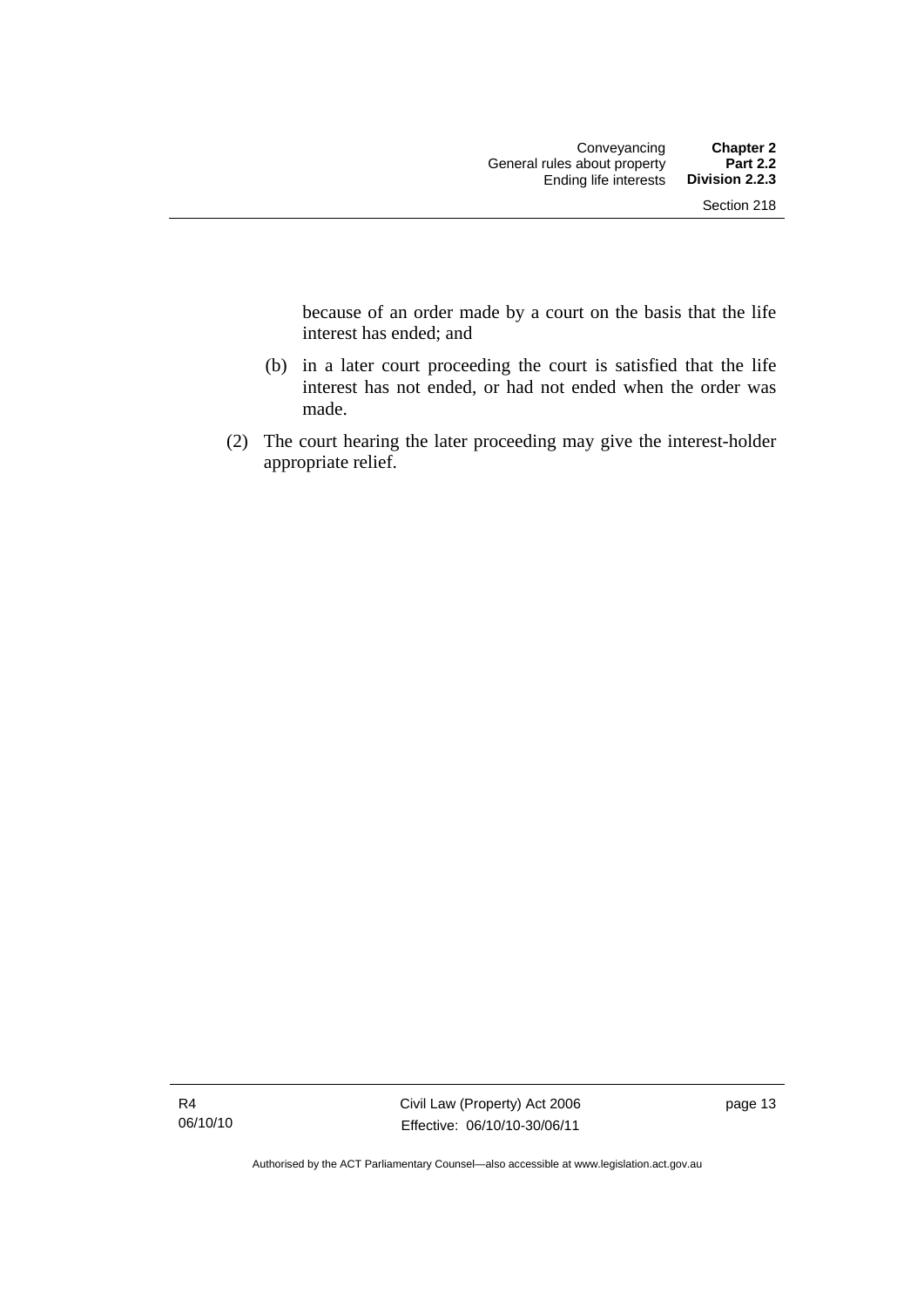because of an order made by a court on the basis that the life interest has ended; and

(b) in a later court proceeding the court is satisfied that the life interest has not ended, or had not ended when the order was made.

(2) The court hearing the later proceeding may give the interest-holder appropriate relief.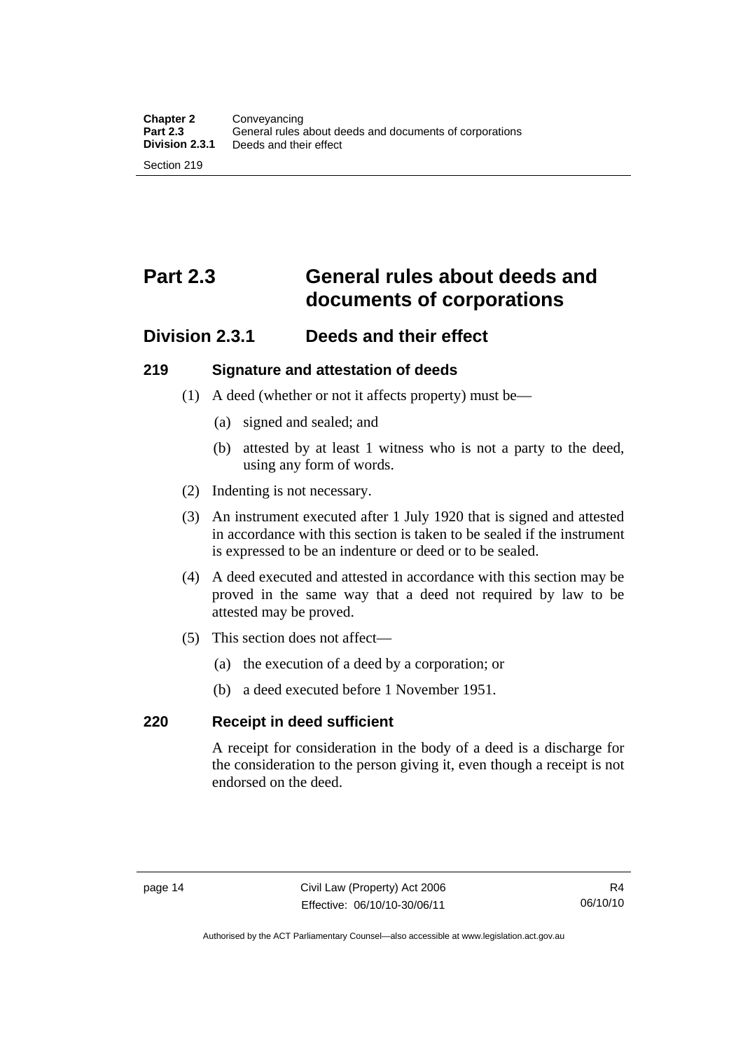# Part 2.3 General rules about deeds and documents of corporations

## Division 2.3.1 Deeds and their effect

### 219 Signature and attestation of deeds

(1) A deed (whether or not it affects property) must be—

(a) signed and sealed; and

(b) attested by at least 1 witness who is not a party to the deed, using any form of words.

(2) Indenting is not necessary.

(3) An instrument executed after 1 July 1920 that is signed and attested in accordance with this section is taken to be sealed if the instrument is expressed to be an indenture or deed or to be sealed.

(4) A deed executed and attested in accordance with this section may be proved in the same way that a deed not required by law to be attested may be proved.

(5) This section does not affect—

(a) the execution of a deed by a corporation; or

(b) a deed executed before 1 November 1951.

### 220 Receipt in deed sufficient

A receipt for consideration in the body of a deed is a discharge for the consideration to the person giving it, even though a receipt is not endorsed on the deed.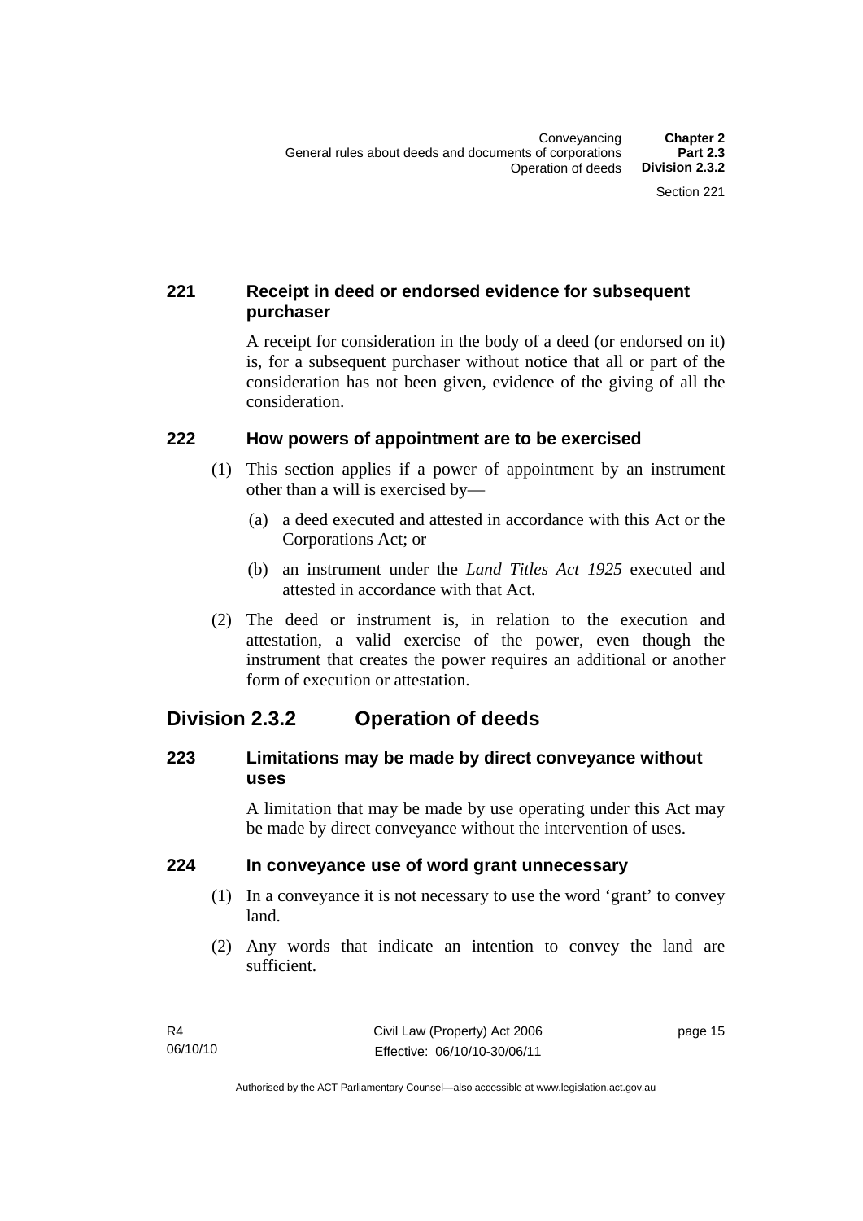### 221 Receipt in deed or endorsed evidence for subsequent purchaser

A receipt for consideration in the body of a deed (or endorsed on it) is, for a subsequent purchaser without notice that all or part of the consideration has not been given, evidence of the giving of all the consideration.

### 222 How powers of appointment are to be exercised

(1) This section applies if a power of appointment by an instrument other than a will is exercised by—

(a) a deed executed and attested in accordance with this Act or the Corporations Act; or

(b) an instrument under the *Land Titles Act 1925* executed and attested in accordance with that Act.

(2) The deed or instrument is, in relation to the execution and attestation, a valid exercise of the power, even though the instrument that creates the power requires an additional or another form of execution or attestation.

## Division 2.3.2 Operation of deeds

### 223 Limitations may be made by direct conveyance without uses

A limitation that may be made by use operating under this Act may be made by direct conveyance without the intervention of uses.

### 224 In conveyance use of word grant unnecessary

(1) In a conveyance it is not necessary to use the word 'grant' to convey land.

(2) Any words that indicate an intention to convey the land are sufficient.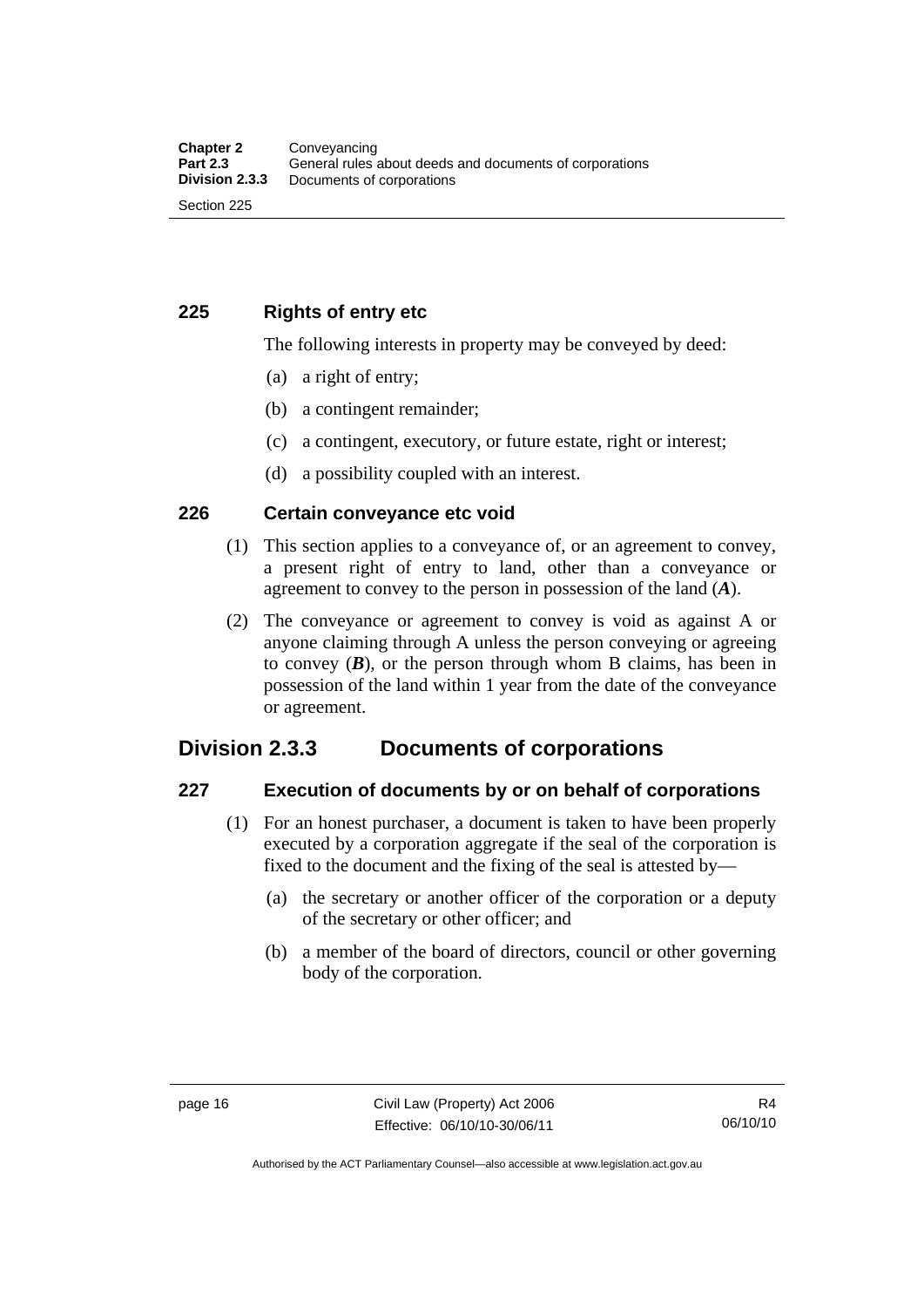### 225 Rights of entry etc

The following interests in property may be conveyed by deed:

(a) a right of entry;

(b) a contingent remainder;

(c) a contingent, executory, or future estate, right or interest;

(d) a possibility coupled with an interest.

### 226 Certain conveyance etc void

(1) This section applies to a conveyance of, or an agreement to convey, a present right of entry to land, other than a conveyance or agreement to convey to the person in possession of the land (***A***).

(2) The conveyance or agreement to convey is void as against A or anyone claiming through A unless the person conveying or agreeing to convey (***B***), or the person through whom B claims, has been in possession of the land within 1 year from the date of the conveyance or agreement.

## Division 2.3.3 Documents of corporations

### 227 Execution of documents by or on behalf of corporations

(1) For an honest purchaser, a document is taken to have been properly executed by a corporation aggregate if the seal of the corporation is fixed to the document and the fixing of the seal is attested by—

(a) the secretary or another officer of the corporation or a deputy of the secretary or other officer; and

(b) a member of the board of directors, council or other governing body of the corporation.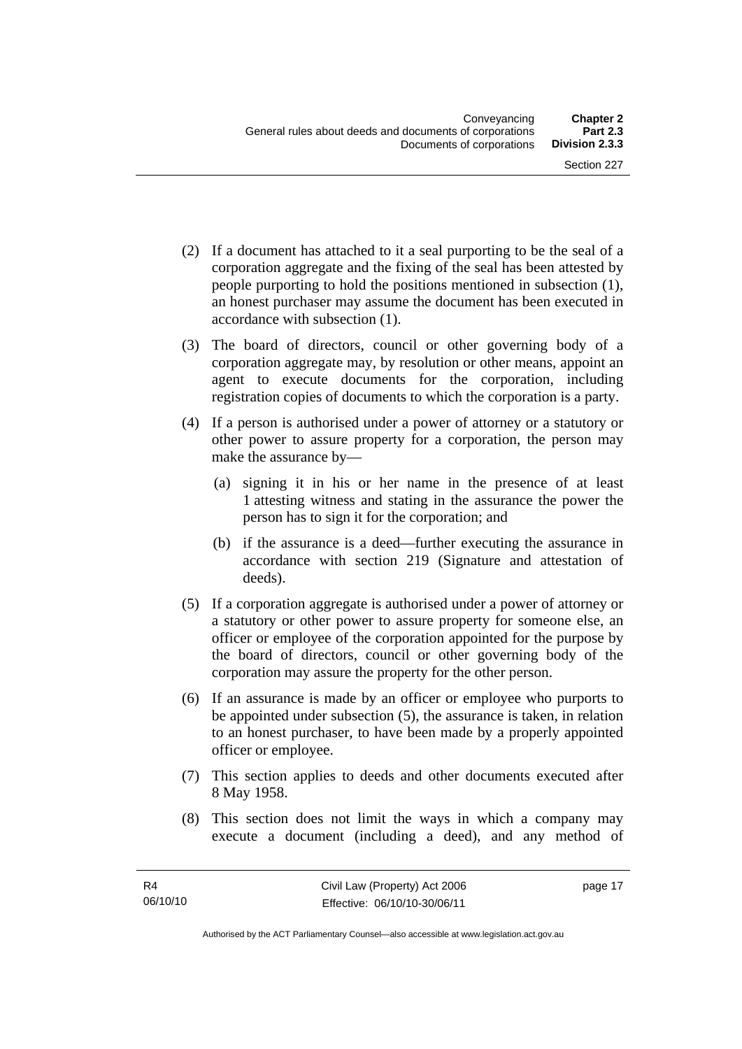(2) If a document has attached to it a seal purporting to be the seal of a corporation aggregate and the fixing of the seal has been attested by people purporting to hold the positions mentioned in subsection (1), an honest purchaser may assume the document has been executed in accordance with subsection (1).

(3) The board of directors, council or other governing body of a corporation aggregate may, by resolution or other means, appoint an agent to execute documents for the corporation, including registration copies of documents to which the corporation is a party.

(4) If a person is authorised under a power of attorney or a statutory or other power to assure property for a corporation, the person may make the assurance by—

(a) signing it in his or her name in the presence of at least 1 attesting witness and stating in the assurance the power the person has to sign it for the corporation; and

(b) if the assurance is a deed—further executing the assurance in accordance with section 219 (Signature and attestation of deeds).

(5) If a corporation aggregate is authorised under a power of attorney or a statutory or other power to assure property for someone else, an officer or employee of the corporation appointed for the purpose by the board of directors, council or other governing body of the corporation may assure the property for the other person.

(6) If an assurance is made by an officer or employee who purports to be appointed under subsection (5), the assurance is taken, in relation to an honest purchaser, to have been made by a properly appointed officer or employee.

(7) This section applies to deeds and other documents executed after 8 May 1958.

(8) This section does not limit the ways in which a company may execute a document (including a deed), and any method of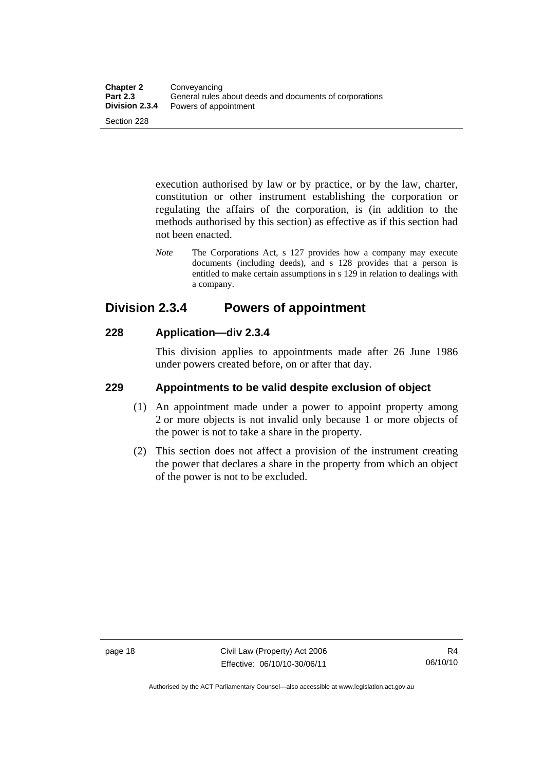execution authorised by law or by practice, or by the law, charter, constitution or other instrument establishing the corporation or regulating the affairs of the corporation, is (in addition to the methods authorised by this section) as effective as if this section had not been enacted.

*Note* The Corporations Act, s 127 provides how a company may execute documents (including deeds), and s 128 provides that a person is entitled to make certain assumptions in s 129 in relation to dealings with a company.

## Division 2.3.4 Powers of appointment

### 228 Application—div 2.3.4

This division applies to appointments made after 26 June 1986 under powers created before, on or after that day.

### 229 Appointments to be valid despite exclusion of object

(1) An appointment made under a power to appoint property among 2 or more objects is not invalid only because 1 or more objects of the power is not to take a share in the property.

(2) This section does not affect a provision of the instrument creating the power that declares a share in the property from which an object of the power is not to be excluded.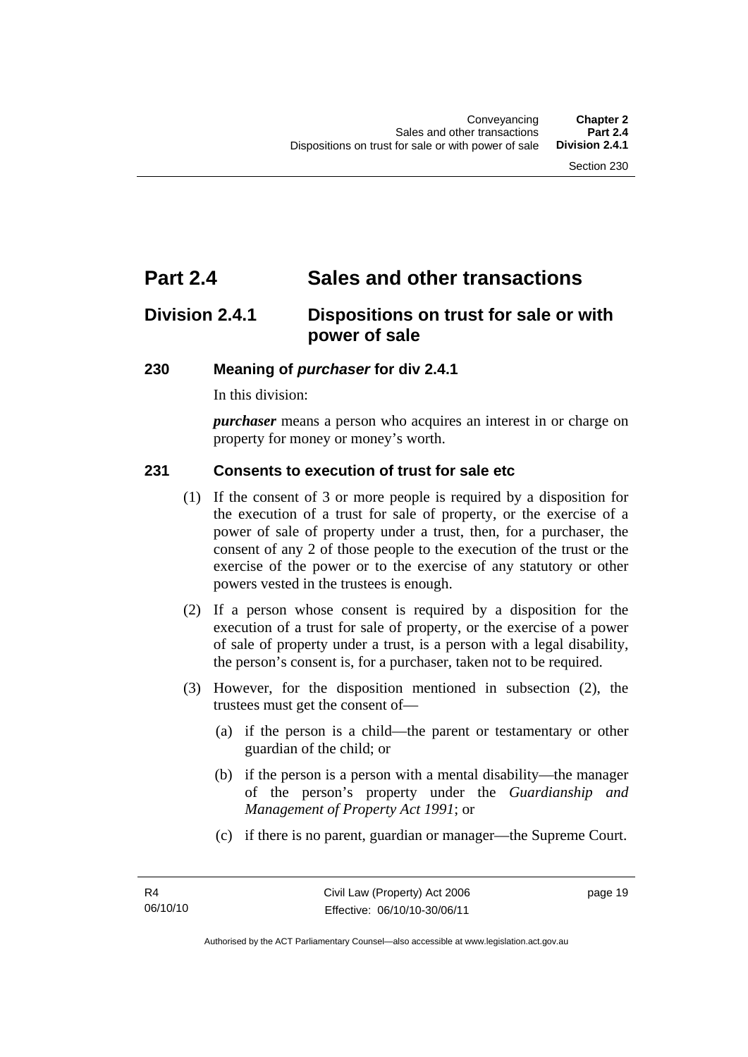# Part 2.4 Sales and other transactions

## Division 2.4.1 Dispositions on trust for sale or with power of sale

### 230 Meaning of *purchaser* for div 2.4.1

In this division:

***purchaser*** means a person who acquires an interest in or charge on property for money or money's worth.

### 231 Consents to execution of trust for sale etc

(1) If the consent of 3 or more people is required by a disposition for the execution of a trust for sale of property, or the exercise of a power of sale of property under a trust, then, for a purchaser, the consent of any 2 of those people to the execution of the trust or the exercise of the power or to the exercise of any statutory or other powers vested in the trustees is enough.

(2) If a person whose consent is required by a disposition for the execution of a trust for sale of property, or the exercise of a power of sale of property under a trust, is a person with a legal disability, the person's consent is, for a purchaser, taken not to be required.

(3) However, for the disposition mentioned in subsection (2), the trustees must get the consent of—

(a) if the person is a child—the parent or testamentary or other guardian of the child; or

(b) if the person is a person with a mental disability—the manager of the person's property under the *Guardianship and Management of Property Act 1991*; or

(c) if there is no parent, guardian or manager—the Supreme Court.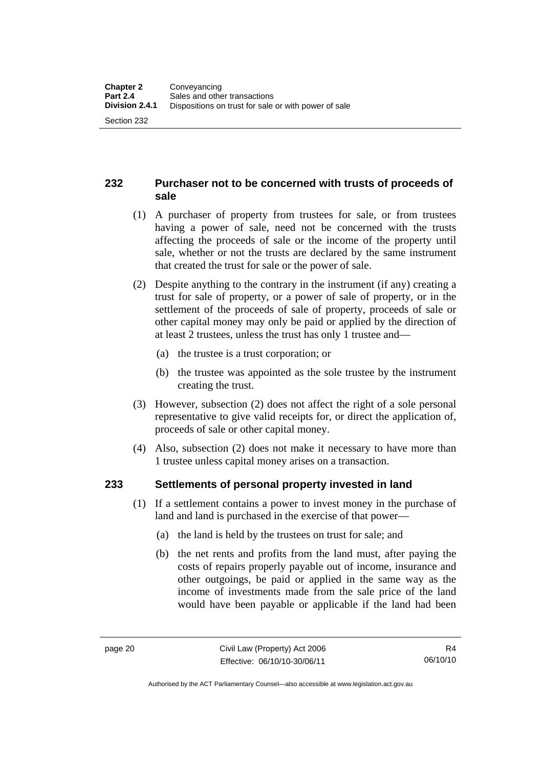## 232 Purchaser not to be concerned with trusts of proceeds of sale

(1) A purchaser of property from trustees for sale, or from trustees having a power of sale, need not be concerned with the trusts affecting the proceeds of sale or the income of the property until sale, whether or not the trusts are declared by the same instrument that created the trust for sale or the power of sale.

(2) Despite anything to the contrary in the instrument (if any) creating a trust for sale of property, or a power of sale of property, or in the settlement of the proceeds of sale of property, proceeds of sale or other capital money may only be paid or applied by the direction of at least 2 trustees, unless the trust has only 1 trustee and—

(a) the trustee is a trust corporation; or

(b) the trustee was appointed as the sole trustee by the instrument creating the trust.

(3) However, subsection (2) does not affect the right of a sole personal representative to give valid receipts for, or direct the application of, proceeds of sale or other capital money.

(4) Also, subsection (2) does not make it necessary to have more than 1 trustee unless capital money arises on a transaction.

## 233 Settlements of personal property invested in land

(1) If a settlement contains a power to invest money in the purchase of land and land is purchased in the exercise of that power—

(a) the land is held by the trustees on trust for sale; and

(b) the net rents and profits from the land must, after paying the costs of repairs properly payable out of income, insurance and other outgoings, be paid or applied in the same way as the income of investments made from the sale price of the land would have been payable or applicable if the land had been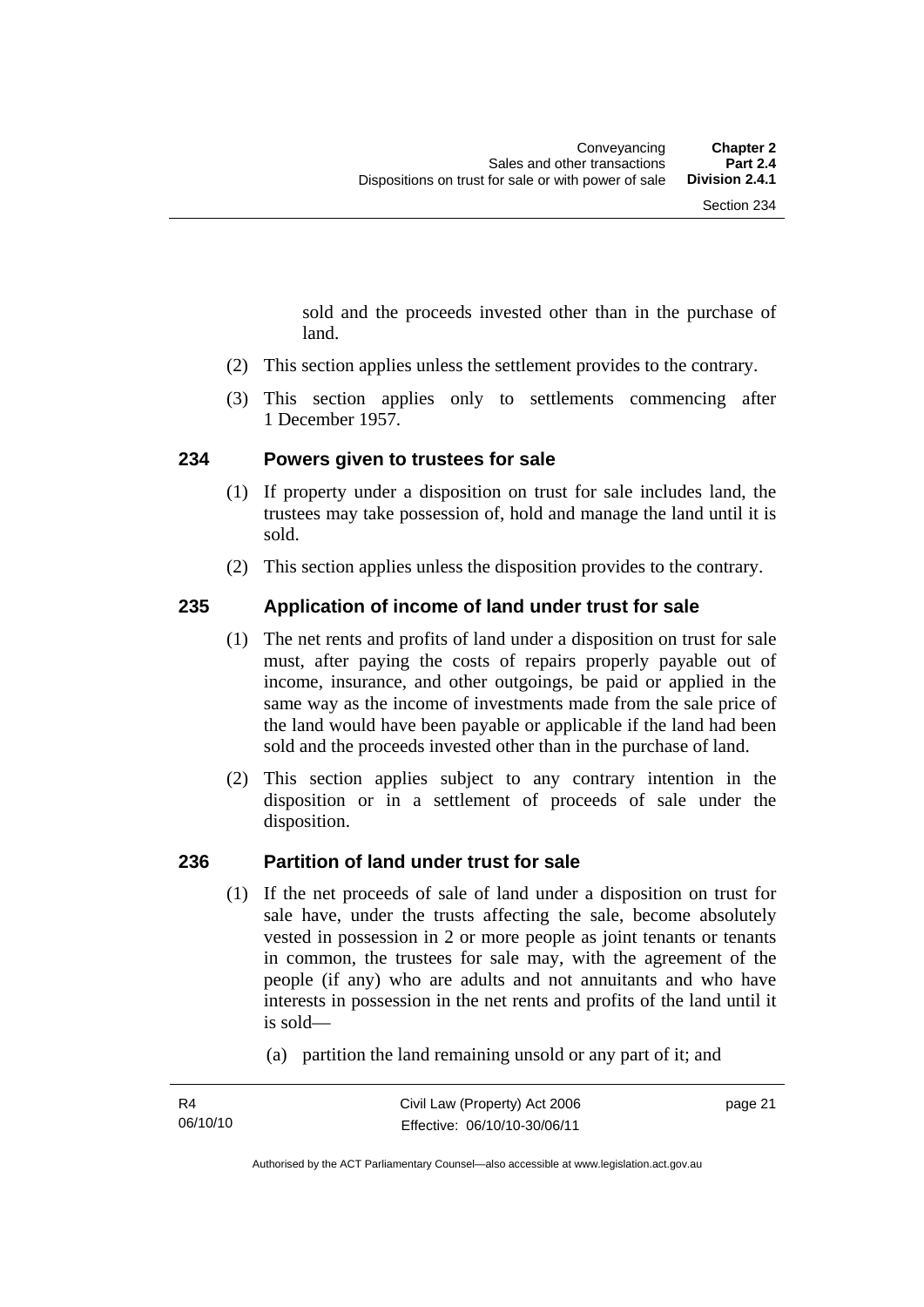sold and the proceeds invested other than in the purchase of land.

(2) This section applies unless the settlement provides to the contrary.

(3) This section applies only to settlements commencing after 1 December 1957.

## 234 Powers given to trustees for sale

(1) If property under a disposition on trust for sale includes land, the trustees may take possession of, hold and manage the land until it is sold.

(2) This section applies unless the disposition provides to the contrary.

## 235 Application of income of land under trust for sale

(1) The net rents and profits of land under a disposition on trust for sale must, after paying the costs of repairs properly payable out of income, insurance, and other outgoings, be paid or applied in the same way as the income of investments made from the sale price of the land would have been payable or applicable if the land had been sold and the proceeds invested other than in the purchase of land.

(2) This section applies subject to any contrary intention in the disposition or in a settlement of proceeds of sale under the disposition.

## 236 Partition of land under trust for sale

(1) If the net proceeds of sale of land under a disposition on trust for sale have, under the trusts affecting the sale, become absolutely vested in possession in 2 or more people as joint tenants or tenants in common, the trustees for sale may, with the agreement of the people (if any) who are adults and not annuitants and who have interests in possession in the net rents and profits of the land until it is sold—

(a) partition the land remaining unsold or any part of it; and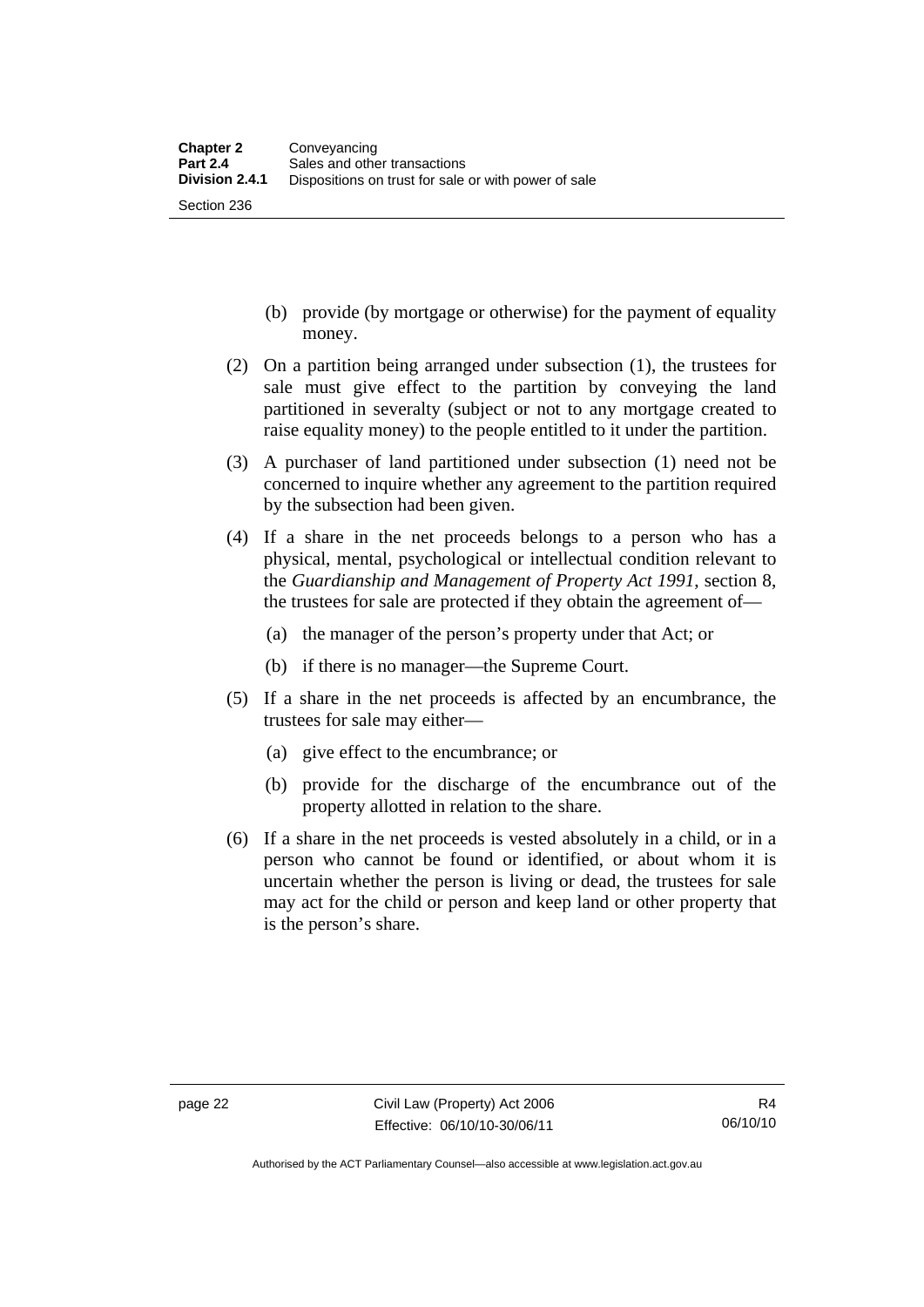(b) provide (by mortgage or otherwise) for the payment of equality money.

(2) On a partition being arranged under subsection (1), the trustees for sale must give effect to the partition by conveying the land partitioned in severalty (subject or not to any mortgage created to raise equality money) to the people entitled to it under the partition.

(3) A purchaser of land partitioned under subsection (1) need not be concerned to inquire whether any agreement to the partition required by the subsection had been given.

(4) If a share in the net proceeds belongs to a person who has a physical, mental, psychological or intellectual condition relevant to the *Guardianship and Management of Property Act 1991*, section 8, the trustees for sale are protected if they obtain the agreement of—

(a) the manager of the person's property under that Act; or

(b) if there is no manager—the Supreme Court.

(5) If a share in the net proceeds is affected by an encumbrance, the trustees for sale may either—

(a) give effect to the encumbrance; or

(b) provide for the discharge of the encumbrance out of the property allotted in relation to the share.

(6) If a share in the net proceeds is vested absolutely in a child, or in a person who cannot be found or identified, or about whom it is uncertain whether the person is living or dead, the trustees for sale may act for the child or person and keep land or other property that is the person's share.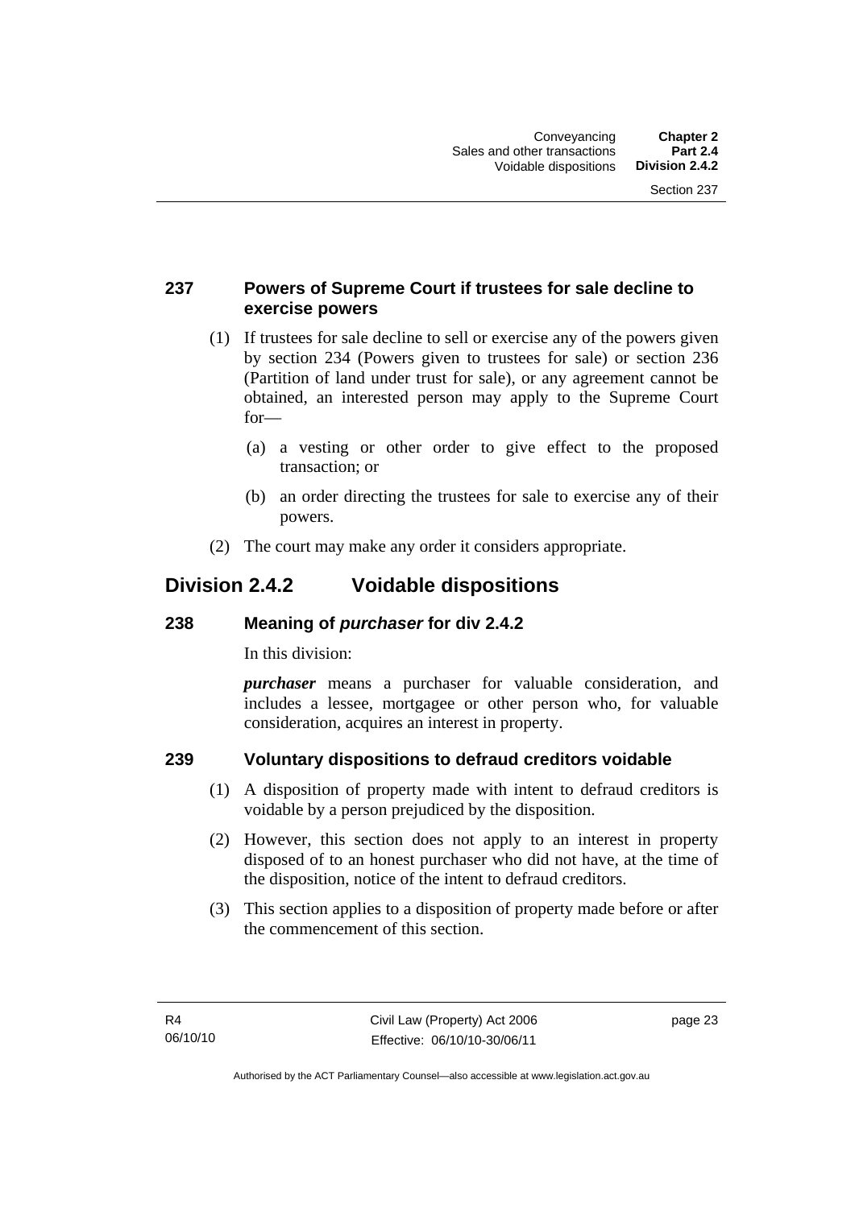### 237 Powers of Supreme Court if trustees for sale decline to exercise powers

(1) If trustees for sale decline to sell or exercise any of the powers given by section 234 (Powers given to trustees for sale) or section 236 (Partition of land under trust for sale), or any agreement cannot be obtained, an interested person may apply to the Supreme Court for—

(a) a vesting or other order to give effect to the proposed transaction; or

(b) an order directing the trustees for sale to exercise any of their powers.

(2) The court may make any order it considers appropriate.

## Division 2.4.2 Voidable dispositions

### 238 Meaning of *purchaser* for div 2.4.2

In this division:

***purchaser*** means a purchaser for valuable consideration, and includes a lessee, mortgagee or other person who, for valuable consideration, acquires an interest in property.

### 239 Voluntary dispositions to defraud creditors voidable

(1) A disposition of property made with intent to defraud creditors is voidable by a person prejudiced by the disposition.

(2) However, this section does not apply to an interest in property disposed of to an honest purchaser who did not have, at the time of the disposition, notice of the intent to defraud creditors.

(3) This section applies to a disposition of property made before or after the commencement of this section.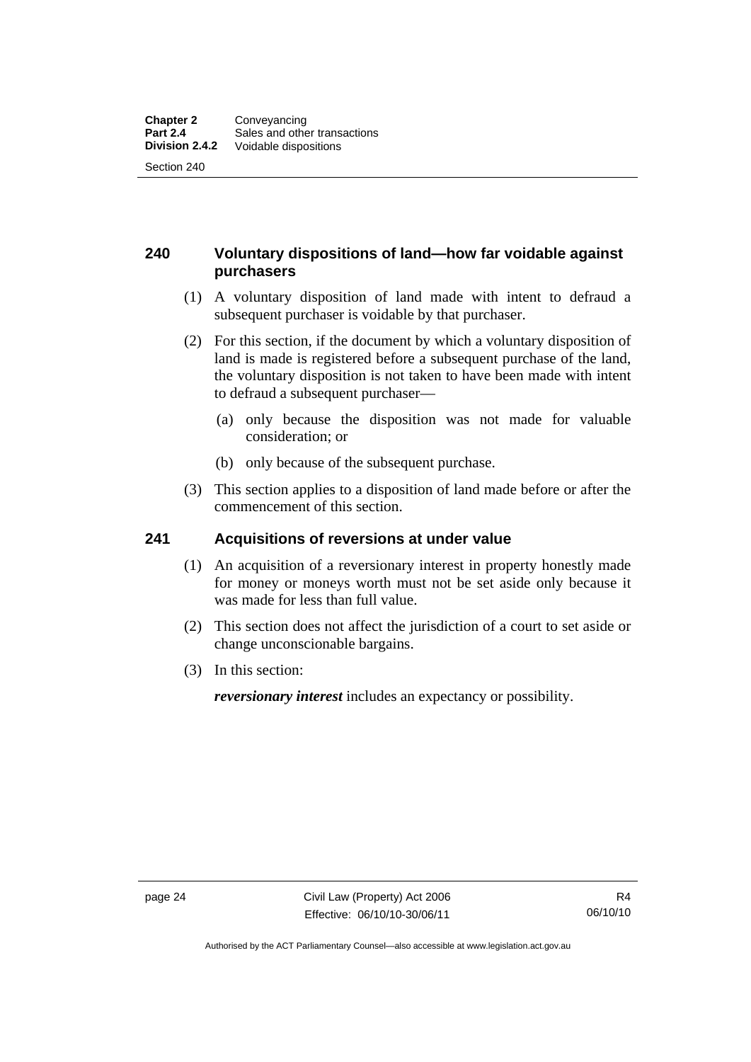## 240 Voluntary dispositions of land—how far voidable against purchasers

(1) A voluntary disposition of land made with intent to defraud a subsequent purchaser is voidable by that purchaser.

(2) For this section, if the document by which a voluntary disposition of land is made is registered before a subsequent purchase of the land, the voluntary disposition is not taken to have been made with intent to defraud a subsequent purchaser—

(a) only because the disposition was not made for valuable consideration; or

(b) only because of the subsequent purchase.

(3) This section applies to a disposition of land made before or after the commencement of this section.

## 241 Acquisitions of reversions at under value

(1) An acquisition of a reversionary interest in property honestly made for money or moneys worth must not be set aside only because it was made for less than full value.

(2) This section does not affect the jurisdiction of a court to set aside or change unconscionable bargains.

(3) In this section:

***reversionary interest*** includes an expectancy or possibility.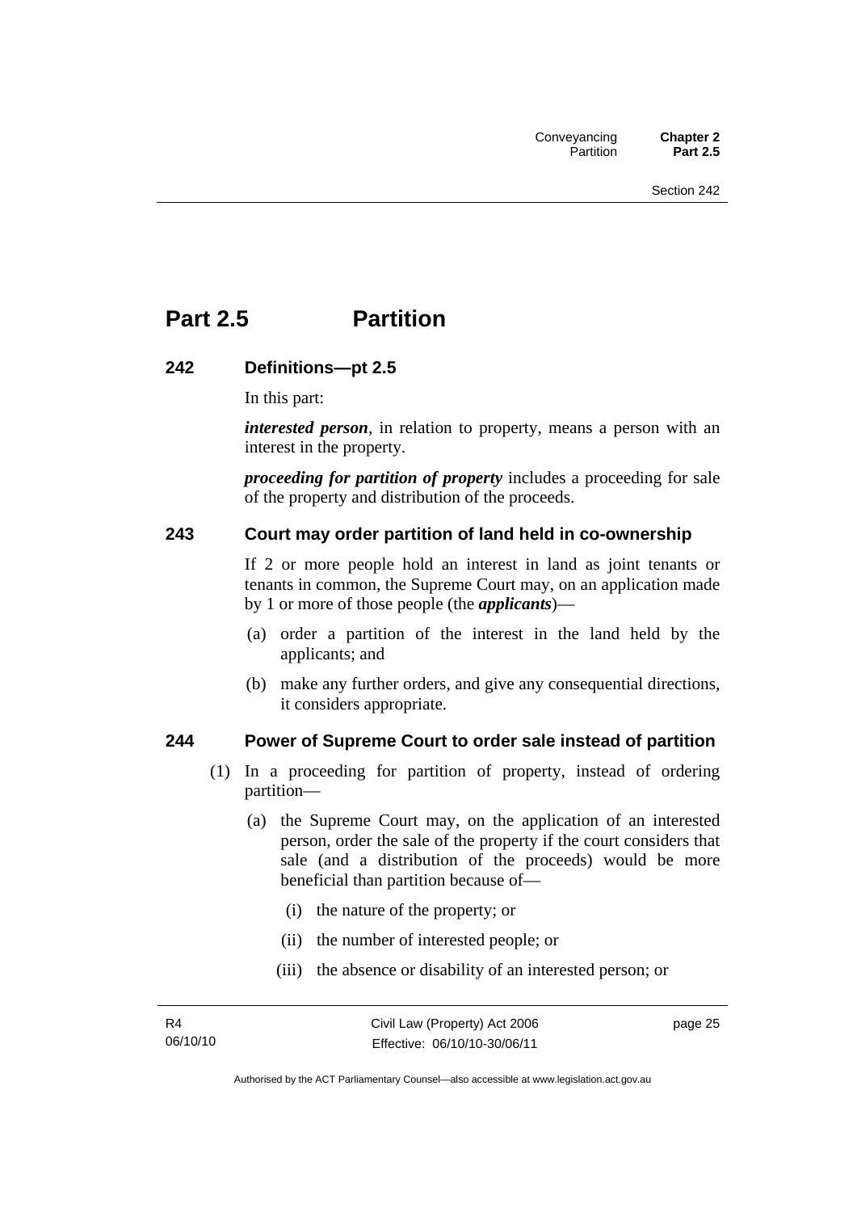# Part 2.5 Partition

## 242 Definitions—pt 2.5

In this part:

***interested person***, in relation to property, means a person with an interest in the property.

***proceeding for partition of property*** includes a proceeding for sale of the property and distribution of the proceeds.

## 243 Court may order partition of land held in co-ownership

If 2 or more people hold an interest in land as joint tenants or tenants in common, the Supreme Court may, on an application made by 1 or more of those people (the ***applicants***)—

(a) order a partition of the interest in the land held by the applicants; and

(b) make any further orders, and give any consequential directions, it considers appropriate.

## 244 Power of Supreme Court to order sale instead of partition

(1) In a proceeding for partition of property, instead of ordering partition—

(a) the Supreme Court may, on the application of an interested person, order the sale of the property if the court considers that sale (and a distribution of the proceeds) would be more beneficial than partition because of—

(i) the nature of the property; or

(ii) the number of interested people; or

(iii) the absence or disability of an interested person; or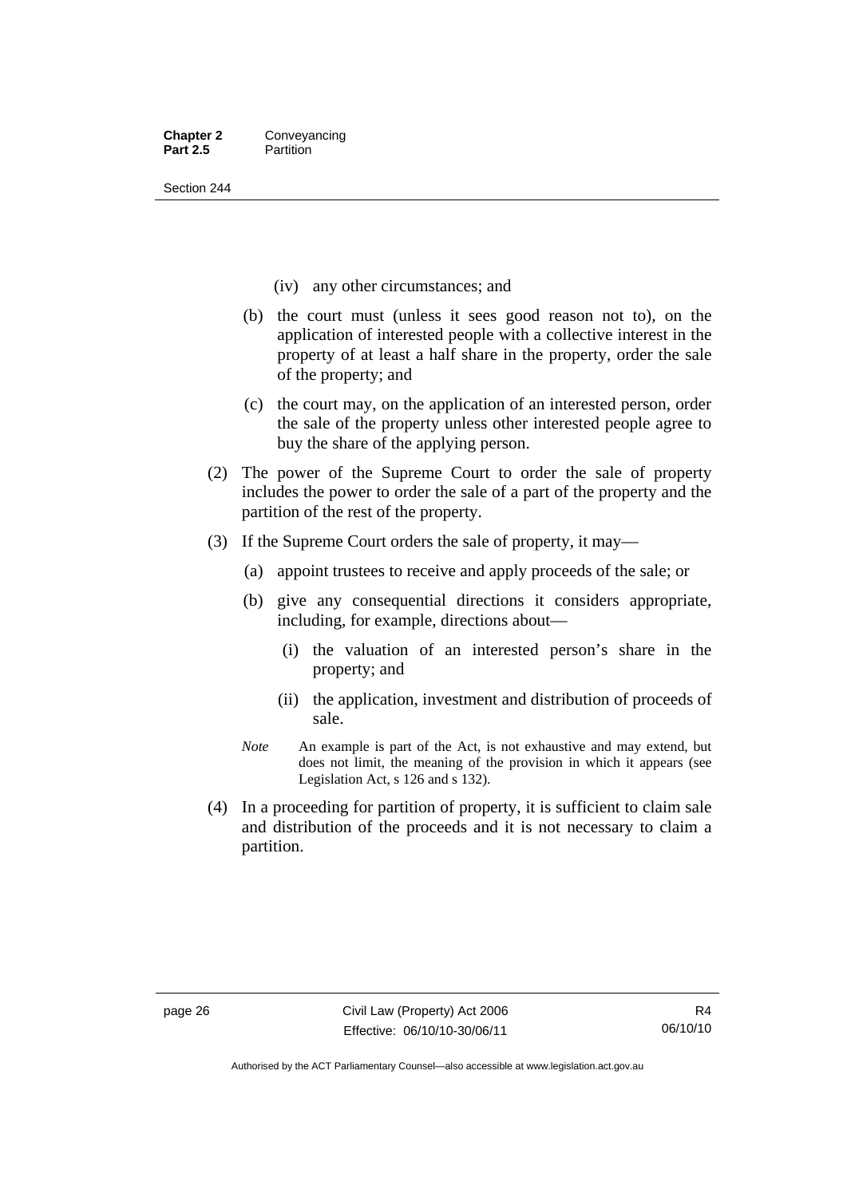(iv) any other circumstances; and

(b) the court must (unless it sees good reason not to), on the application of interested people with a collective interest in the property of at least a half share in the property, order the sale of the property; and

(c) the court may, on the application of an interested person, order the sale of the property unless other interested people agree to buy the share of the applying person.

(2) The power of the Supreme Court to order the sale of property includes the power to order the sale of a part of the property and the partition of the rest of the property.

(3) If the Supreme Court orders the sale of property, it may—

(a) appoint trustees to receive and apply proceeds of the sale; or

(b) give any consequential directions it considers appropriate, including, for example, directions about—

(i) the valuation of an interested person's share in the property; and

(ii) the application, investment and distribution of proceeds of sale.

*Note* An example is part of the Act, is not exhaustive and may extend, but does not limit, the meaning of the provision in which it appears (see Legislation Act, s 126 and s 132).

(4) In a proceeding for partition of property, it is sufficient to claim sale and distribution of the proceeds and it is not necessary to claim a partition.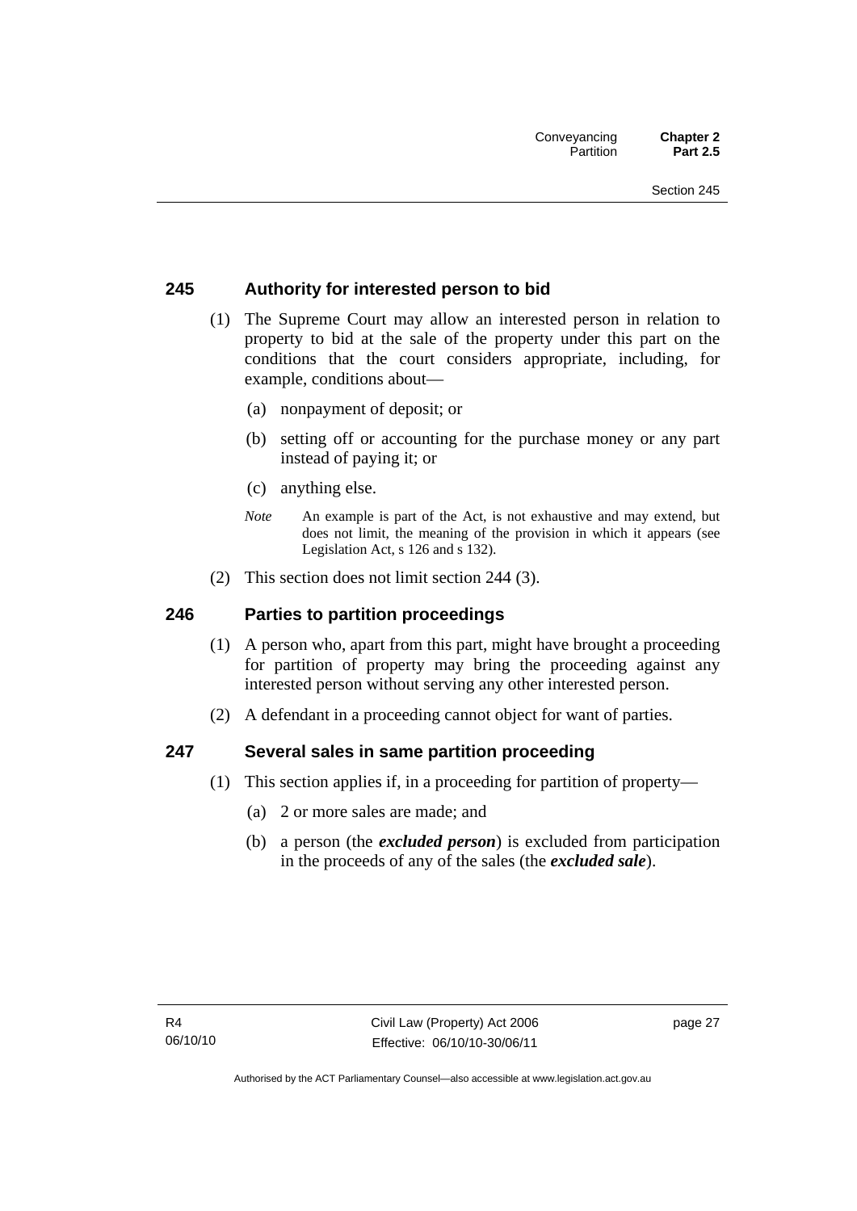## 245 Authority for interested person to bid

(1) The Supreme Court may allow an interested person in relation to property to bid at the sale of the property under this part on the conditions that the court considers appropriate, including, for example, conditions about—

(a) nonpayment of deposit; or

(b) setting off or accounting for the purchase money or any part instead of paying it; or

(c) anything else.

*Note* An example is part of the Act, is not exhaustive and may extend, but does not limit, the meaning of the provision in which it appears (see Legislation Act, s 126 and s 132).

(2) This section does not limit section 244 (3).

## 246 Parties to partition proceedings

(1) A person who, apart from this part, might have brought a proceeding for partition of property may bring the proceeding against any interested person without serving any other interested person.

(2) A defendant in a proceeding cannot object for want of parties.

## 247 Several sales in same partition proceeding

(1) This section applies if, in a proceeding for partition of property—

(a) 2 or more sales are made; and

(b) a person (the ***excluded person***) is excluded from participation in the proceeds of any of the sales (the ***excluded sale***).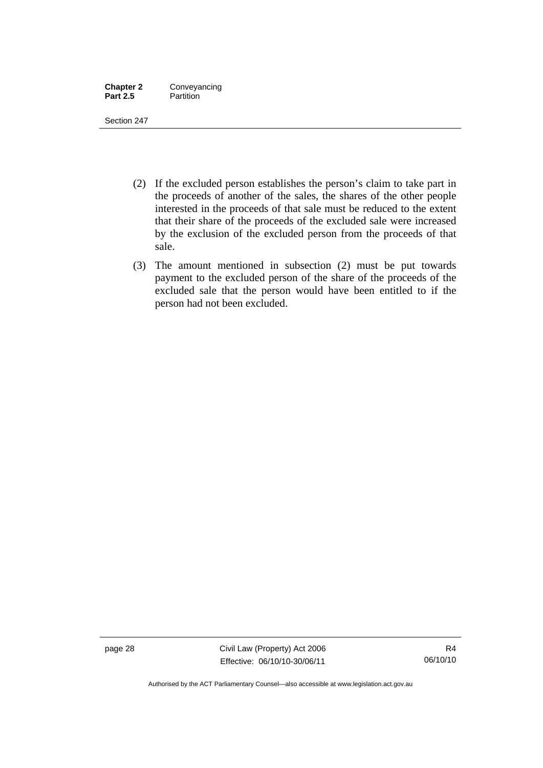(2) If the excluded person establishes the person's claim to take part in the proceeds of another of the sales, the shares of the other people interested in the proceeds of that sale must be reduced to the extent that their share of the proceeds of the excluded sale were increased by the exclusion of the excluded person from the proceeds of that sale.

(3) The amount mentioned in subsection (2) must be put towards payment to the excluded person of the share of the proceeds of the excluded sale that the person would have been entitled to if the person had not been excluded.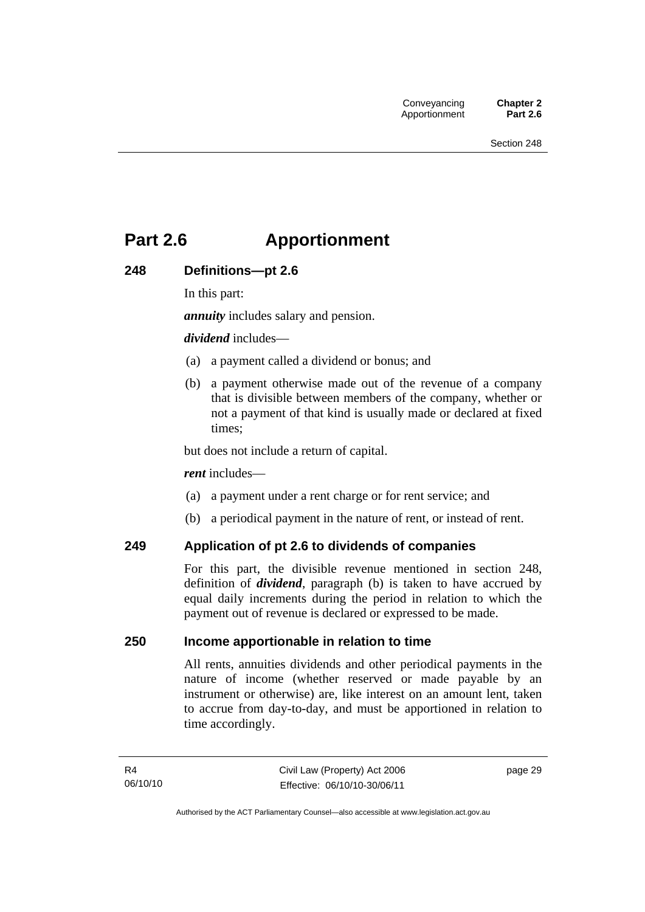# Part 2.6 Apportionment

## 248 Definitions—pt 2.6

In this part:

***annuity*** includes salary and pension.

***dividend*** includes—

(a) a payment called a dividend or bonus; and

(b) a payment otherwise made out of the revenue of a company that is divisible between members of the company, whether or not a payment of that kind is usually made or declared at fixed times;

but does not include a return of capital.

***rent*** includes—

(a) a payment under a rent charge or for rent service; and

(b) a periodical payment in the nature of rent, or instead of rent.

## 249 Application of pt 2.6 to dividends of companies

For this part, the divisible revenue mentioned in section 248, definition of ***dividend***, paragraph (b) is taken to have accrued by equal daily increments during the period in relation to which the payment out of revenue is declared or expressed to be made.

## 250 Income apportionable in relation to time

All rents, annuities dividends and other periodical payments in the nature of income (whether reserved or made payable by an instrument or otherwise) are, like interest on an amount lent, taken to accrue from day-to-day, and must be apportioned in relation to time accordingly.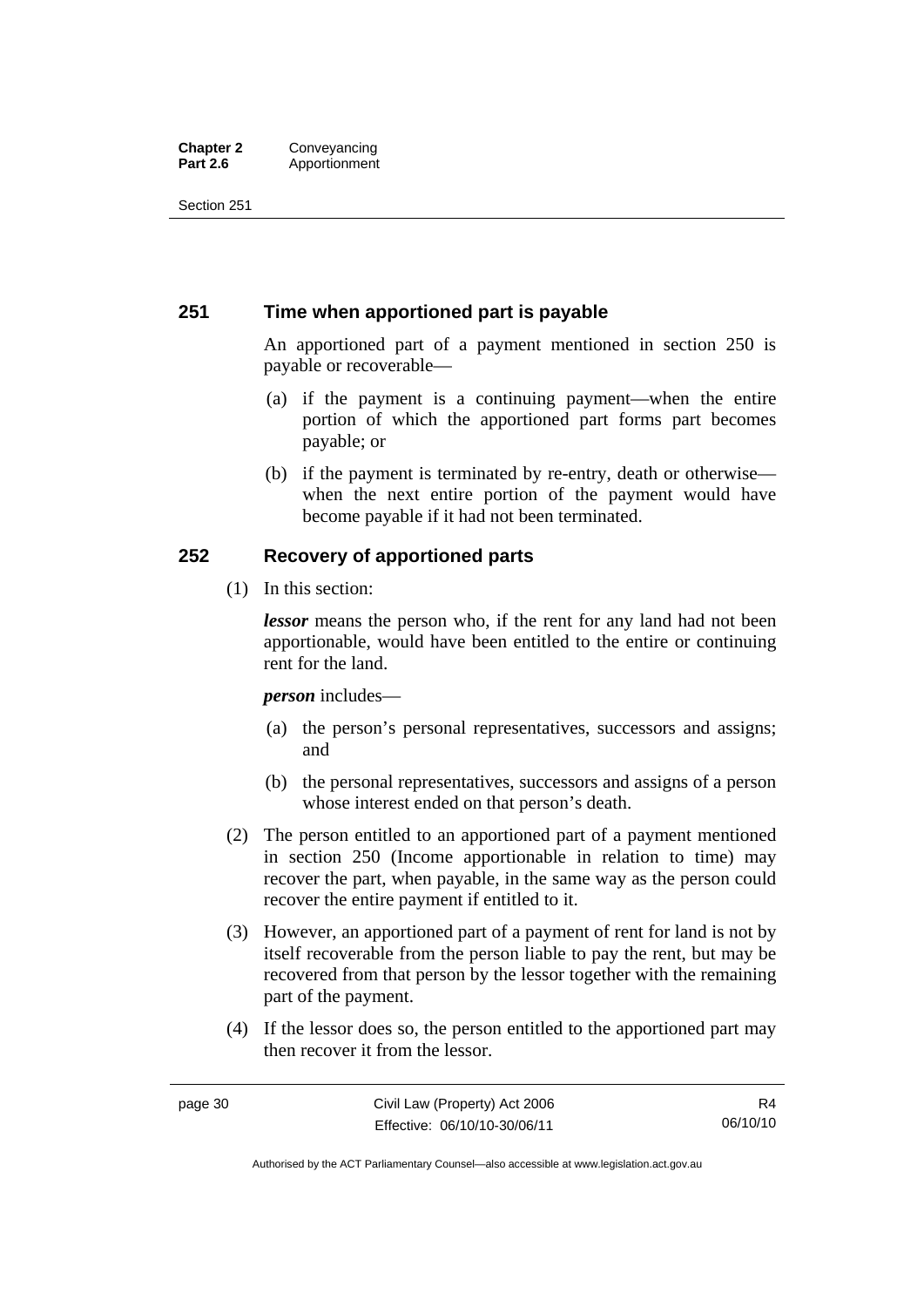## 251 Time when apportioned part is payable

An apportioned part of a payment mentioned in section 250 is payable or recoverable—

(a) if the payment is a continuing payment—when the entire portion of which the apportioned part forms part becomes payable; or

(b) if the payment is terminated by re-entry, death or otherwise—when the next entire portion of the payment would have become payable if it had not been terminated.

## 252 Recovery of apportioned parts

(1) In this section:

***lessor*** means the person who, if the rent for any land had not been apportionable, would have been entitled to the entire or continuing rent for the land.

***person*** includes—

(a) the person's personal representatives, successors and assigns; and

(b) the personal representatives, successors and assigns of a person whose interest ended on that person's death.

(2) The person entitled to an apportioned part of a payment mentioned in section 250 (Income apportionable in relation to time) may recover the part, when payable, in the same way as the person could recover the entire payment if entitled to it.

(3) However, an apportioned part of a payment of rent for land is not by itself recoverable from the person liable to pay the rent, but may be recovered from that person by the lessor together with the remaining part of the payment.

(4) If the lessor does so, the person entitled to the apportioned part may then recover it from the lessor.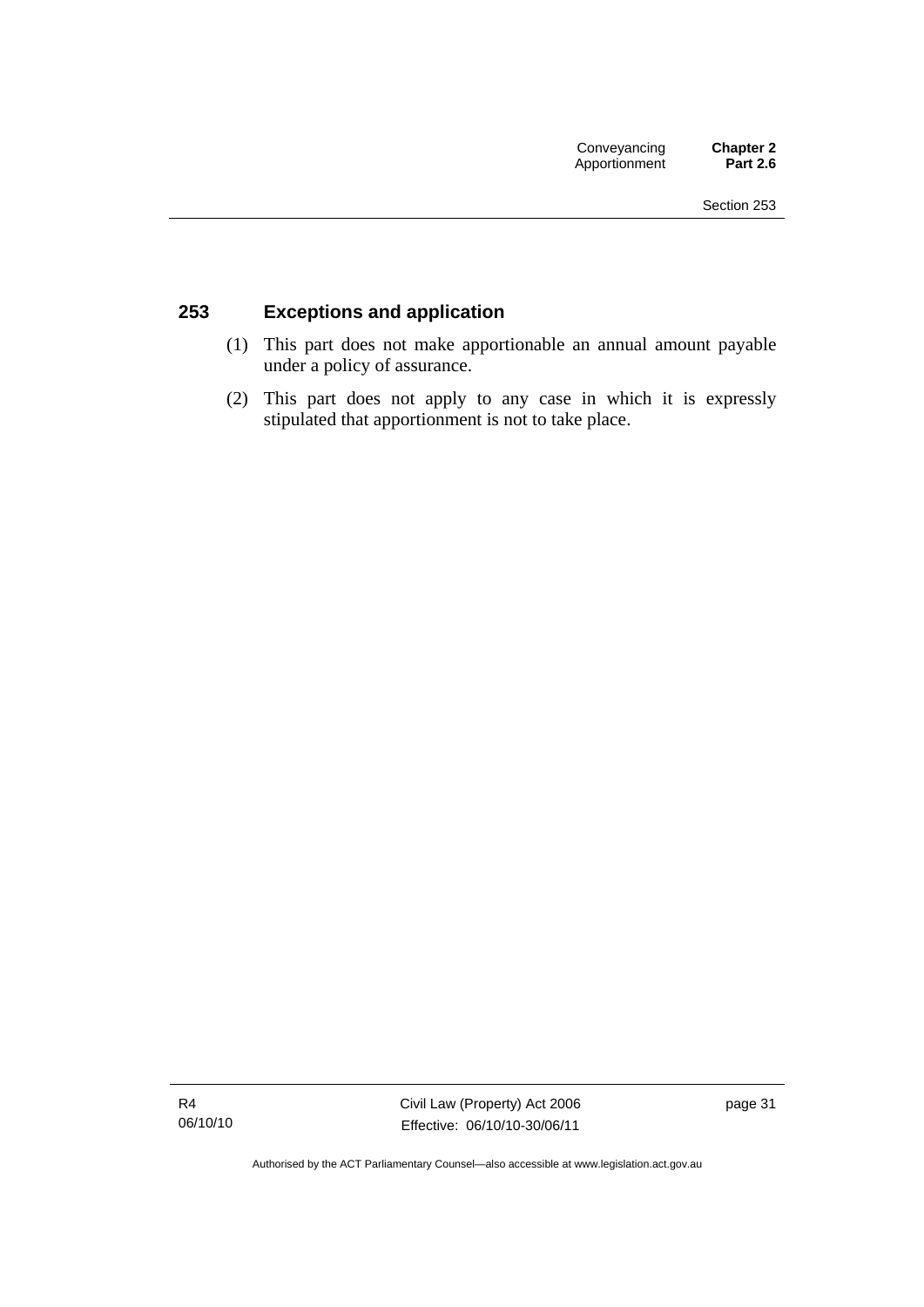## 253 Exceptions and application

(1) This part does not make apportionable an annual amount payable under a policy of assurance.

(2) This part does not apply to any case in which it is expressly stipulated that apportionment is not to take place.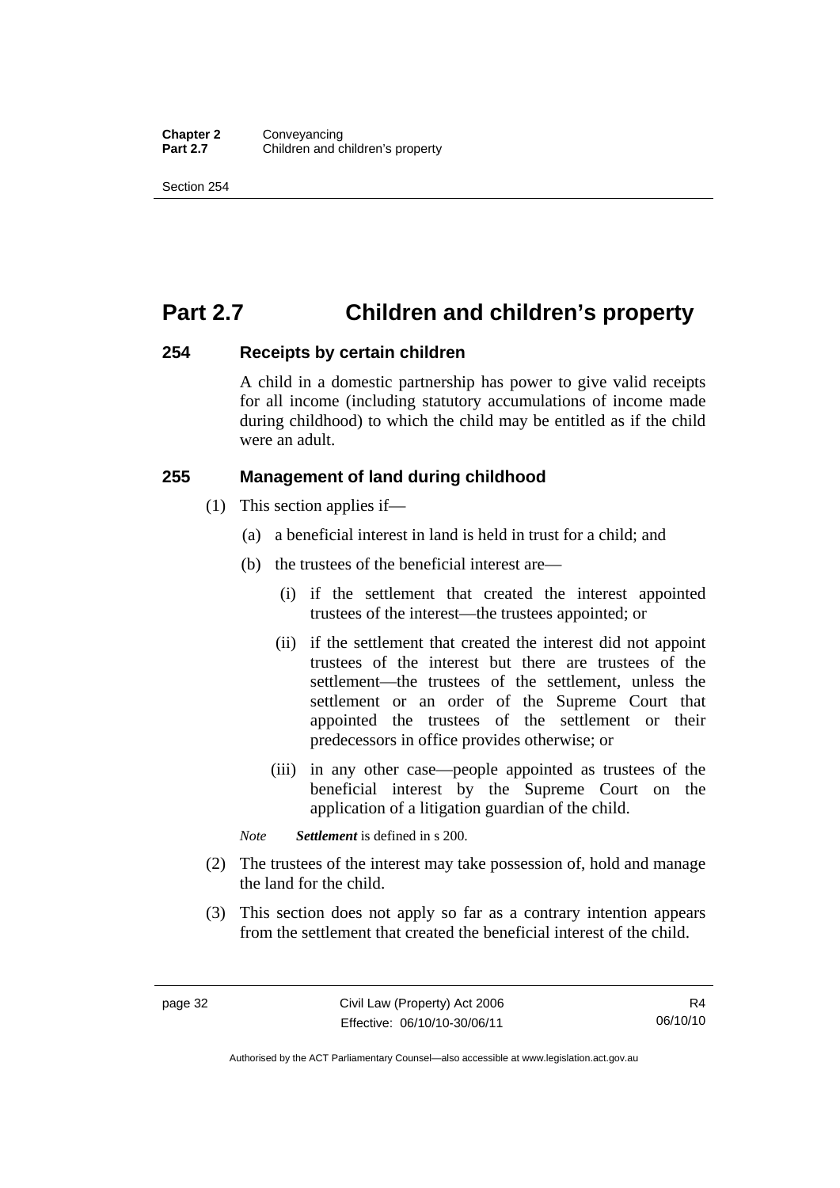# Part 2.7 Children and children's property

## 254 Receipts by certain children

A child in a domestic partnership has power to give valid receipts for all income (including statutory accumulations of income made during childhood) to which the child may be entitled as if the child were an adult.

## 255 Management of land during childhood

(1) This section applies if—

(a) a beneficial interest in land is held in trust for a child; and

(b) the trustees of the beneficial interest are—

(i) if the settlement that created the interest appointed trustees of the interest—the trustees appointed; or

(ii) if the settlement that created the interest did not appoint trustees of the interest but there are trustees of the settlement—the trustees of the settlement, unless the settlement or an order of the Supreme Court that appointed the trustees of the settlement or their predecessors in office provides otherwise; or

(iii) in any other case—people appointed as trustees of the beneficial interest by the Supreme Court on the application of a litigation guardian of the child.

*Note* ***Settlement*** is defined in s 200.

(2) The trustees of the interest may take possession of, hold and manage the land for the child.

(3) This section does not apply so far as a contrary intention appears from the settlement that created the beneficial interest of the child.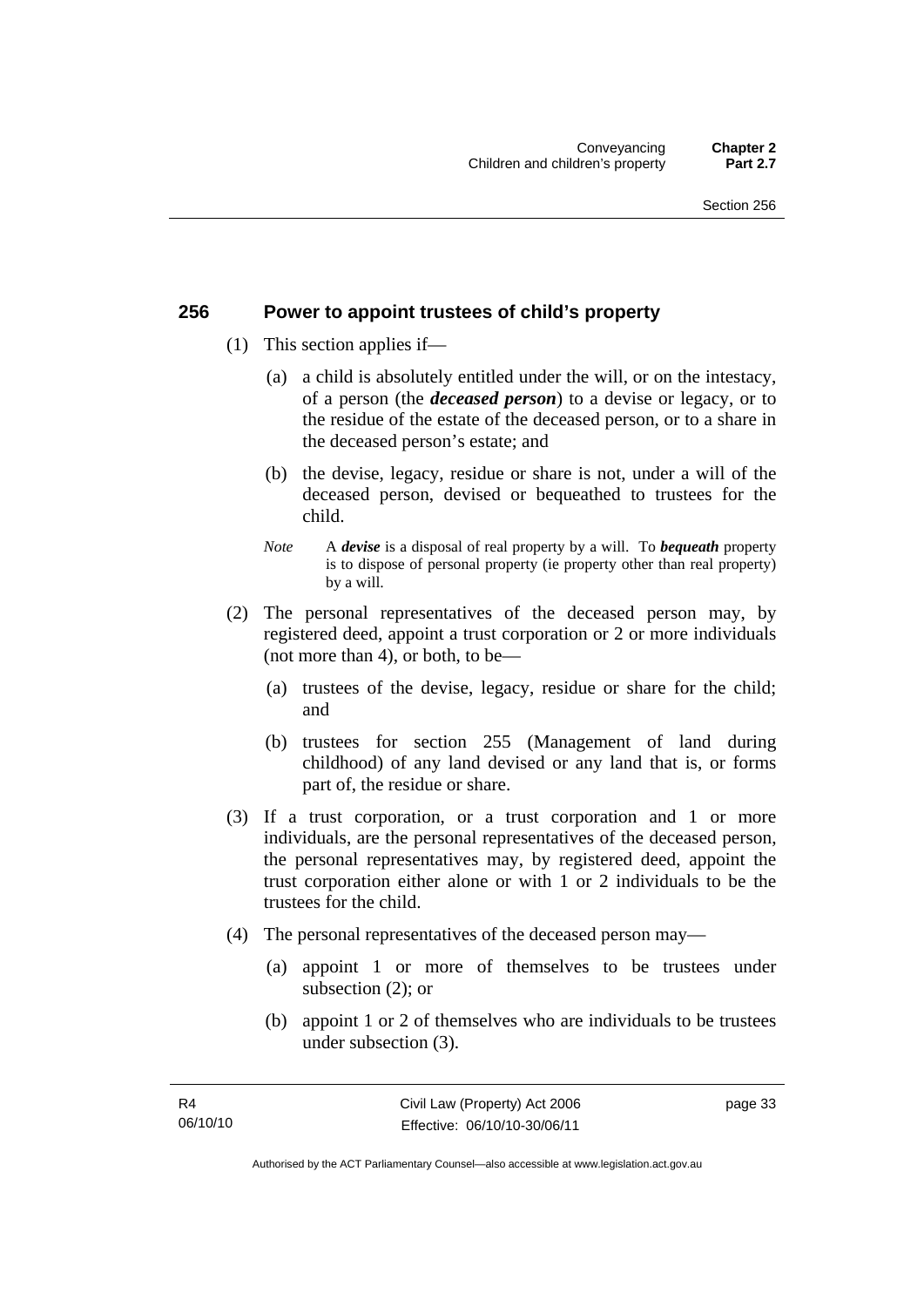## 256 Power to appoint trustees of child's property

(1) This section applies if—

(a) a child is absolutely entitled under the will, or on the intestacy, of a person (the ***deceased person***) to a devise or legacy, or to the residue of the estate of the deceased person, or to a share in the deceased person's estate; and

(b) the devise, legacy, residue or share is not, under a will of the deceased person, devised or bequeathed to trustees for the child.

*Note* A ***devise*** is a disposal of real property by a will. To ***bequeath*** property is to dispose of personal property (ie property other than real property) by a will.

(2) The personal representatives of the deceased person may, by registered deed, appoint a trust corporation or 2 or more individuals (not more than 4), or both, to be—

(a) trustees of the devise, legacy, residue or share for the child; and

(b) trustees for section 255 (Management of land during childhood) of any land devised or any land that is, or forms part of, the residue or share.

(3) If a trust corporation, or a trust corporation and 1 or more individuals, are the personal representatives of the deceased person, the personal representatives may, by registered deed, appoint the trust corporation either alone or with 1 or 2 individuals to be the trustees for the child.

(4) The personal representatives of the deceased person may—

(a) appoint 1 or more of themselves to be trustees under subsection (2); or

(b) appoint 1 or 2 of themselves who are individuals to be trustees under subsection (3).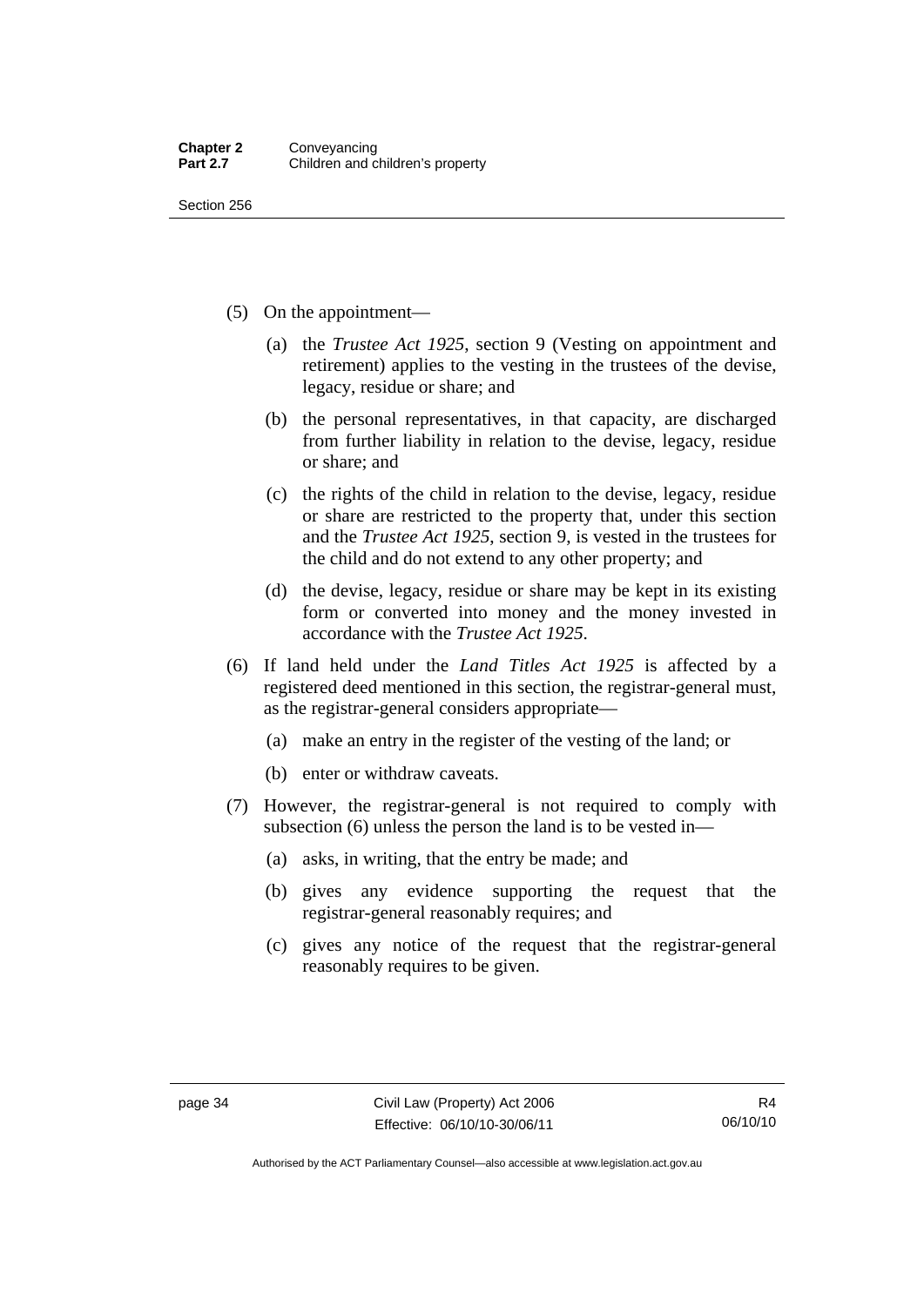(5) On the appointment—

   (a) the *Trustee Act 1925*, section 9 (Vesting on appointment and retirement) applies to the vesting in the trustees of the devise, legacy, residue or share; and

   (b) the personal representatives, in that capacity, are discharged from further liability in relation to the devise, legacy, residue or share; and

   (c) the rights of the child in relation to the devise, legacy, residue or share are restricted to the property that, under this section and the *Trustee Act 1925*, section 9, is vested in the trustees for the child and do not extend to any other property; and

   (d) the devise, legacy, residue or share may be kept in its existing form or converted into money and the money invested in accordance with the *Trustee Act 1925*.

(6) If land held under the *Land Titles Act 1925* is affected by a registered deed mentioned in this section, the registrar-general must, as the registrar-general considers appropriate—

   (a) make an entry in the register of the vesting of the land; or

   (b) enter or withdraw caveats.

(7) However, the registrar-general is not required to comply with subsection (6) unless the person the land is to be vested in—

   (a) asks, in writing, that the entry be made; and

   (b) gives any evidence supporting the request that the registrar-general reasonably requires; and

   (c) gives any notice of the request that the registrar-general reasonably requires to be given.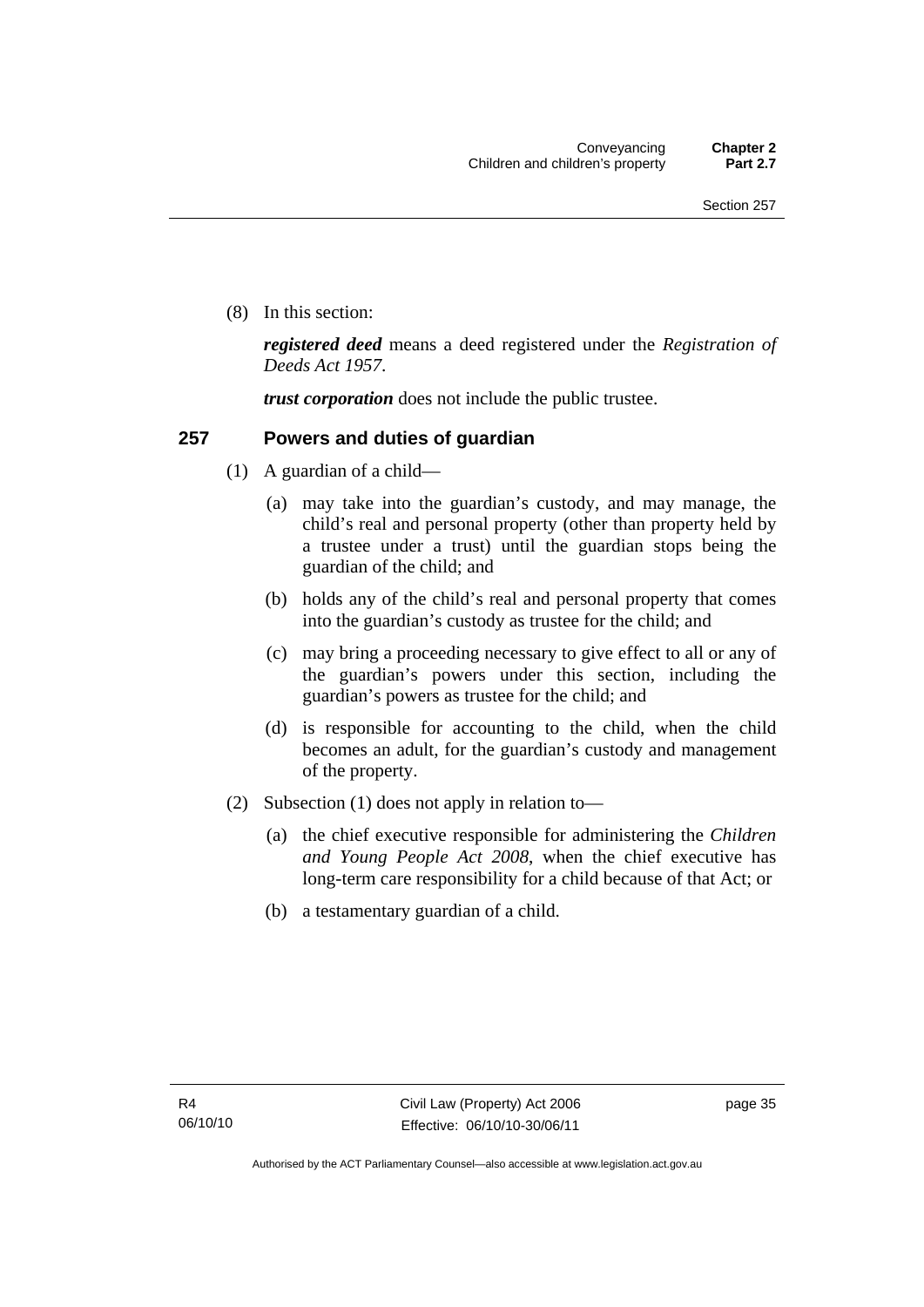(8) In this section:

***registered deed*** means a deed registered under the *Registration of Deeds Act 1957*.

***trust corporation*** does not include the public trustee.

## 257 Powers and duties of guardian

(1) A guardian of a child—

(a) may take into the guardian's custody, and may manage, the child's real and personal property (other than property held by a trustee under a trust) until the guardian stops being the guardian of the child; and

(b) holds any of the child's real and personal property that comes into the guardian's custody as trustee for the child; and

(c) may bring a proceeding necessary to give effect to all or any of the guardian's powers under this section, including the guardian's powers as trustee for the child; and

(d) is responsible for accounting to the child, when the child becomes an adult, for the guardian's custody and management of the property.

(2) Subsection (1) does not apply in relation to—

(a) the chief executive responsible for administering the *Children and Young People Act 2008*, when the chief executive has long-term care responsibility for a child because of that Act; or

(b) a testamentary guardian of a child.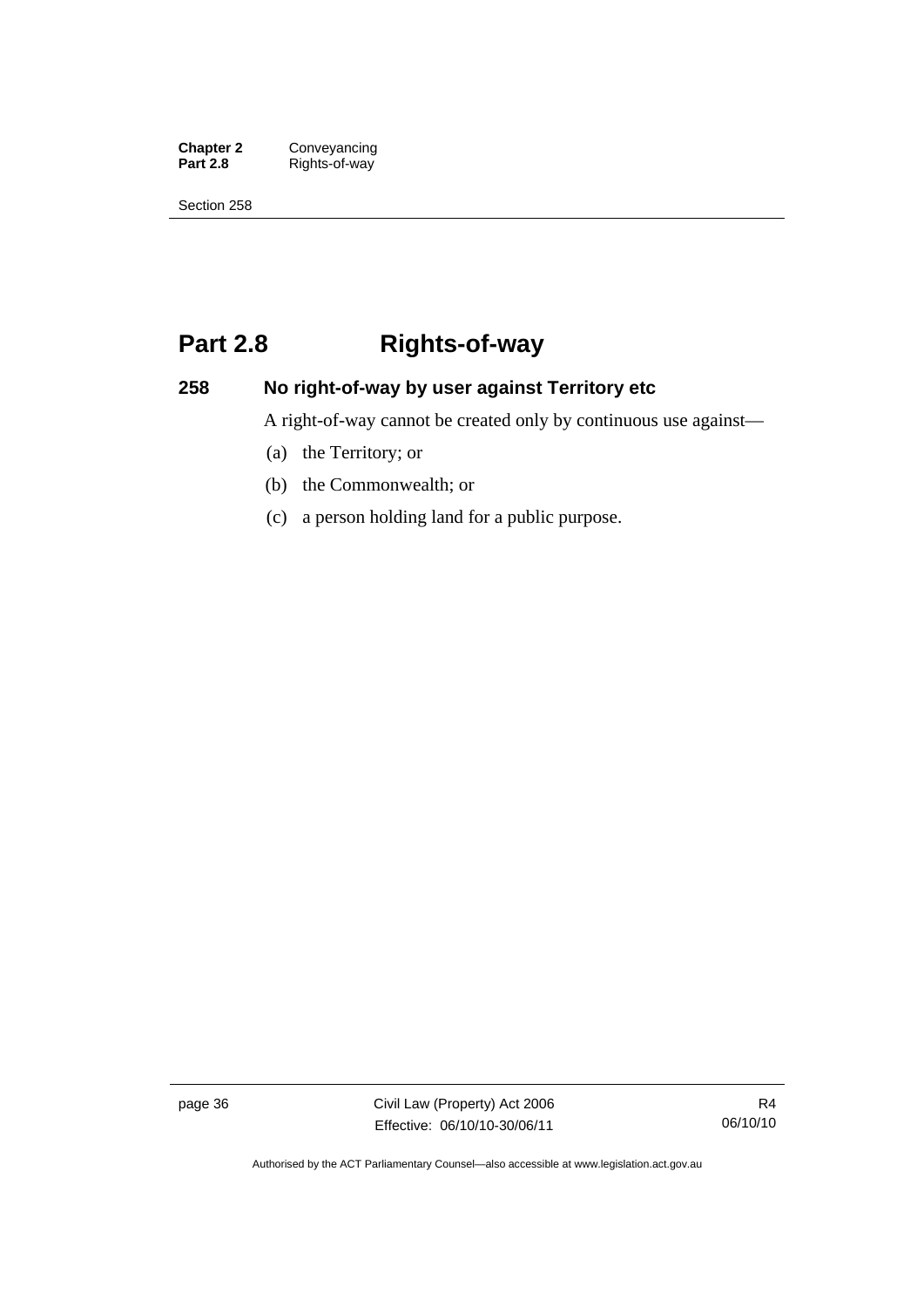# Part 2.8 Rights-of-way

## 258 No right-of-way by user against Territory etc

A right-of-way cannot be created only by continuous use against—

(a) the Territory; or

(b) the Commonwealth; or

(c) a person holding land for a public purpose.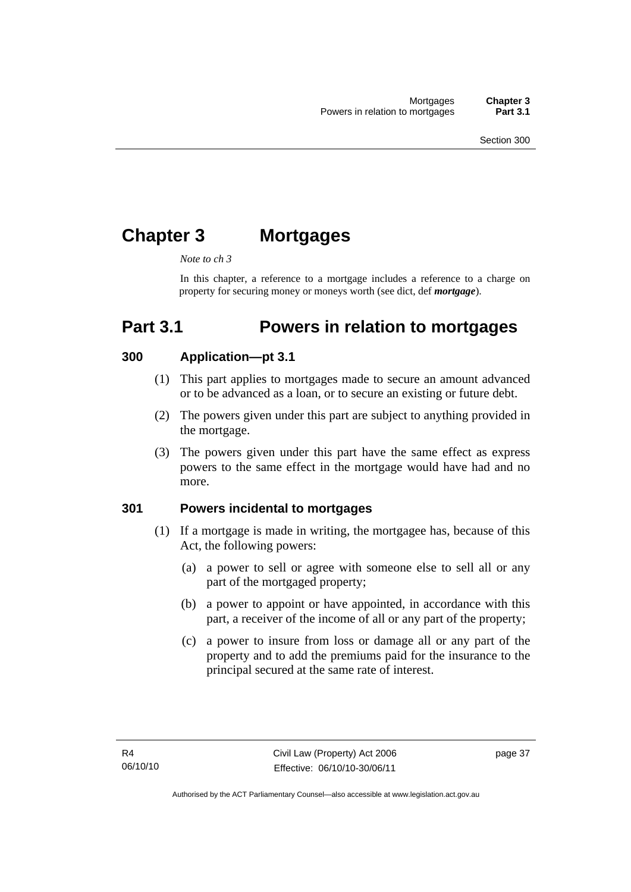# Chapter 3 Mortgages

*Note to ch 3*

In this chapter, a reference to a mortgage includes a reference to a charge on property for securing money or moneys worth (see dict, def ***mortgage***).

# Part 3.1 Powers in relation to mortgages

## 300 Application—pt 3.1

(1) This part applies to mortgages made to secure an amount advanced or to be advanced as a loan, or to secure an existing or future debt.

(2) The powers given under this part are subject to anything provided in the mortgage.

(3) The powers given under this part have the same effect as express powers to the same effect in the mortgage would have had and no more.

## 301 Powers incidental to mortgages

(1) If a mortgage is made in writing, the mortgagee has, because of this Act, the following powers:

(a) a power to sell or agree with someone else to sell all or any part of the mortgaged property;

(b) a power to appoint or have appointed, in accordance with this part, a receiver of the income of all or any part of the property;

(c) a power to insure from loss or damage all or any part of the property and to add the premiums paid for the insurance to the principal secured at the same rate of interest.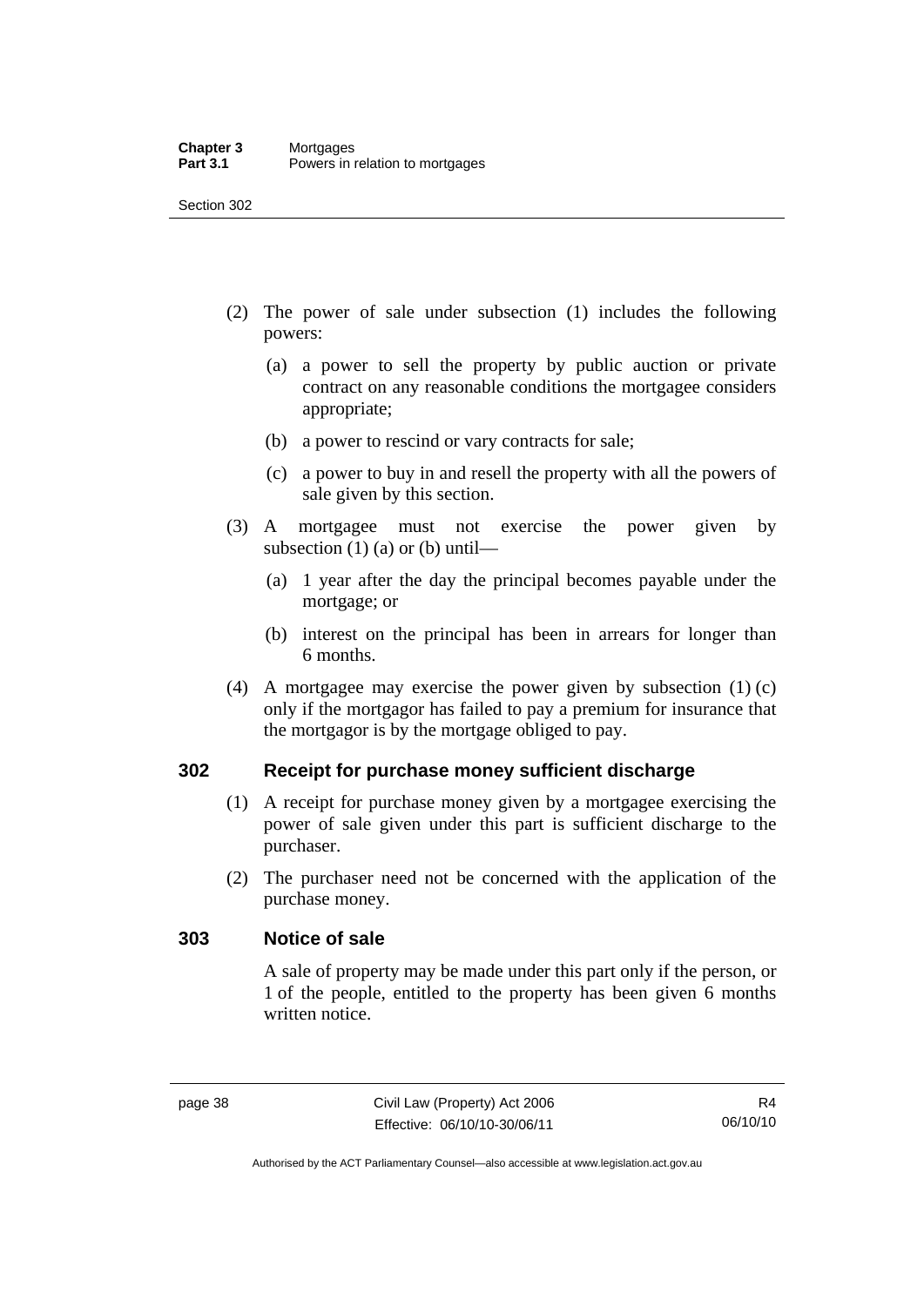(2) The power of sale under subsection (1) includes the following powers:

(a) a power to sell the property by public auction or private contract on any reasonable conditions the mortgagee considers appropriate;

(b) a power to rescind or vary contracts for sale;

(c) a power to buy in and resell the property with all the powers of sale given by this section.

(3) A mortgagee must not exercise the power given by subsection (1) (a) or (b) until—

(a) 1 year after the day the principal becomes payable under the mortgage; or

(b) interest on the principal has been in arrears for longer than 6 months.

(4) A mortgagee may exercise the power given by subsection (1) (c) only if the mortgagor has failed to pay a premium for insurance that the mortgagor is by the mortgage obliged to pay.

## 302 Receipt for purchase money sufficient discharge

(1) A receipt for purchase money given by a mortgagee exercising the power of sale given under this part is sufficient discharge to the purchaser.

(2) The purchaser need not be concerned with the application of the purchase money.

## 303 Notice of sale

A sale of property may be made under this part only if the person, or 1 of the people, entitled to the property has been given 6 months written notice.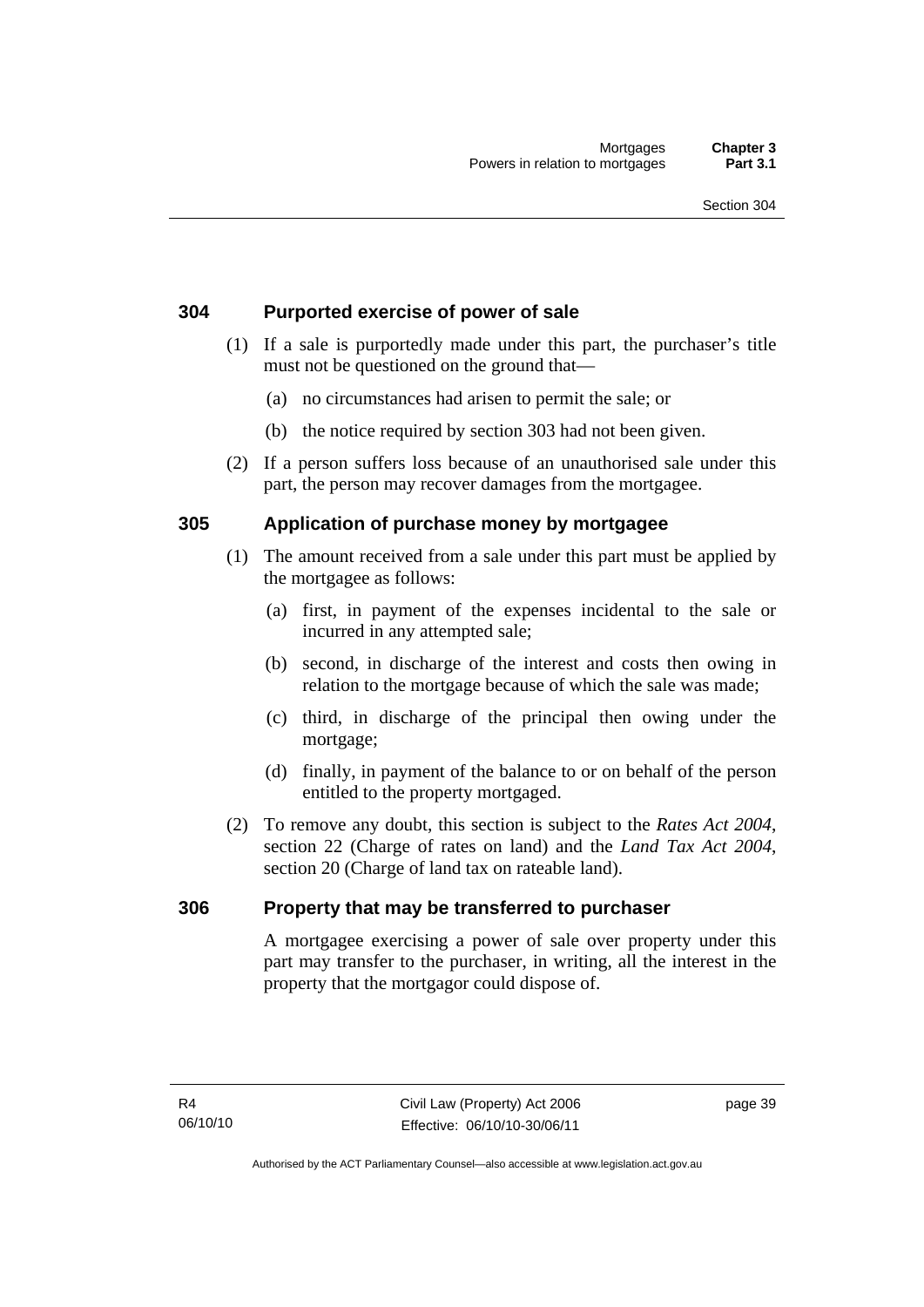## 304 Purported exercise of power of sale

(1) If a sale is purportedly made under this part, the purchaser's title must not be questioned on the ground that—

(a) no circumstances had arisen to permit the sale; or

(b) the notice required by section 303 had not been given.

(2) If a person suffers loss because of an unauthorised sale under this part, the person may recover damages from the mortgagee.

## 305 Application of purchase money by mortgagee

(1) The amount received from a sale under this part must be applied by the mortgagee as follows:

(a) first, in payment of the expenses incidental to the sale or incurred in any attempted sale;

(b) second, in discharge of the interest and costs then owing in relation to the mortgage because of which the sale was made;

(c) third, in discharge of the principal then owing under the mortgage;

(d) finally, in payment of the balance to or on behalf of the person entitled to the property mortgaged.

(2) To remove any doubt, this section is subject to the *Rates Act 2004*, section 22 (Charge of rates on land) and the *Land Tax Act 2004*, section 20 (Charge of land tax on rateable land).

## 306 Property that may be transferred to purchaser

A mortgagee exercising a power of sale over property under this part may transfer to the purchaser, in writing, all the interest in the property that the mortgagor could dispose of.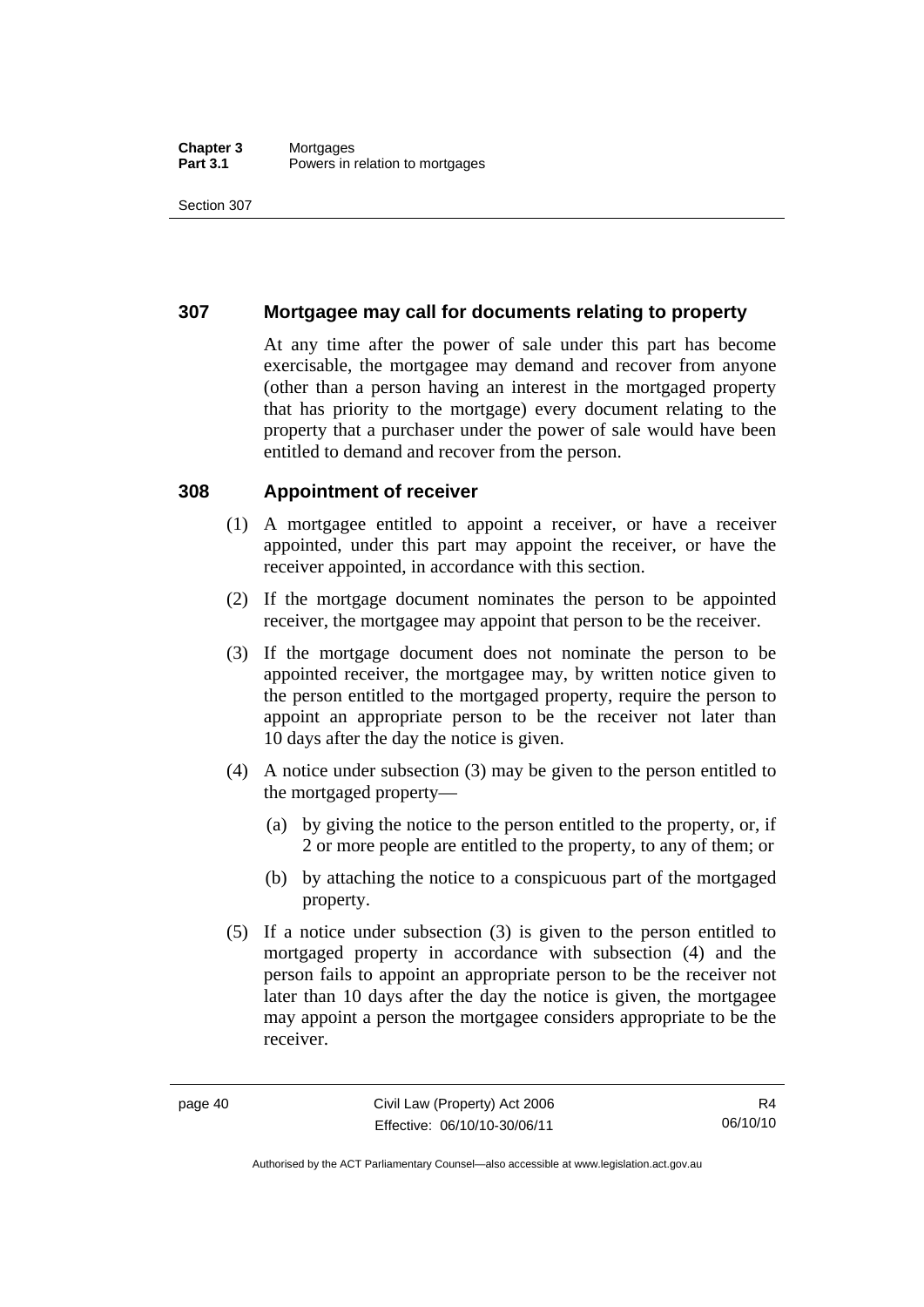## 307 Mortgagee may call for documents relating to property

At any time after the power of sale under this part has become exercisable, the mortgagee may demand and recover from anyone (other than a person having an interest in the mortgaged property that has priority to the mortgage) every document relating to the property that a purchaser under the power of sale would have been entitled to demand and recover from the person.

## 308 Appointment of receiver

(1) A mortgagee entitled to appoint a receiver, or have a receiver appointed, under this part may appoint the receiver, or have the receiver appointed, in accordance with this section.

(2) If the mortgage document nominates the person to be appointed receiver, the mortgagee may appoint that person to be the receiver.

(3) If the mortgage document does not nominate the person to be appointed receiver, the mortgagee may, by written notice given to the person entitled to the mortgaged property, require the person to appoint an appropriate person to be the receiver not later than 10 days after the day the notice is given.

(4) A notice under subsection (3) may be given to the person entitled to the mortgaged property—

- (a) by giving the notice to the person entitled to the property, or, if 2 or more people are entitled to the property, to any of them; or
- (b) by attaching the notice to a conspicuous part of the mortgaged property.

(5) If a notice under subsection (3) is given to the person entitled to mortgaged property in accordance with subsection (4) and the person fails to appoint an appropriate person to be the receiver not later than 10 days after the day the notice is given, the mortgagee may appoint a person the mortgagee considers appropriate to be the receiver.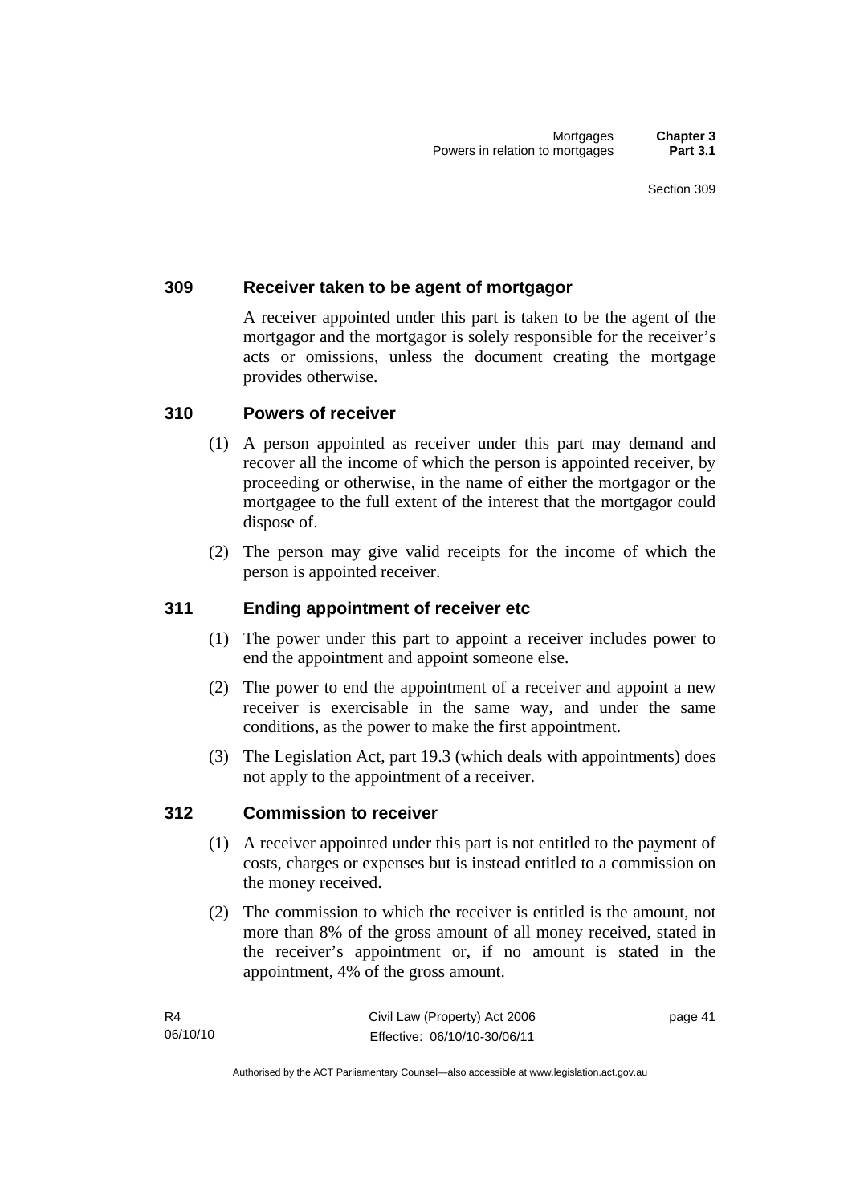## 309 Receiver taken to be agent of mortgagor

A receiver appointed under this part is taken to be the agent of the mortgagor and the mortgagor is solely responsible for the receiver's acts or omissions, unless the document creating the mortgage provides otherwise.

## 310 Powers of receiver

(1) A person appointed as receiver under this part may demand and recover all the income of which the person is appointed receiver, by proceeding or otherwise, in the name of either the mortgagor or the mortgagee to the full extent of the interest that the mortgagor could dispose of.

(2) The person may give valid receipts for the income of which the person is appointed receiver.

## 311 Ending appointment of receiver etc

(1) The power under this part to appoint a receiver includes power to end the appointment and appoint someone else.

(2) The power to end the appointment of a receiver and appoint a new receiver is exercisable in the same way, and under the same conditions, as the power to make the first appointment.

(3) The Legislation Act, part 19.3 (which deals with appointments) does not apply to the appointment of a receiver.

## 312 Commission to receiver

(1) A receiver appointed under this part is not entitled to the payment of costs, charges or expenses but is instead entitled to a commission on the money received.

(2) The commission to which the receiver is entitled is the amount, not more than 8% of the gross amount of all money received, stated in the receiver's appointment or, if no amount is stated in the appointment, 4% of the gross amount.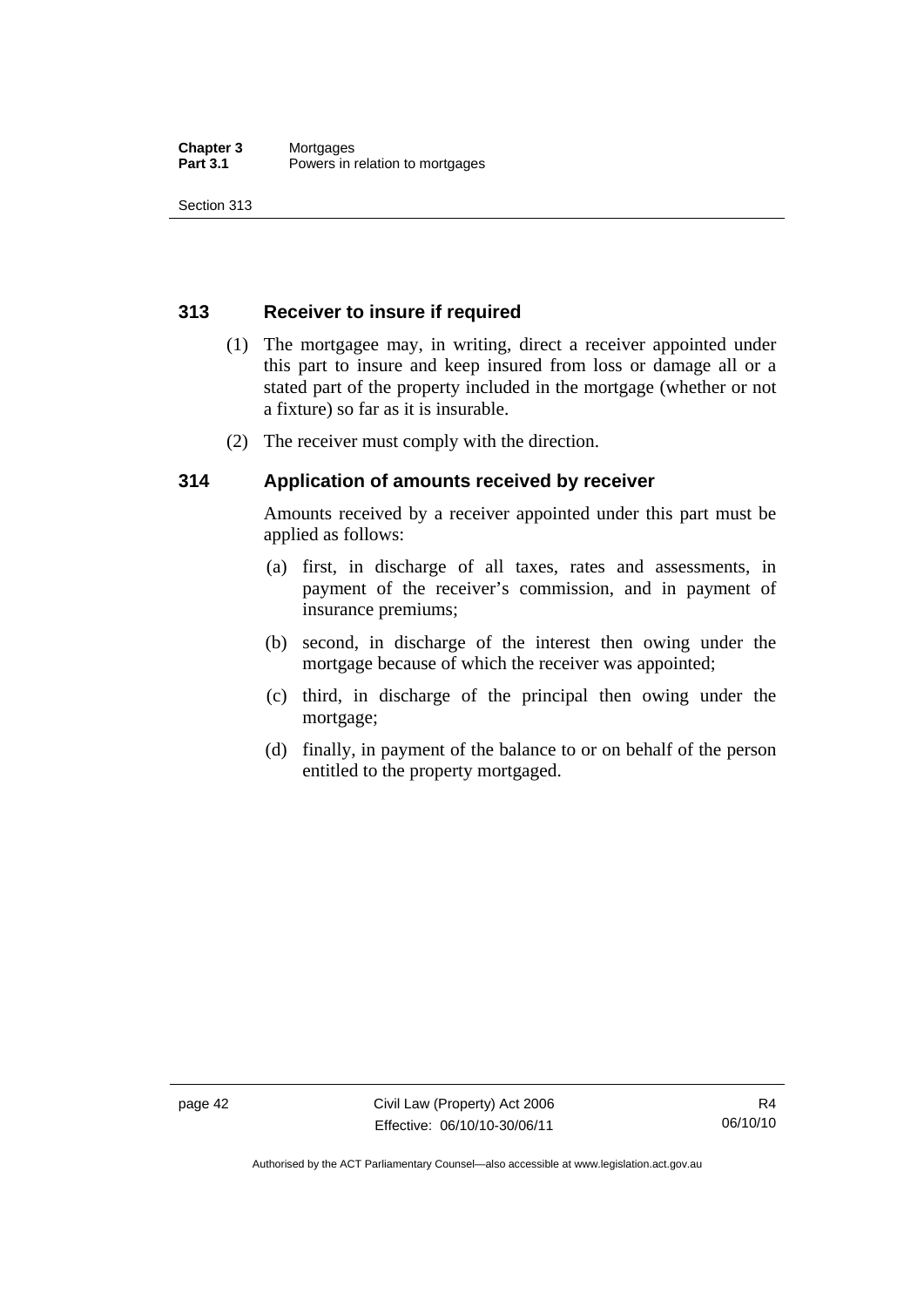## 313 Receiver to insure if required

(1) The mortgagee may, in writing, direct a receiver appointed under this part to insure and keep insured from loss or damage all or a stated part of the property included in the mortgage (whether or not a fixture) so far as it is insurable.

(2) The receiver must comply with the direction.

## 314 Application of amounts received by receiver

Amounts received by a receiver appointed under this part must be applied as follows:

(a) first, in discharge of all taxes, rates and assessments, in payment of the receiver's commission, and in payment of insurance premiums;

(b) second, in discharge of the interest then owing under the mortgage because of which the receiver was appointed;

(c) third, in discharge of the principal then owing under the mortgage;

(d) finally, in payment of the balance to or on behalf of the person entitled to the property mortgaged.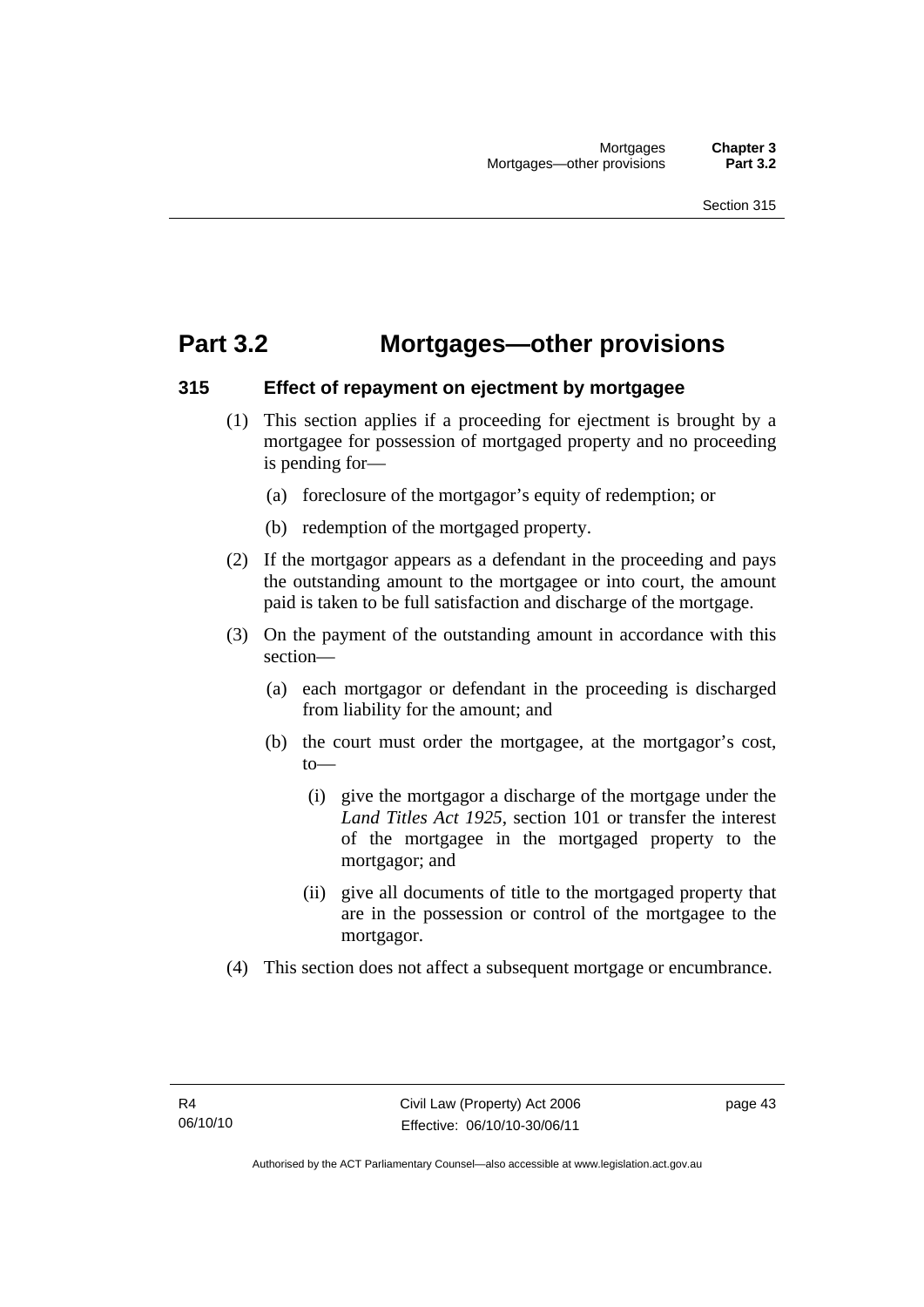# Part 3.2 Mortgages—other provisions

## 315 Effect of repayment on ejectment by mortgagee

(1) This section applies if a proceeding for ejectment is brought by a mortgagee for possession of mortgaged property and no proceeding is pending for—

(a) foreclosure of the mortgagor's equity of redemption; or

(b) redemption of the mortgaged property.

(2) If the mortgagor appears as a defendant in the proceeding and pays the outstanding amount to the mortgagee or into court, the amount paid is taken to be full satisfaction and discharge of the mortgage.

(3) On the payment of the outstanding amount in accordance with this section—

(a) each mortgagor or defendant in the proceeding is discharged from liability for the amount; and

(b) the court must order the mortgagee, at the mortgagor's cost, to—

(i) give the mortgagor a discharge of the mortgage under the *Land Titles Act 1925*, section 101 or transfer the interest of the mortgagee in the mortgaged property to the mortgagor; and

(ii) give all documents of title to the mortgaged property that are in the possession or control of the mortgagee to the mortgagor.

(4) This section does not affect a subsequent mortgage or encumbrance.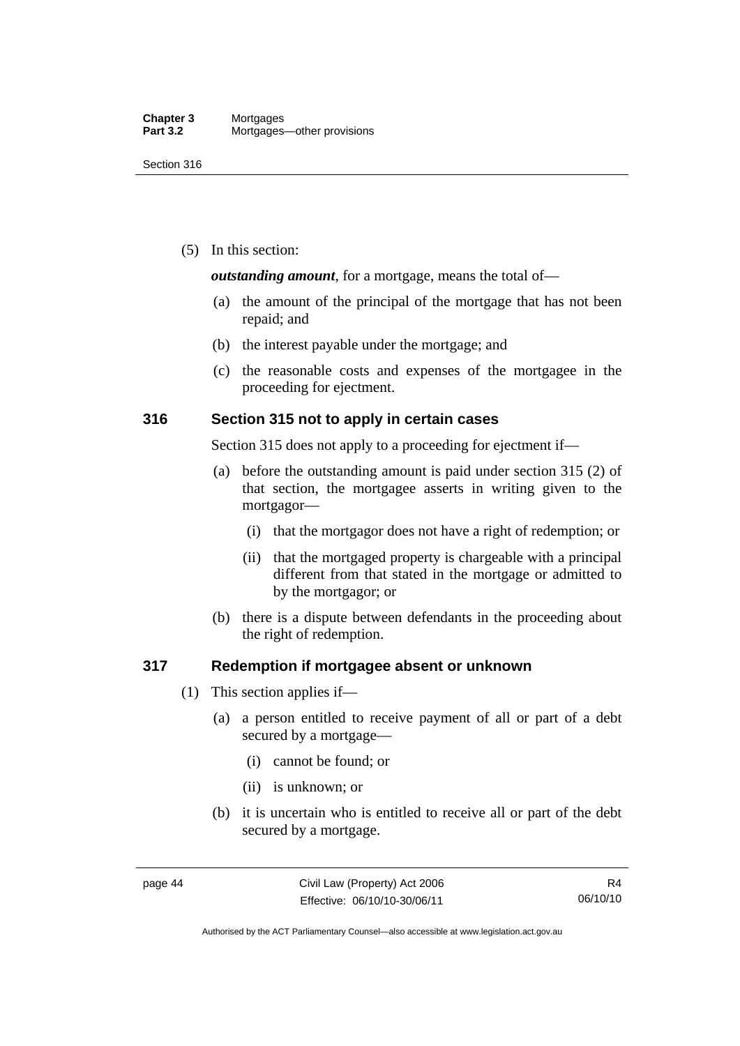(5) In this section:

***outstanding amount***, for a mortgage, means the total of—

(a) the amount of the principal of the mortgage that has not been repaid; and

(b) the interest payable under the mortgage; and

(c) the reasonable costs and expenses of the mortgagee in the proceeding for ejectment.

## 316 Section 315 not to apply in certain cases

Section 315 does not apply to a proceeding for ejectment if—

(a) before the outstanding amount is paid under section 315 (2) of that section, the mortgagee asserts in writing given to the mortgagor—

(i) that the mortgagor does not have a right of redemption; or

(ii) that the mortgaged property is chargeable with a principal different from that stated in the mortgage or admitted to by the mortgagor; or

(b) there is a dispute between defendants in the proceeding about the right of redemption.

## 317 Redemption if mortgagee absent or unknown

(1) This section applies if—

(a) a person entitled to receive payment of all or part of a debt secured by a mortgage—

(i) cannot be found; or

(ii) is unknown; or

(b) it is uncertain who is entitled to receive all or part of the debt secured by a mortgage.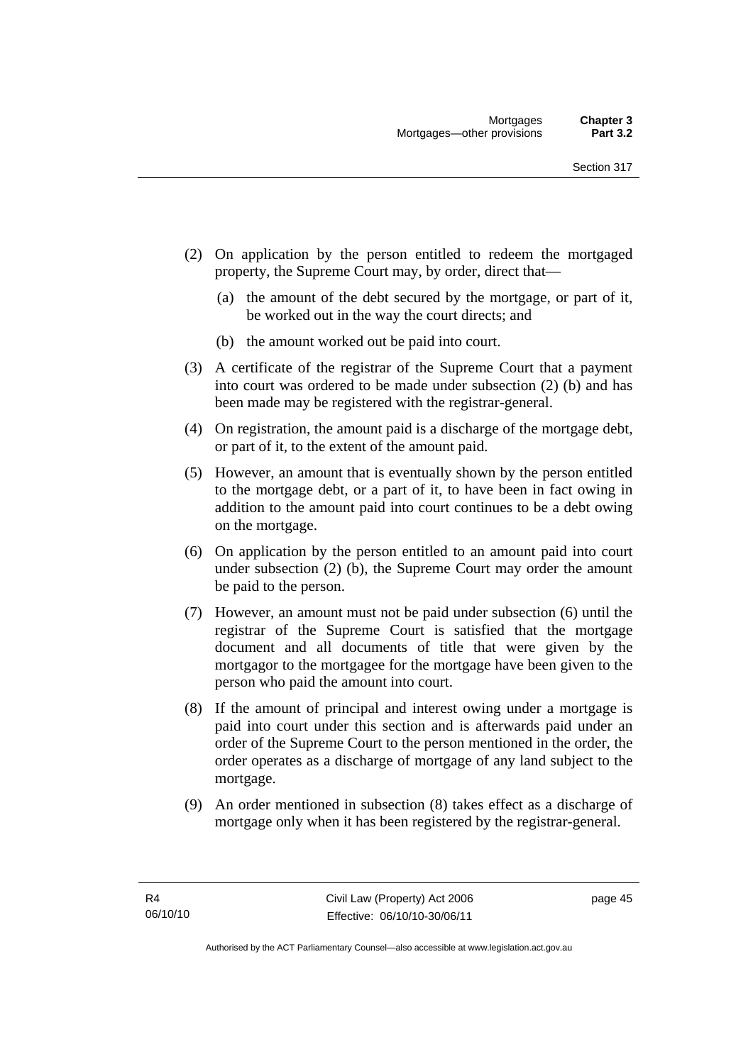(2) On application by the person entitled to redeem the mortgaged property, the Supreme Court may, by order, direct that—

(a) the amount of the debt secured by the mortgage, or part of it, be worked out in the way the court directs; and

(b) the amount worked out be paid into court.

(3) A certificate of the registrar of the Supreme Court that a payment into court was ordered to be made under subsection (2) (b) and has been made may be registered with the registrar-general.

(4) On registration, the amount paid is a discharge of the mortgage debt, or part of it, to the extent of the amount paid.

(5) However, an amount that is eventually shown by the person entitled to the mortgage debt, or a part of it, to have been in fact owing in addition to the amount paid into court continues to be a debt owing on the mortgage.

(6) On application by the person entitled to an amount paid into court under subsection (2) (b), the Supreme Court may order the amount be paid to the person.

(7) However, an amount must not be paid under subsection (6) until the registrar of the Supreme Court is satisfied that the mortgage document and all documents of title that were given by the mortgagor to the mortgagee for the mortgage have been given to the person who paid the amount into court.

(8) If the amount of principal and interest owing under a mortgage is paid into court under this section and is afterwards paid under an order of the Supreme Court to the person mentioned in the order, the order operates as a discharge of mortgage of any land subject to the mortgage.

(9) An order mentioned in subsection (8) takes effect as a discharge of mortgage only when it has been registered by the registrar-general.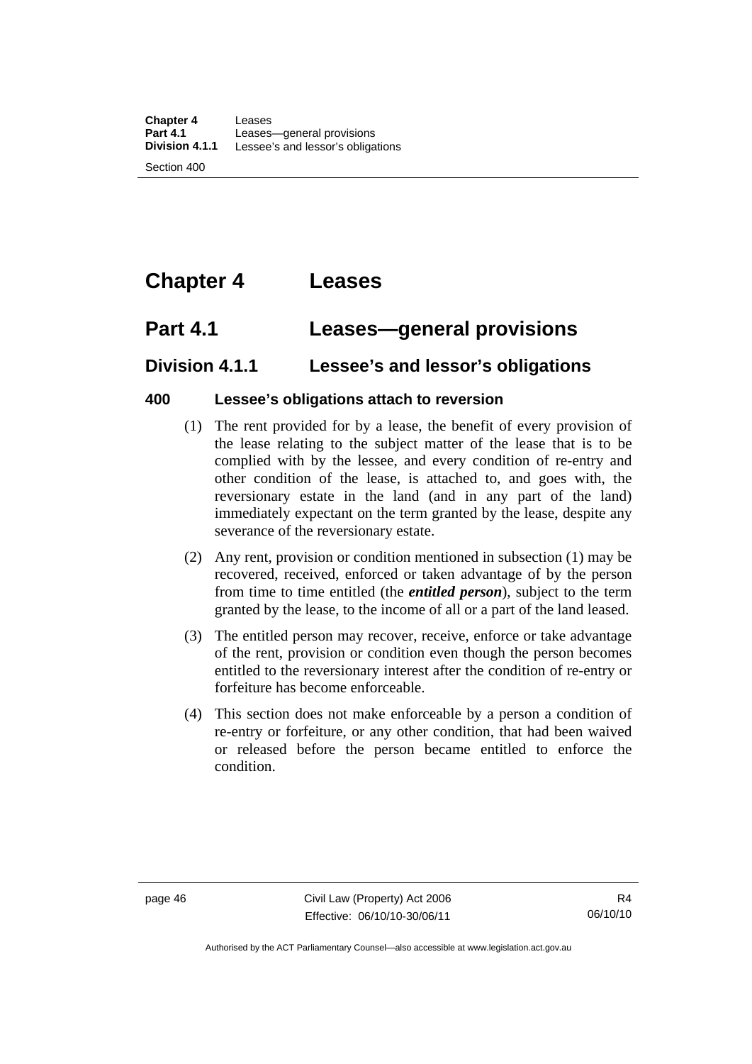# Chapter 4 Leases

## Part 4.1 Leases—general provisions

### Division 4.1.1 Lessee's and lessor's obligations

#### 400 Lessee's obligations attach to reversion

(1) The rent provided for by a lease, the benefit of every provision of the lease relating to the subject matter of the lease that is to be complied with by the lessee, and every condition of re-entry and other condition of the lease, is attached to, and goes with, the reversionary estate in the land (and in any part of the land) immediately expectant on the term granted by the lease, despite any severance of the reversionary estate.

(2) Any rent, provision or condition mentioned in subsection (1) may be recovered, received, enforced or taken advantage of by the person from time to time entitled (the ***entitled person***), subject to the term granted by the lease, to the income of all or a part of the land leased.

(3) The entitled person may recover, receive, enforce or take advantage of the rent, provision or condition even though the person becomes entitled to the reversionary interest after the condition of re-entry or forfeiture has become enforceable.

(4) This section does not make enforceable by a person a condition of re-entry or forfeiture, or any other condition, that had been waived or released before the person became entitled to enforce the condition.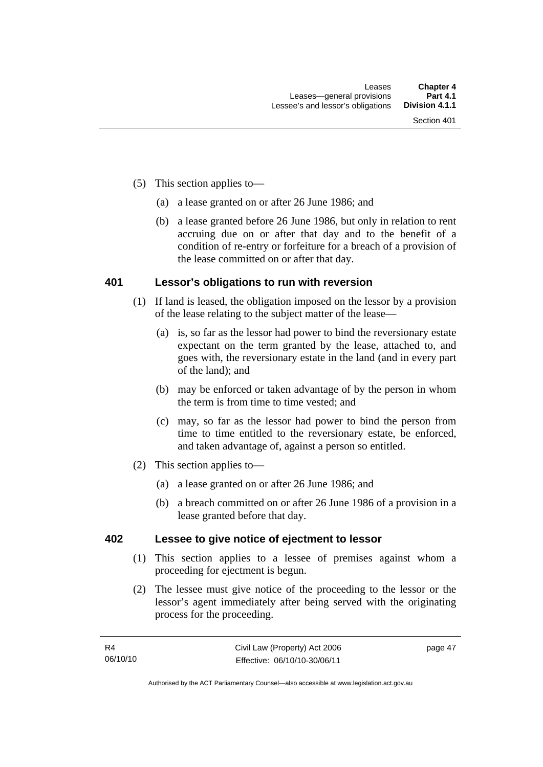(5) This section applies to—

(a) a lease granted on or after 26 June 1986; and

(b) a lease granted before 26 June 1986, but only in relation to rent accruing due on or after that day and to the benefit of a condition of re-entry or forfeiture for a breach of a provision of the lease committed on or after that day.

## 401 Lessor's obligations to run with reversion

(1) If land is leased, the obligation imposed on the lessor by a provision of the lease relating to the subject matter of the lease—

(a) is, so far as the lessor had power to bind the reversionary estate expectant on the term granted by the lease, attached to, and goes with, the reversionary estate in the land (and in every part of the land); and

(b) may be enforced or taken advantage of by the person in whom the term is from time to time vested; and

(c) may, so far as the lessor had power to bind the person from time to time entitled to the reversionary estate, be enforced, and taken advantage of, against a person so entitled.

(2) This section applies to—

(a) a lease granted on or after 26 June 1986; and

(b) a breach committed on or after 26 June 1986 of a provision in a lease granted before that day.

## 402 Lessee to give notice of ejectment to lessor

(1) This section applies to a lessee of premises against whom a proceeding for ejectment is begun.

(2) The lessee must give notice of the proceeding to the lessor or the lessor's agent immediately after being served with the originating process for the proceeding.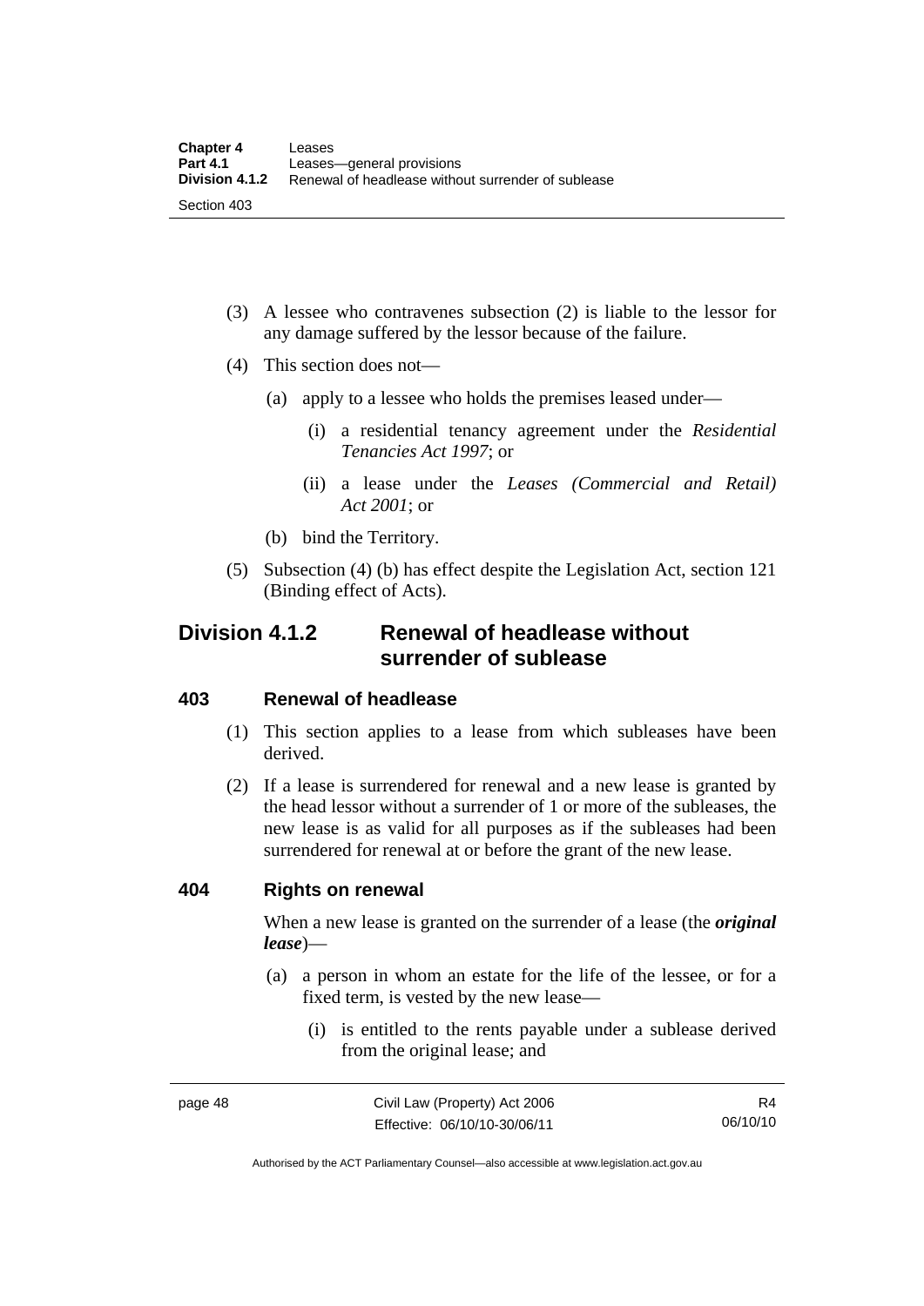(3) A lessee who contravenes subsection (2) is liable to the lessor for any damage suffered by the lessor because of the failure.

(4) This section does not—

(a) apply to a lessee who holds the premises leased under—

(i) a residential tenancy agreement under the *Residential Tenancies Act 1997*; or

(ii) a lease under the *Leases (Commercial and Retail) Act 2001*; or

(b) bind the Territory.

(5) Subsection (4) (b) has effect despite the Legislation Act, section 121 (Binding effect of Acts).

## Division 4.1.2 Renewal of headlease without surrender of sublease

### 403 Renewal of headlease

(1) This section applies to a lease from which subleases have been derived.

(2) If a lease is surrendered for renewal and a new lease is granted by the head lessor without a surrender of 1 or more of the subleases, the new lease is as valid for all purposes as if the subleases had been surrendered for renewal at or before the grant of the new lease.

### 404 Rights on renewal

When a new lease is granted on the surrender of a lease (the ***original lease***)—

(a) a person in whom an estate for the life of the lessee, or for a fixed term, is vested by the new lease—

(i) is entitled to the rents payable under a sublease derived from the original lease; and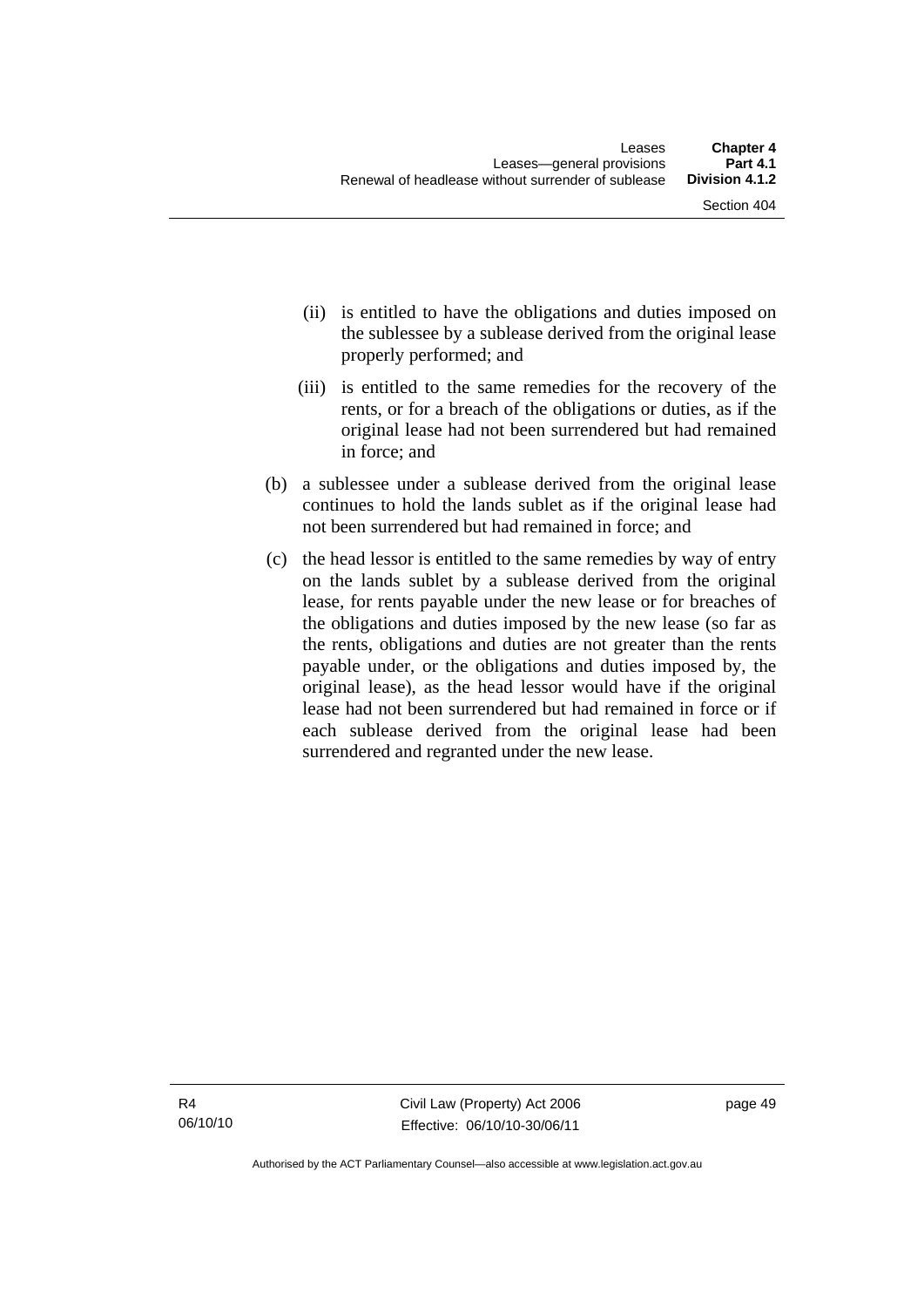(ii) is entitled to have the obligations and duties imposed on the sublessee by a sublease derived from the original lease properly performed; and

(iii) is entitled to the same remedies for the recovery of the rents, or for a breach of the obligations or duties, as if the original lease had not been surrendered but had remained in force; and

(b) a sublessee under a sublease derived from the original lease continues to hold the lands sublet as if the original lease had not been surrendered but had remained in force; and

(c) the head lessor is entitled to the same remedies by way of entry on the lands sublet by a sublease derived from the original lease, for rents payable under the new lease or for breaches of the obligations and duties imposed by the new lease (so far as the rents, obligations and duties are not greater than the rents payable under, or the obligations and duties imposed by, the original lease), as the head lessor would have if the original lease had not been surrendered but had remained in force or if each sublease derived from the original lease had been surrendered and regranted under the new lease.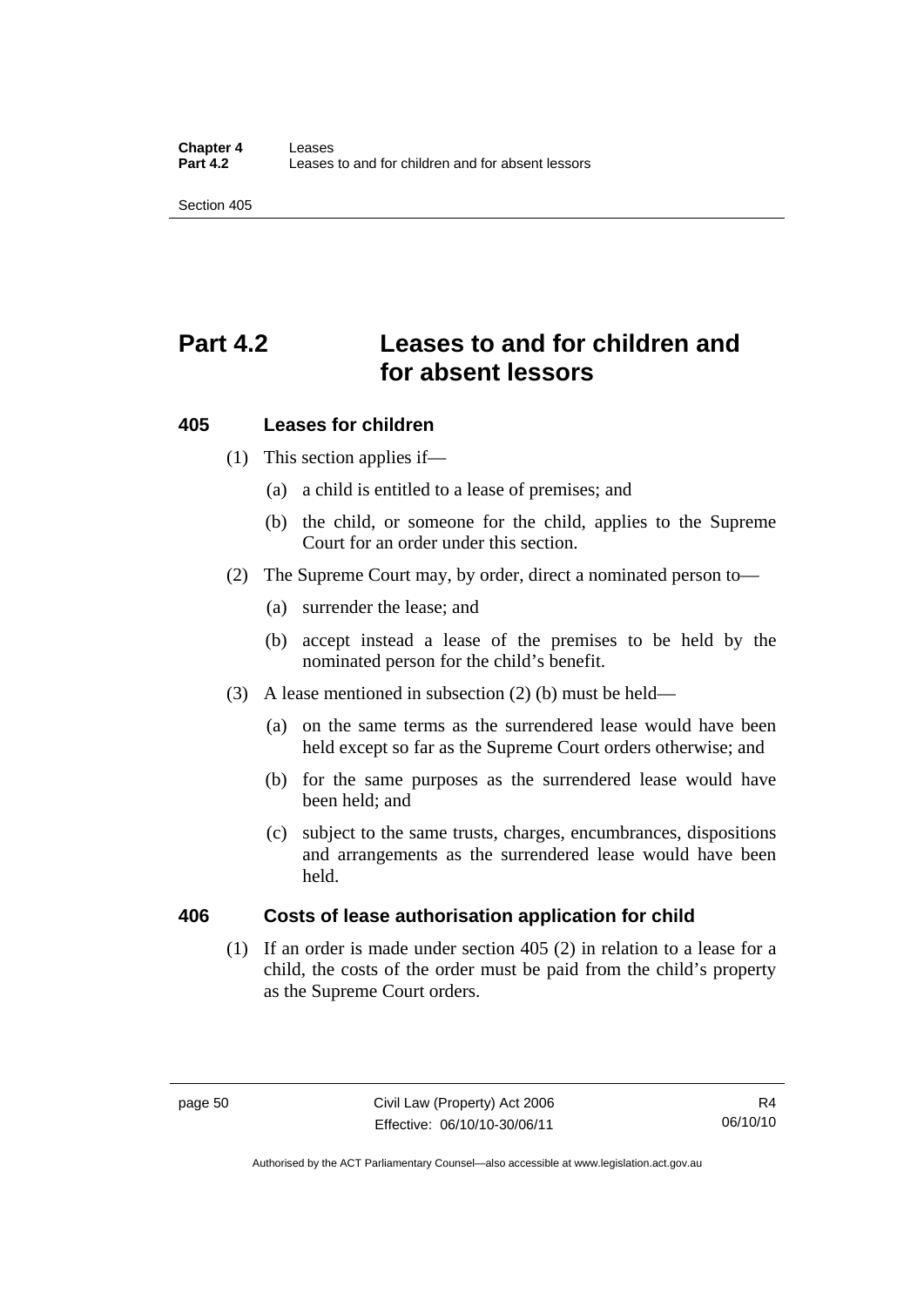# Part 4.2 Leases to and for children and for absent lessors

## 405 Leases for children

(1) This section applies if—

(a) a child is entitled to a lease of premises; and

(b) the child, or someone for the child, applies to the Supreme Court for an order under this section.

(2) The Supreme Court may, by order, direct a nominated person to—

(a) surrender the lease; and

(b) accept instead a lease of the premises to be held by the nominated person for the child's benefit.

(3) A lease mentioned in subsection (2) (b) must be held—

(a) on the same terms as the surrendered lease would have been held except so far as the Supreme Court orders otherwise; and

(b) for the same purposes as the surrendered lease would have been held; and

(c) subject to the same trusts, charges, encumbrances, dispositions and arrangements as the surrendered lease would have been held.

## 406 Costs of lease authorisation application for child

(1) If an order is made under section 405 (2) in relation to a lease for a child, the costs of the order must be paid from the child's property as the Supreme Court orders.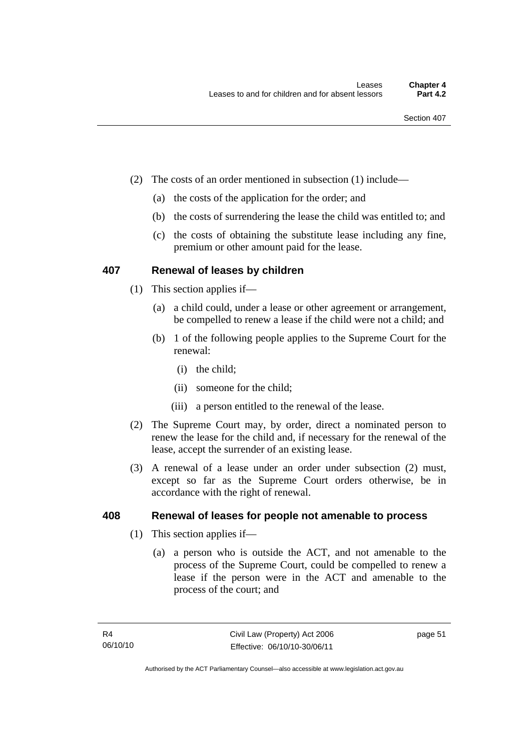(2) The costs of an order mentioned in subsection (1) include—

(a) the costs of the application for the order; and

(b) the costs of surrendering the lease the child was entitled to; and

(c) the costs of obtaining the substitute lease including any fine, premium or other amount paid for the lease.

## 407 Renewal of leases by children

(1) This section applies if—

(a) a child could, under a lease or other agreement or arrangement, be compelled to renew a lease if the child were not a child; and

(b) 1 of the following people applies to the Supreme Court for the renewal:

(i) the child;

(ii) someone for the child;

(iii) a person entitled to the renewal of the lease.

(2) The Supreme Court may, by order, direct a nominated person to renew the lease for the child and, if necessary for the renewal of the lease, accept the surrender of an existing lease.

(3) A renewal of a lease under an order under subsection (2) must, except so far as the Supreme Court orders otherwise, be in accordance with the right of renewal.

## 408 Renewal of leases for people not amenable to process

(1) This section applies if—

(a) a person who is outside the ACT, and not amenable to the process of the Supreme Court, could be compelled to renew a lease if the person were in the ACT and amenable to the process of the court; and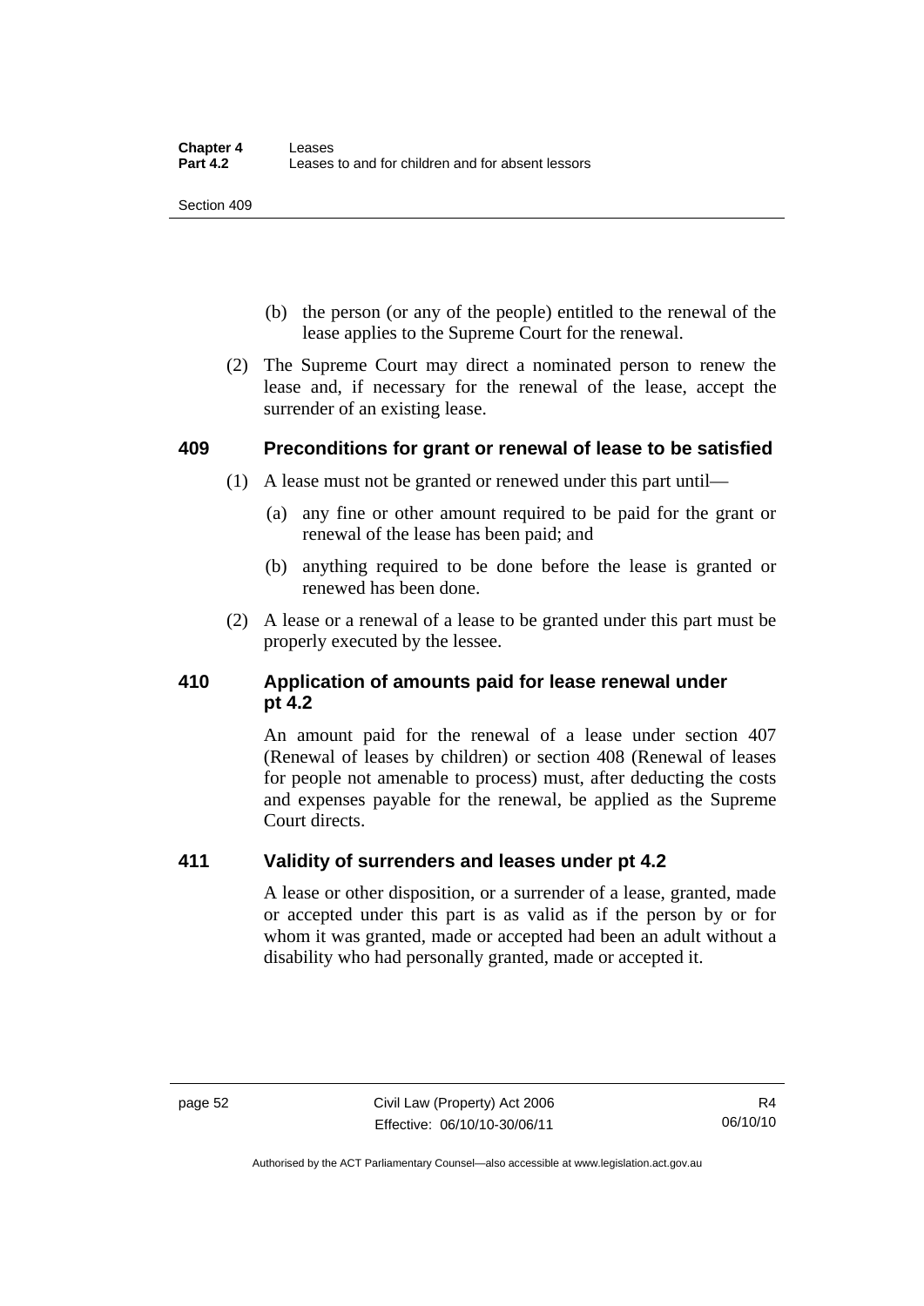(b) the person (or any of the people) entitled to the renewal of the lease applies to the Supreme Court for the renewal.

(2) The Supreme Court may direct a nominated person to renew the lease and, if necessary for the renewal of the lease, accept the surrender of an existing lease.

### 409 Preconditions for grant or renewal of lease to be satisfied

(1) A lease must not be granted or renewed under this part until—

(a) any fine or other amount required to be paid for the grant or renewal of the lease has been paid; and

(b) anything required to be done before the lease is granted or renewed has been done.

(2) A lease or a renewal of a lease to be granted under this part must be properly executed by the lessee.

### 410 Application of amounts paid for lease renewal under pt 4.2

An amount paid for the renewal of a lease under section 407 (Renewal of leases by children) or section 408 (Renewal of leases for people not amenable to process) must, after deducting the costs and expenses payable for the renewal, be applied as the Supreme Court directs.

### 411 Validity of surrenders and leases under pt 4.2

A lease or other disposition, or a surrender of a lease, granted, made or accepted under this part is as valid as if the person by or for whom it was granted, made or accepted had been an adult without a disability who had personally granted, made or accepted it.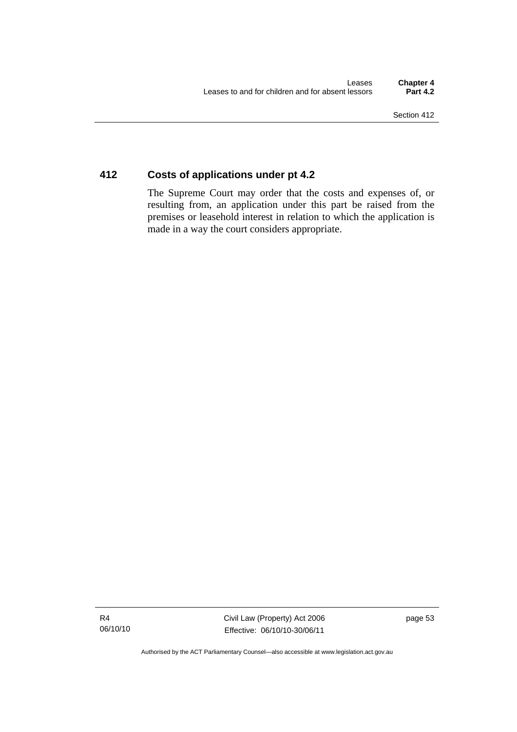## 412 Costs of applications under pt 4.2

The Supreme Court may order that the costs and expenses of, or resulting from, an application under this part be raised from the premises or leasehold interest in relation to which the application is made in a way the court considers appropriate.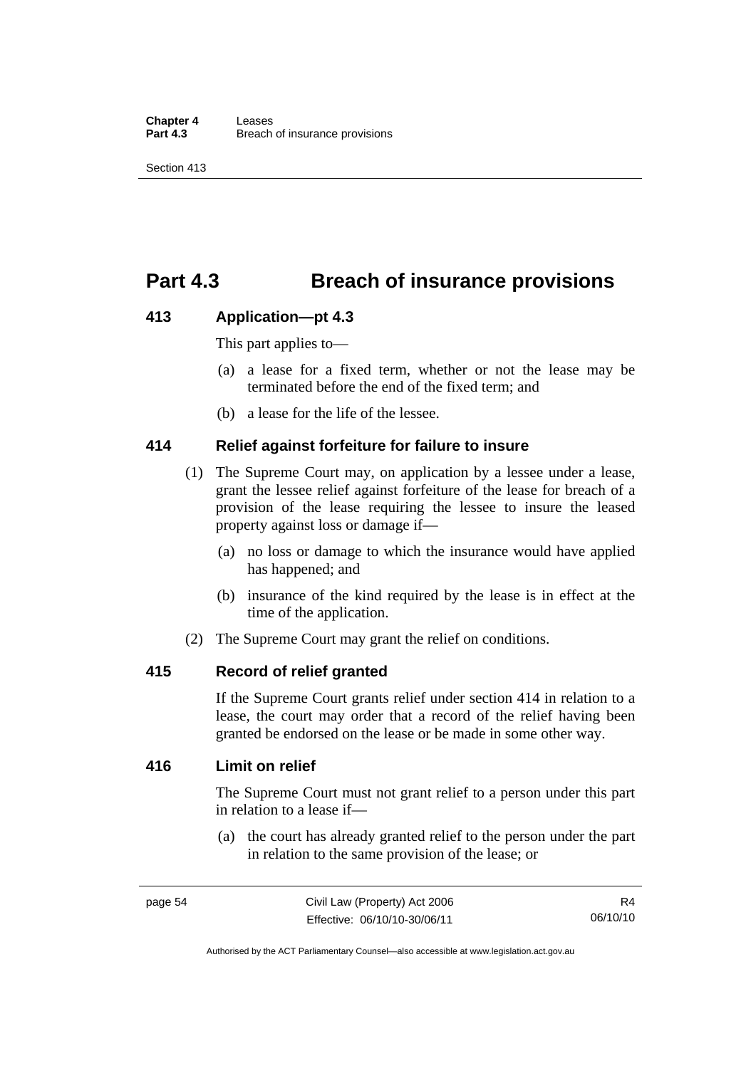# Part 4.3 Breach of insurance provisions

## 413 Application—pt 4.3

This part applies to—

(a) a lease for a fixed term, whether or not the lease may be terminated before the end of the fixed term; and

(b) a lease for the life of the lessee.

## 414 Relief against forfeiture for failure to insure

(1) The Supreme Court may, on application by a lessee under a lease, grant the lessee relief against forfeiture of the lease for breach of a provision of the lease requiring the lessee to insure the leased property against loss or damage if—

(a) no loss or damage to which the insurance would have applied has happened; and

(b) insurance of the kind required by the lease is in effect at the time of the application.

(2) The Supreme Court may grant the relief on conditions.

## 415 Record of relief granted

If the Supreme Court grants relief under section 414 in relation to a lease, the court may order that a record of the relief having been granted be endorsed on the lease or be made in some other way.

## 416 Limit on relief

The Supreme Court must not grant relief to a person under this part in relation to a lease if—

(a) the court has already granted relief to the person under the part in relation to the same provision of the lease; or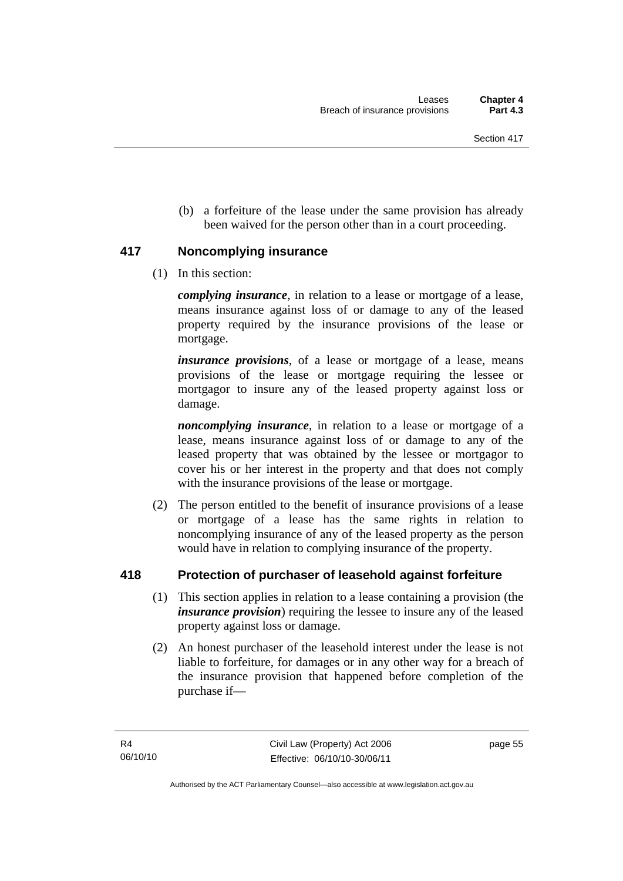(b) a forfeiture of the lease under the same provision has already been waived for the person other than in a court proceeding.

## 417 Noncomplying insurance

(1) In this section:

***complying insurance***, in relation to a lease or mortgage of a lease, means insurance against loss of or damage to any of the leased property required by the insurance provisions of the lease or mortgage.

***insurance provisions***, of a lease or mortgage of a lease, means provisions of the lease or mortgage requiring the lessee or mortgagor to insure any of the leased property against loss or damage.

***noncomplying insurance***, in relation to a lease or mortgage of a lease, means insurance against loss of or damage to any of the leased property that was obtained by the lessee or mortgagor to cover his or her interest in the property and that does not comply with the insurance provisions of the lease or mortgage.

(2) The person entitled to the benefit of insurance provisions of a lease or mortgage of a lease has the same rights in relation to noncomplying insurance of any of the leased property as the person would have in relation to complying insurance of the property.

## 418 Protection of purchaser of leasehold against forfeiture

(1) This section applies in relation to a lease containing a provision (the ***insurance provision***) requiring the lessee to insure any of the leased property against loss or damage.

(2) An honest purchaser of the leasehold interest under the lease is not liable to forfeiture, for damages or in any other way for a breach of the insurance provision that happened before completion of the purchase if—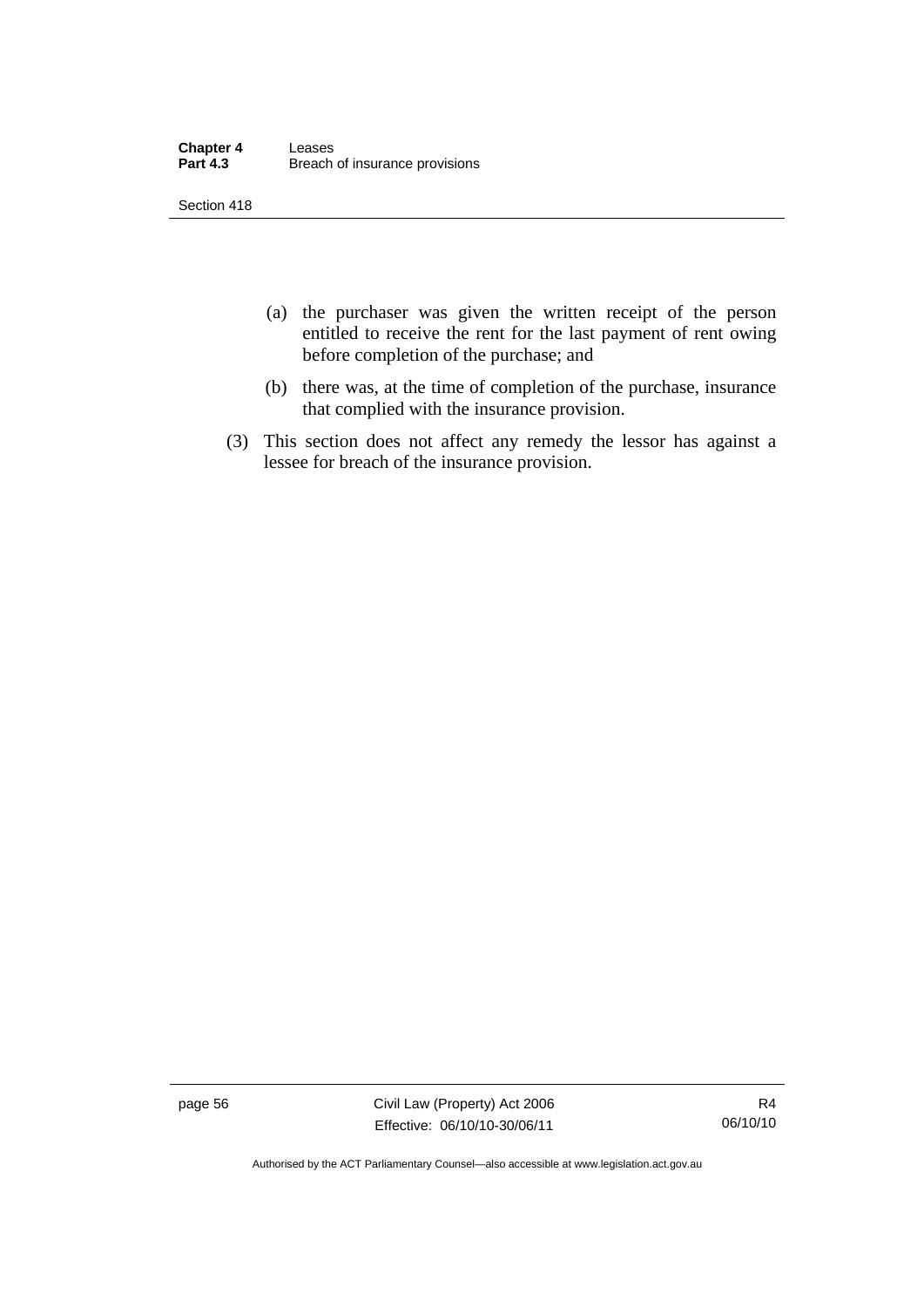(a) the purchaser was given the written receipt of the person entitled to receive the rent for the last payment of rent owing before completion of the purchase; and

(b) there was, at the time of completion of the purchase, insurance that complied with the insurance provision.

(3) This section does not affect any remedy the lessor has against a lessee for breach of the insurance provision.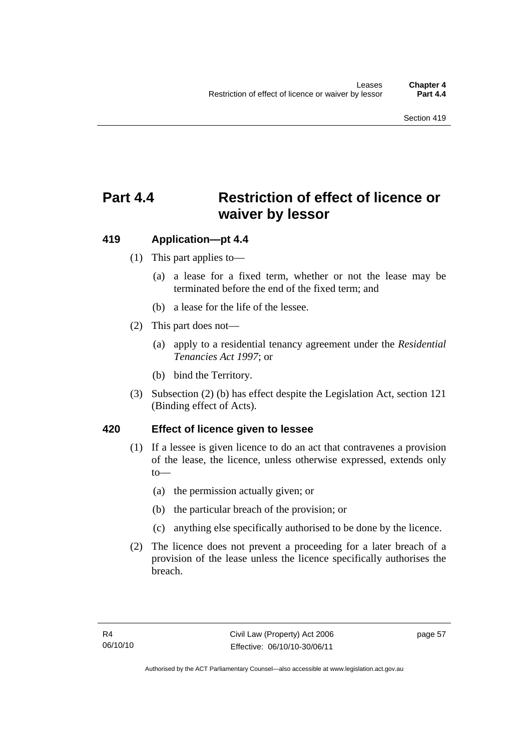# Part 4.4 Restriction of effect of licence or waiver by lessor

## 419 Application—pt 4.4

(1) This part applies to—

(a) a lease for a fixed term, whether or not the lease may be terminated before the end of the fixed term; and

(b) a lease for the life of the lessee.

(2) This part does not—

(a) apply to a residential tenancy agreement under the *Residential Tenancies Act 1997*; or

(b) bind the Territory.

(3) Subsection (2) (b) has effect despite the Legislation Act, section 121 (Binding effect of Acts).

## 420 Effect of licence given to lessee

(1) If a lessee is given licence to do an act that contravenes a provision of the lease, the licence, unless otherwise expressed, extends only to—

(a) the permission actually given; or

(b) the particular breach of the provision; or

(c) anything else specifically authorised to be done by the licence.

(2) The licence does not prevent a proceeding for a later breach of a provision of the lease unless the licence specifically authorises the breach.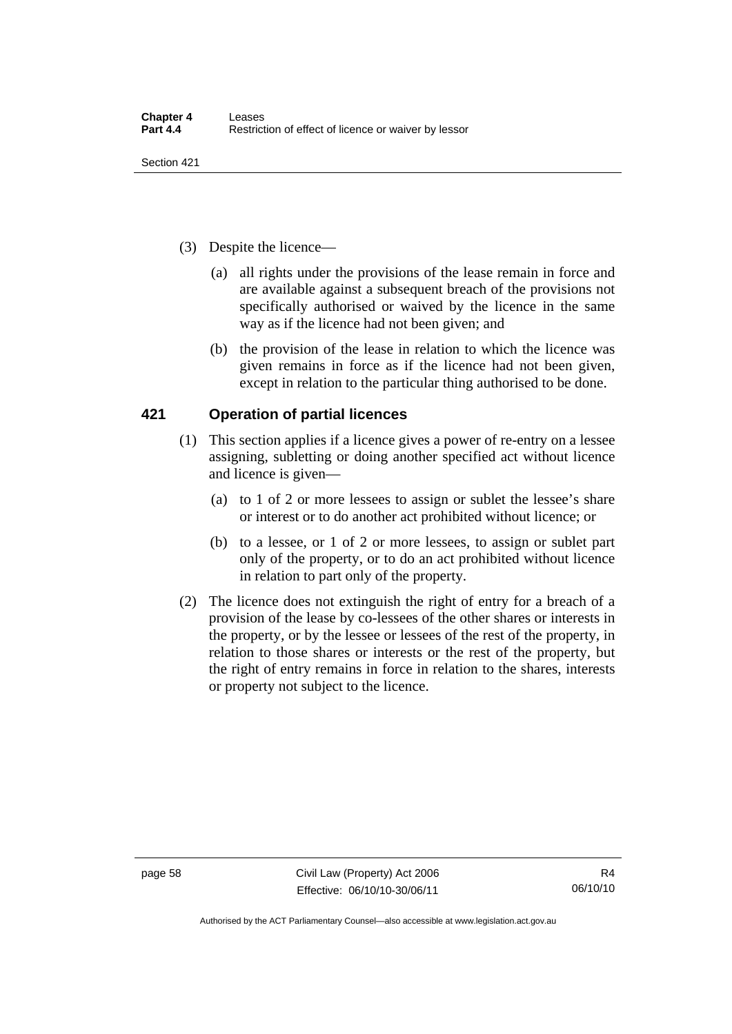(3) Despite the licence—

(a) all rights under the provisions of the lease remain in force and are available against a subsequent breach of the provisions not specifically authorised or waived by the licence in the same way as if the licence had not been given; and

(b) the provision of the lease in relation to which the licence was given remains in force as if the licence had not been given, except in relation to the particular thing authorised to be done.

## 421 Operation of partial licences

(1) This section applies if a licence gives a power of re-entry on a lessee assigning, subletting or doing another specified act without licence and licence is given—

(a) to 1 of 2 or more lessees to assign or sublet the lessee's share or interest or to do another act prohibited without licence; or

(b) to a lessee, or 1 of 2 or more lessees, to assign or sublet part only of the property, or to do an act prohibited without licence in relation to part only of the property.

(2) The licence does not extinguish the right of entry for a breach of a provision of the lease by co-lessees of the other shares or interests in the property, or by the lessee or lessees of the rest of the property, in relation to those shares or interests or the rest of the property, but the right of entry remains in force in relation to the shares, interests or property not subject to the licence.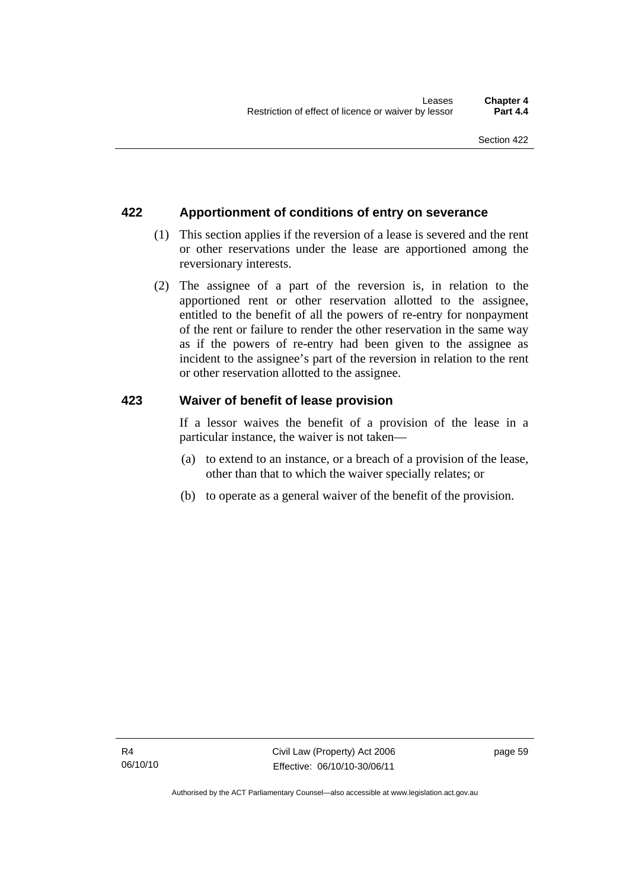## 422 Apportionment of conditions of entry on severance

(1) This section applies if the reversion of a lease is severed and the rent or other reservations under the lease are apportioned among the reversionary interests.

(2) The assignee of a part of the reversion is, in relation to the apportioned rent or other reservation allotted to the assignee, entitled to the benefit of all the powers of re-entry for nonpayment of the rent or failure to render the other reservation in the same way as if the powers of re-entry had been given to the assignee as incident to the assignee's part of the reversion in relation to the rent or other reservation allotted to the assignee.

## 423 Waiver of benefit of lease provision

If a lessor waives the benefit of a provision of the lease in a particular instance, the waiver is not taken—

(a) to extend to an instance, or a breach of a provision of the lease, other than that to which the waiver specially relates; or

(b) to operate as a general waiver of the benefit of the provision.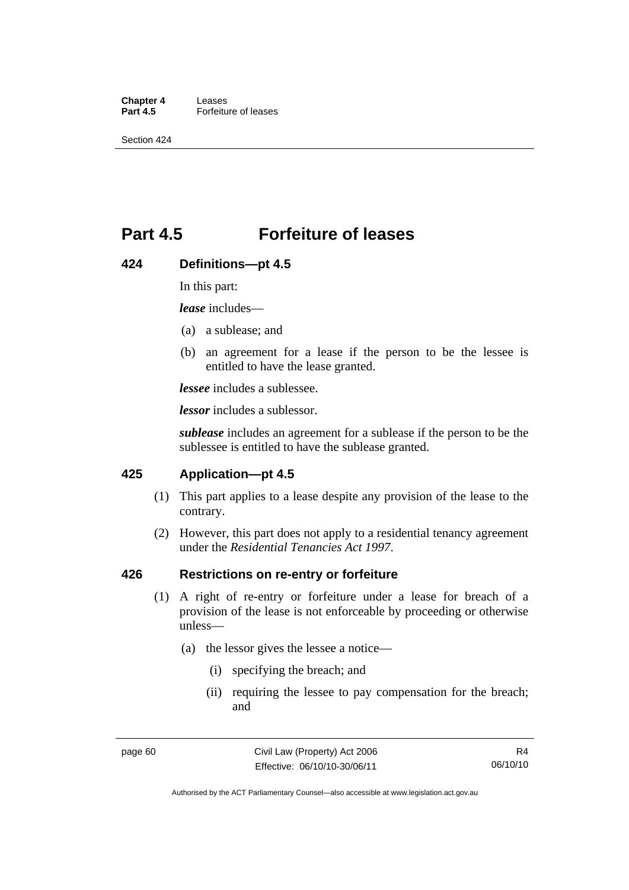# Part 4.5 Forfeiture of leases

## 424 Definitions—pt 4.5

In this part:

***lease*** includes—

(a) a sublease; and

(b) an agreement for a lease if the person to be the lessee is entitled to have the lease granted.

***lessee*** includes a sublessee.

***lessor*** includes a sublessor.

***sublease*** includes an agreement for a sublease if the person to be the sublessee is entitled to have the sublease granted.

## 425 Application—pt 4.5

(1) This part applies to a lease despite any provision of the lease to the contrary.

(2) However, this part does not apply to a residential tenancy agreement under the *Residential Tenancies Act 1997*.

## 426 Restrictions on re-entry or forfeiture

(1) A right of re-entry or forfeiture under a lease for breach of a provision of the lease is not enforceable by proceeding or otherwise unless—

(a) the lessor gives the lessee a notice—

(i) specifying the breach; and

(ii) requiring the lessee to pay compensation for the breach; and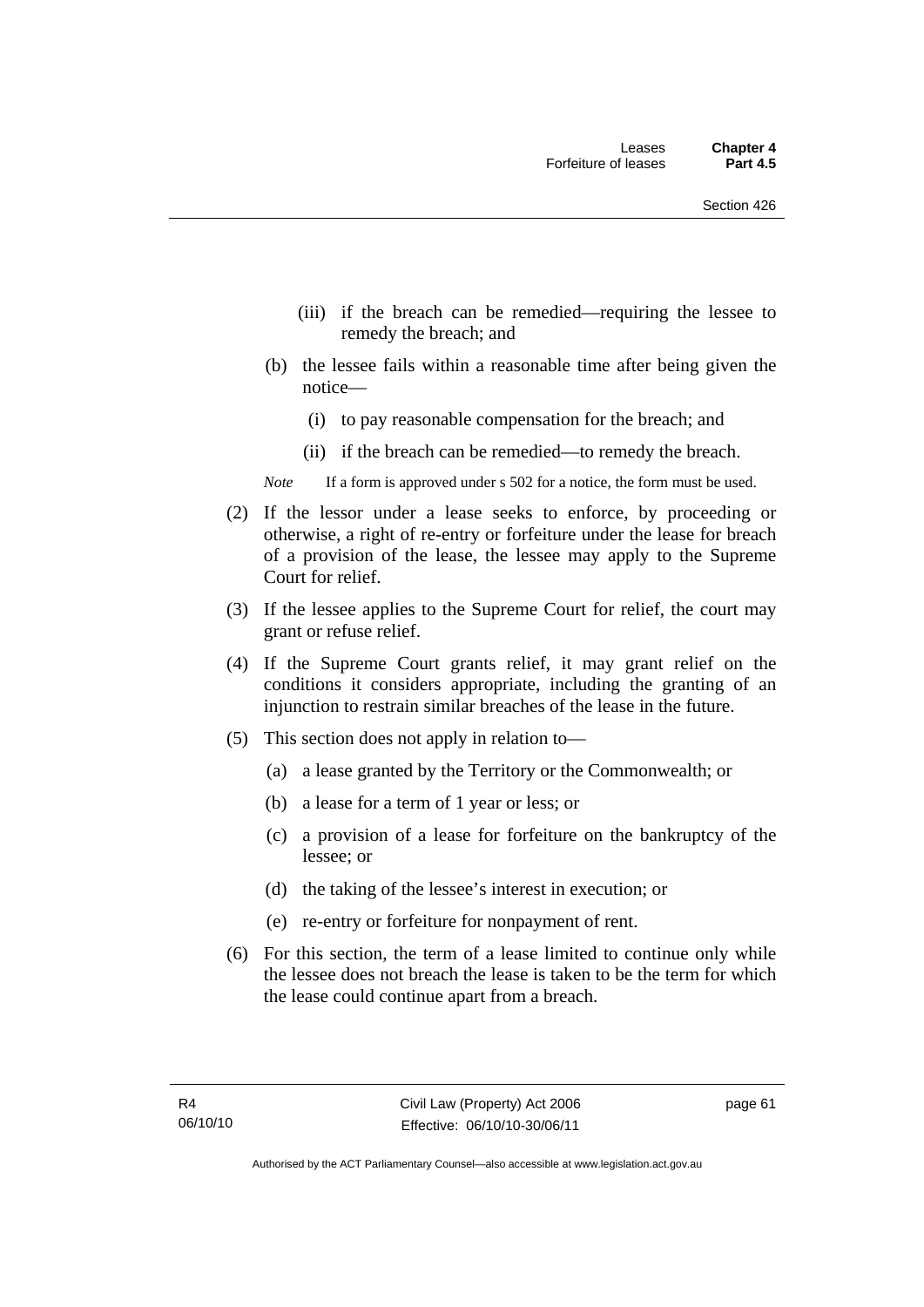(iii) if the breach can be remedied—requiring the lessee to remedy the breach; and

(b) the lessee fails within a reasonable time after being given the notice—

(i) to pay reasonable compensation for the breach; and

(ii) if the breach can be remedied—to remedy the breach.

*Note* If a form is approved under s 502 for a notice, the form must be used.

(2) If the lessor under a lease seeks to enforce, by proceeding or otherwise, a right of re-entry or forfeiture under the lease for breach of a provision of the lease, the lessee may apply to the Supreme Court for relief.

(3) If the lessee applies to the Supreme Court for relief, the court may grant or refuse relief.

(4) If the Supreme Court grants relief, it may grant relief on the conditions it considers appropriate, including the granting of an injunction to restrain similar breaches of the lease in the future.

(5) This section does not apply in relation to—

(a) a lease granted by the Territory or the Commonwealth; or

(b) a lease for a term of 1 year or less; or

(c) a provision of a lease for forfeiture on the bankruptcy of the lessee; or

(d) the taking of the lessee's interest in execution; or

(e) re-entry or forfeiture for nonpayment of rent.

(6) For this section, the term of a lease limited to continue only while the lessee does not breach the lease is taken to be the term for which the lease could continue apart from a breach.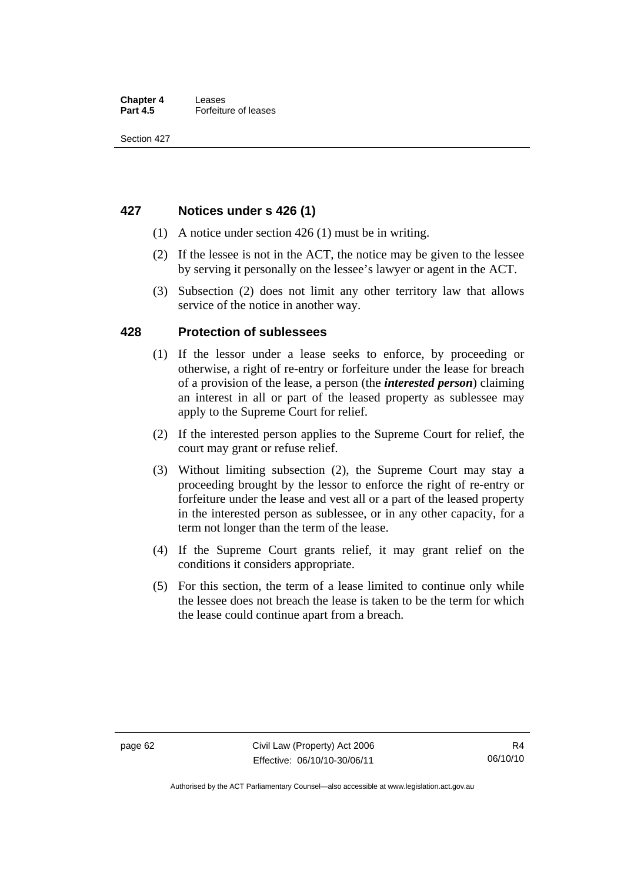## 427 Notices under s 426 (1)

(1) A notice under section 426 (1) must be in writing.

(2) If the lessee is not in the ACT, the notice may be given to the lessee by serving it personally on the lessee's lawyer or agent in the ACT.

(3) Subsection (2) does not limit any other territory law that allows service of the notice in another way.

## 428 Protection of sublessees

(1) If the lessor under a lease seeks to enforce, by proceeding or otherwise, a right of re-entry or forfeiture under the lease for breach of a provision of the lease, a person (the ***interested person***) claiming an interest in all or part of the leased property as sublessee may apply to the Supreme Court for relief.

(2) If the interested person applies to the Supreme Court for relief, the court may grant or refuse relief.

(3) Without limiting subsection (2), the Supreme Court may stay a proceeding brought by the lessor to enforce the right of re-entry or forfeiture under the lease and vest all or a part of the leased property in the interested person as sublessee, or in any other capacity, for a term not longer than the term of the lease.

(4) If the Supreme Court grants relief, it may grant relief on the conditions it considers appropriate.

(5) For this section, the term of a lease limited to continue only while the lessee does not breach the lease is taken to be the term for which the lease could continue apart from a breach.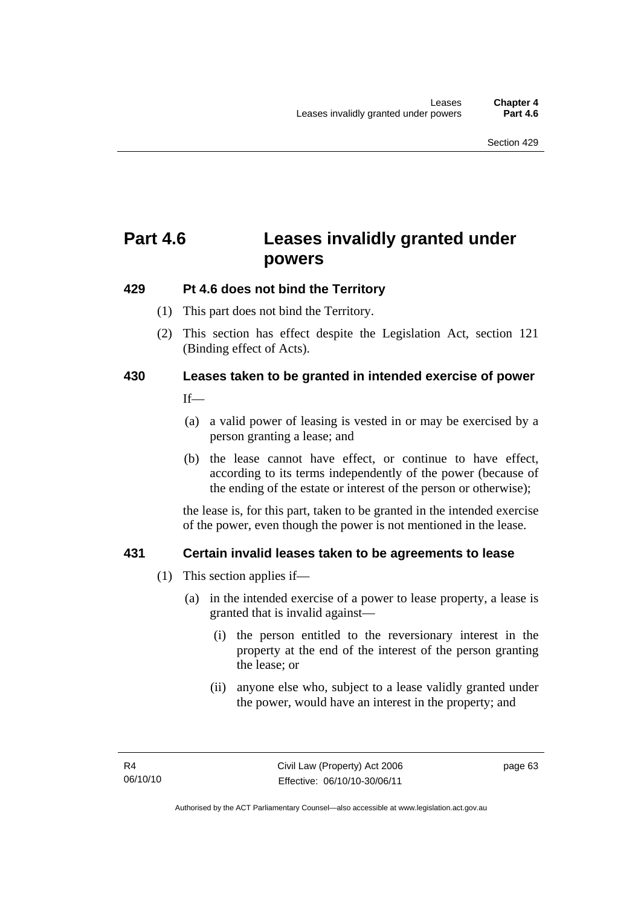# Part 4.6 Leases invalidly granted under powers

### 429 Pt 4.6 does not bind the Territory

(1) This part does not bind the Territory.

(2) This section has effect despite the Legislation Act, section 121 (Binding effect of Acts).

### 430 Leases taken to be granted in intended exercise of power

If—

(a) a valid power of leasing is vested in or may be exercised by a person granting a lease; and

(b) the lease cannot have effect, or continue to have effect, according to its terms independently of the power (because of the ending of the estate or interest of the person or otherwise);

the lease is, for this part, taken to be granted in the intended exercise of the power, even though the power is not mentioned in the lease.

### 431 Certain invalid leases taken to be agreements to lease

(1) This section applies if—

(a) in the intended exercise of a power to lease property, a lease is granted that is invalid against—

(i) the person entitled to the reversionary interest in the property at the end of the interest of the person granting the lease; or

(ii) anyone else who, subject to a lease validly granted under the power, would have an interest in the property; and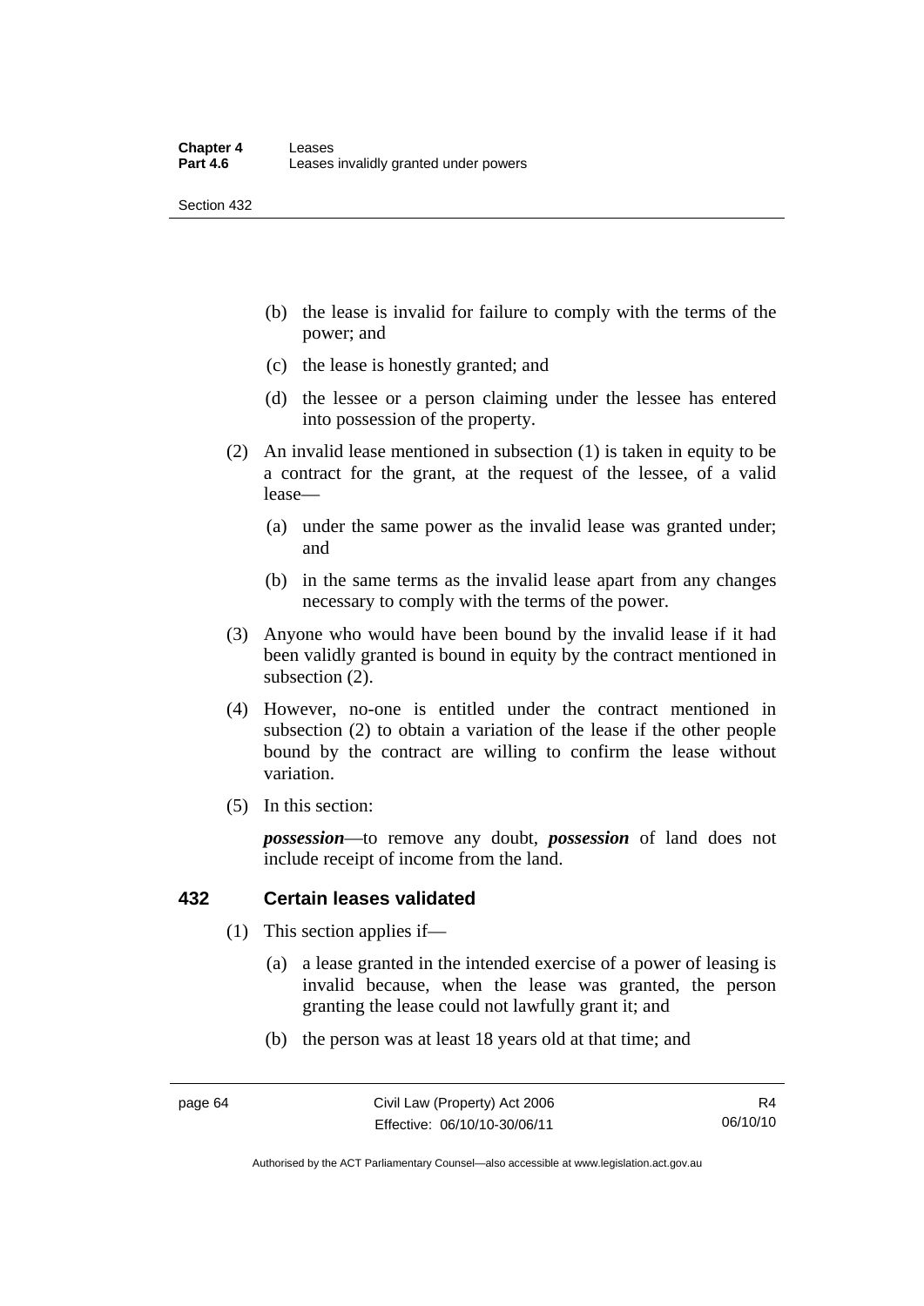(b) the lease is invalid for failure to comply with the terms of the power; and

(c) the lease is honestly granted; and

(d) the lessee or a person claiming under the lessee has entered into possession of the property.

(2) An invalid lease mentioned in subsection (1) is taken in equity to be a contract for the grant, at the request of the lessee, of a valid lease—

(a) under the same power as the invalid lease was granted under; and

(b) in the same terms as the invalid lease apart from any changes necessary to comply with the terms of the power.

(3) Anyone who would have been bound by the invalid lease if it had been validly granted is bound in equity by the contract mentioned in subsection (2).

(4) However, no-one is entitled under the contract mentioned in subsection (2) to obtain a variation of the lease if the other people bound by the contract are willing to confirm the lease without variation.

(5) In this section:

***possession***—to remove any doubt, ***possession*** of land does not include receipt of income from the land.

## 432 Certain leases validated

(1) This section applies if—

(a) a lease granted in the intended exercise of a power of leasing is invalid because, when the lease was granted, the person granting the lease could not lawfully grant it; and

(b) the person was at least 18 years old at that time; and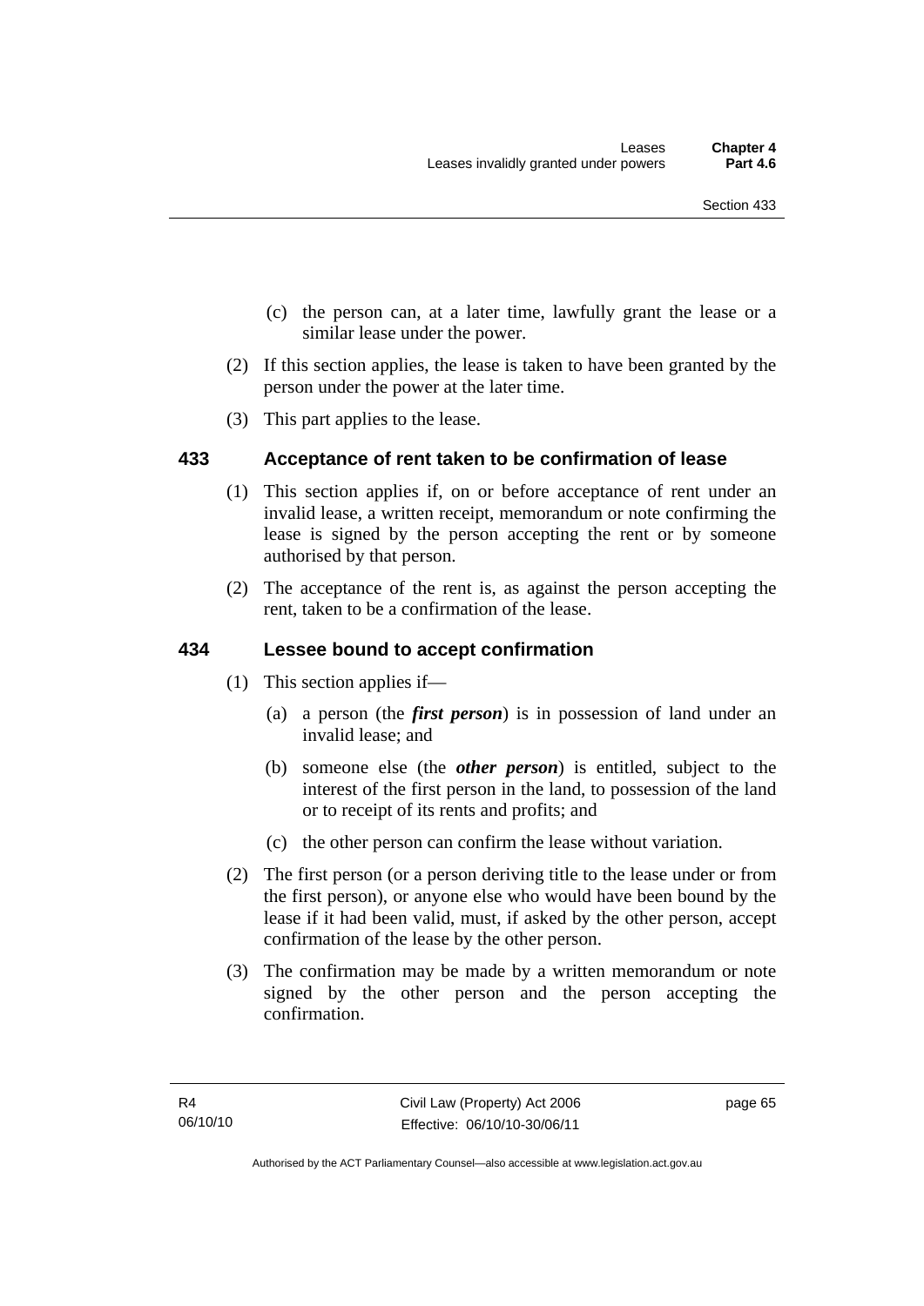(c) the person can, at a later time, lawfully grant the lease or a similar lease under the power.

(2) If this section applies, the lease is taken to have been granted by the person under the power at the later time.

(3) This part applies to the lease.

## 433 Acceptance of rent taken to be confirmation of lease

(1) This section applies if, on or before acceptance of rent under an invalid lease, a written receipt, memorandum or note confirming the lease is signed by the person accepting the rent or by someone authorised by that person.

(2) The acceptance of the rent is, as against the person accepting the rent, taken to be a confirmation of the lease.

## 434 Lessee bound to accept confirmation

(1) This section applies if—

(a) a person (the ***first person***) is in possession of land under an invalid lease; and

(b) someone else (the ***other person***) is entitled, subject to the interest of the first person in the land, to possession of the land or to receipt of its rents and profits; and

(c) the other person can confirm the lease without variation.

(2) The first person (or a person deriving title to the lease under or from the first person), or anyone else who would have been bound by the lease if it had been valid, must, if asked by the other person, accept confirmation of the lease by the other person.

(3) The confirmation may be made by a written memorandum or note signed by the other person and the person accepting the confirmation.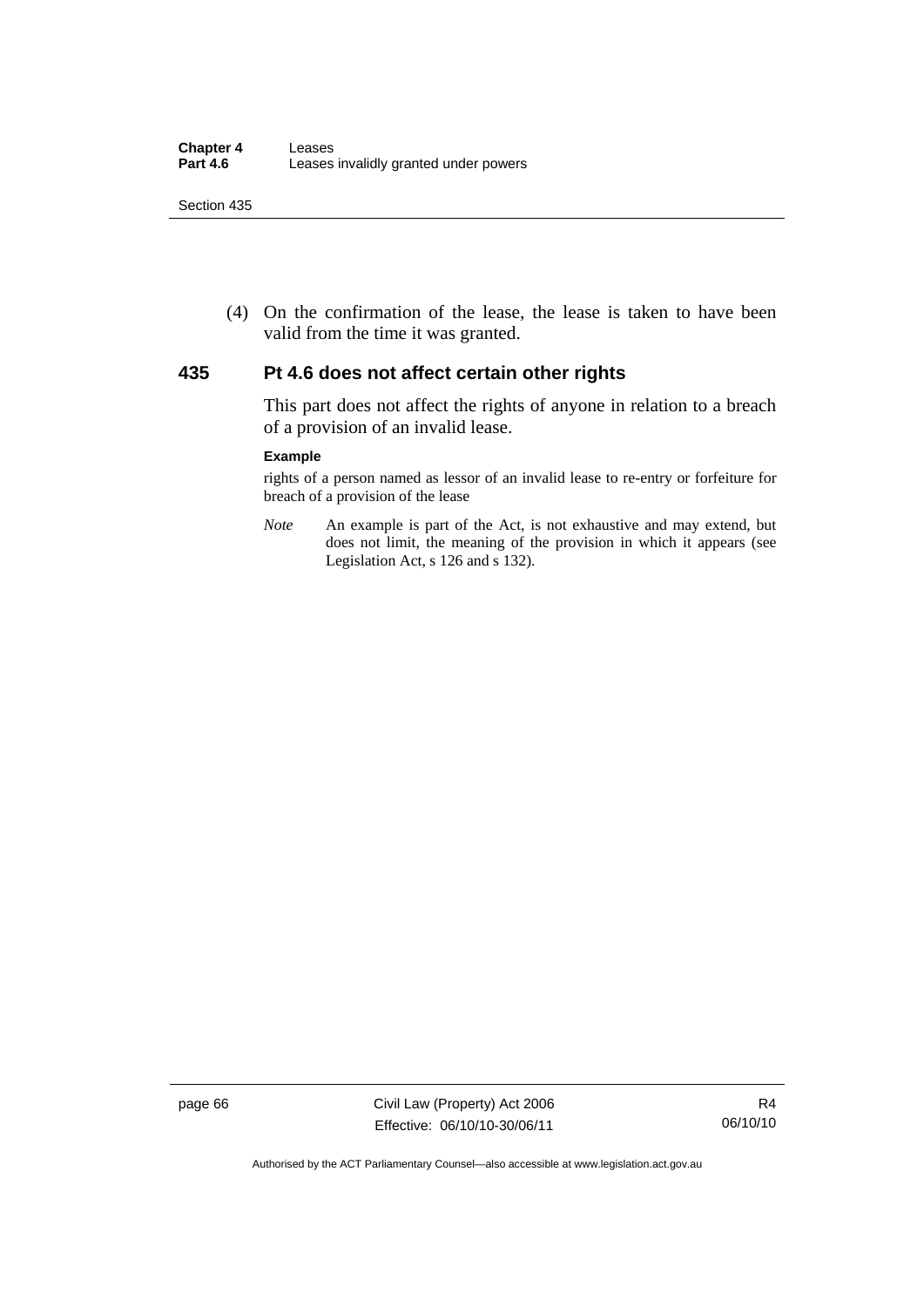(4) On the confirmation of the lease, the lease is taken to have been valid from the time it was granted.

## 435 Pt 4.6 does not affect certain other rights

This part does not affect the rights of anyone in relation to a breach of a provision of an invalid lease.

**Example**

rights of a person named as lessor of an invalid lease to re-entry or forfeiture for breach of a provision of the lease

*Note* An example is part of the Act, is not exhaustive and may extend, but does not limit, the meaning of the provision in which it appears (see Legislation Act, s 126 and s 132).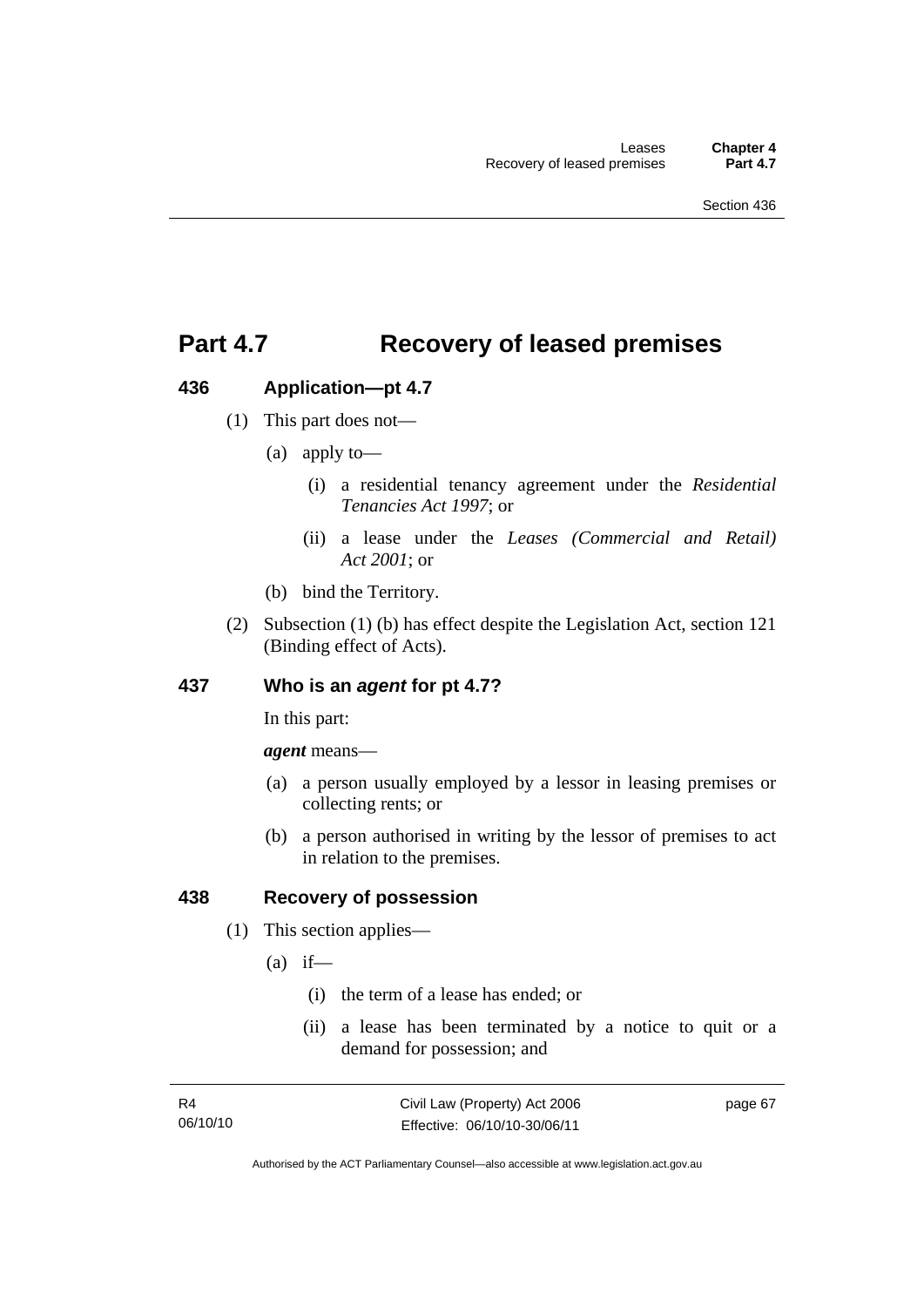# Part 4.7 Recovery of leased premises

## 436 Application—pt 4.7

(1) This part does not—

(a) apply to—

(i) a residential tenancy agreement under the *Residential Tenancies Act 1997*; or

(ii) a lease under the *Leases (Commercial and Retail) Act 2001*; or

(b) bind the Territory.

(2) Subsection (1) (b) has effect despite the Legislation Act, section 121 (Binding effect of Acts).

## 437 Who is an *agent* for pt 4.7?

In this part:

***agent*** means—

(a) a person usually employed by a lessor in leasing premises or collecting rents; or

(b) a person authorised in writing by the lessor of premises to act in relation to the premises.

## 438 Recovery of possession

(1) This section applies—

(a) if—

(i) the term of a lease has ended; or

(ii) a lease has been terminated by a notice to quit or a demand for possession; and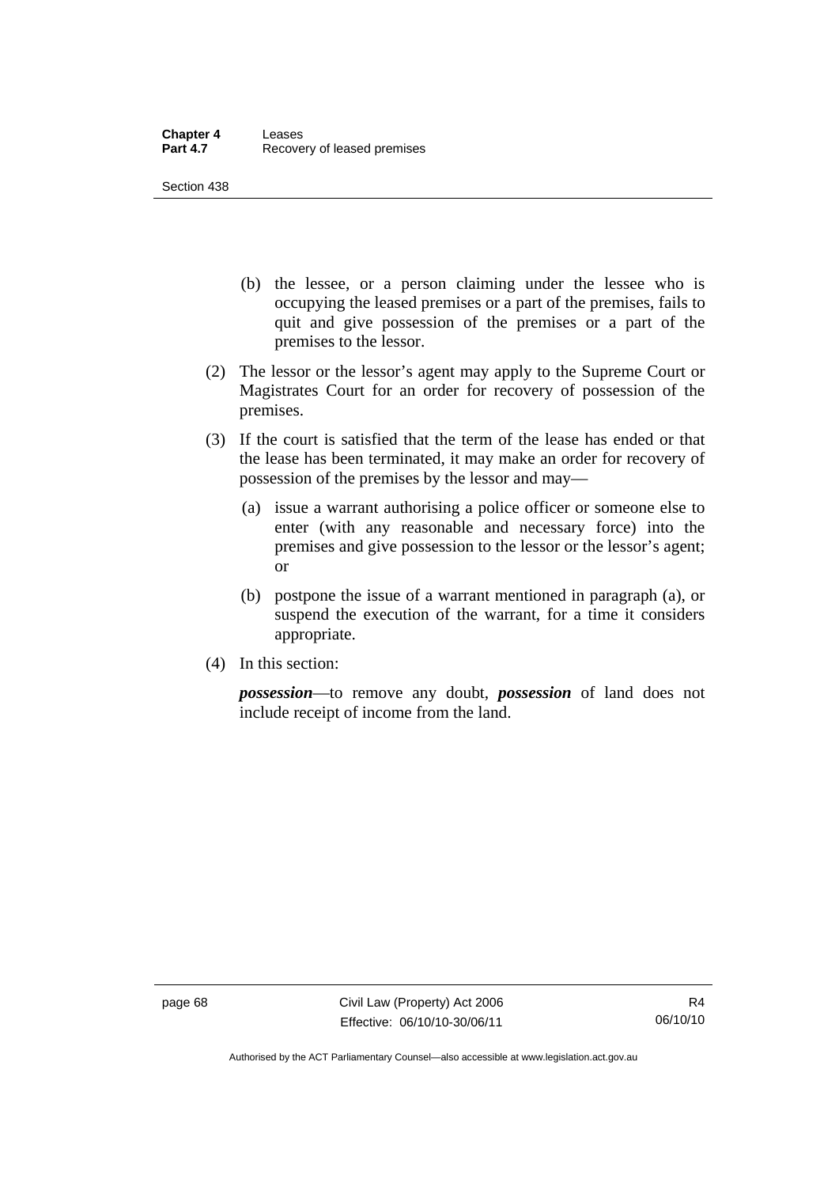(b) the lessee, or a person claiming under the lessee who is occupying the leased premises or a part of the premises, fails to quit and give possession of the premises or a part of the premises to the lessor.

(2) The lessor or the lessor's agent may apply to the Supreme Court or Magistrates Court for an order for recovery of possession of the premises.

(3) If the court is satisfied that the term of the lease has ended or that the lease has been terminated, it may make an order for recovery of possession of the premises by the lessor and may—

  (a) issue a warrant authorising a police officer or someone else to enter (with any reasonable and necessary force) into the premises and give possession to the lessor or the lessor's agent; or

  (b) postpone the issue of a warrant mentioned in paragraph (a), or suspend the execution of the warrant, for a time it considers appropriate.

(4) In this section:

***possession***—to remove any doubt, ***possession*** of land does not include receipt of income from the land.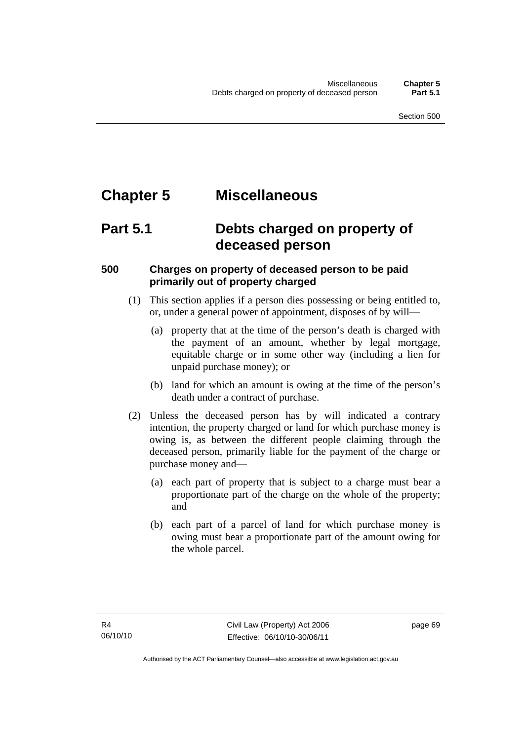# Chapter 5 Miscellaneous

## Part 5.1 Debts charged on property of deceased person

### 500 Charges on property of deceased person to be paid primarily out of property charged

(1) This section applies if a person dies possessing or being entitled to, or, under a general power of appointment, disposes of by will—

(a) property that at the time of the person's death is charged with the payment of an amount, whether by legal mortgage, equitable charge or in some other way (including a lien for unpaid purchase money); or

(b) land for which an amount is owing at the time of the person's death under a contract of purchase.

(2) Unless the deceased person has by will indicated a contrary intention, the property charged or land for which purchase money is owing is, as between the different people claiming through the deceased person, primarily liable for the payment of the charge or purchase money and—

(a) each part of property that is subject to a charge must bear a proportionate part of the charge on the whole of the property; and

(b) each part of a parcel of land for which purchase money is owing must bear a proportionate part of the amount owing for the whole parcel.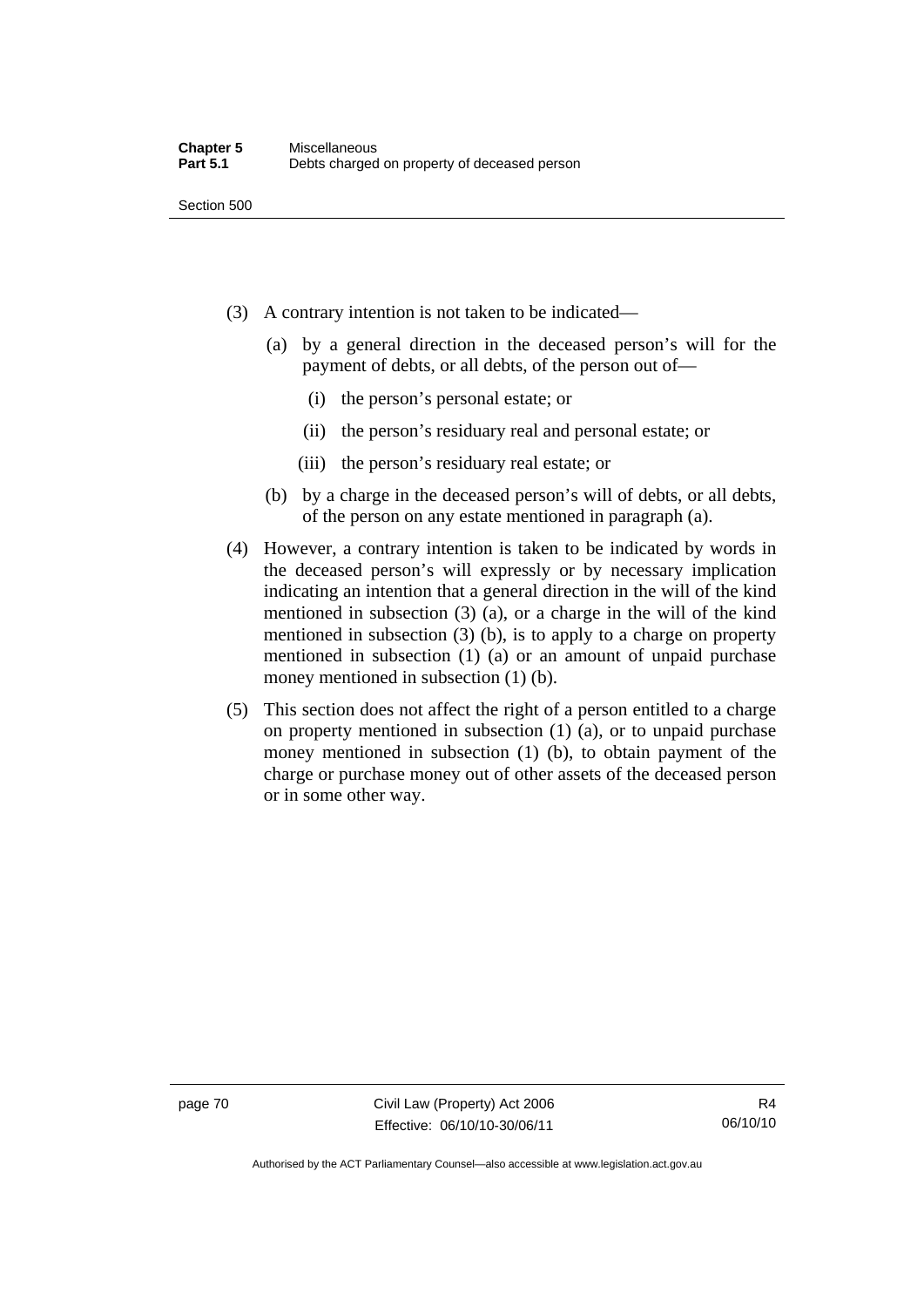(3) A contrary intention is not taken to be indicated—

   (a) by a general direction in the deceased person's will for the payment of debts, or all debts, of the person out of—

      (i) the person's personal estate; or

      (ii) the person's residuary real and personal estate; or

      (iii) the person's residuary real estate; or

   (b) by a charge in the deceased person's will of debts, or all debts, of the person on any estate mentioned in paragraph (a).

(4) However, a contrary intention is taken to be indicated by words in the deceased person's will expressly or by necessary implication indicating an intention that a general direction in the will of the kind mentioned in subsection (3) (a), or a charge in the will of the kind mentioned in subsection (3) (b), is to apply to a charge on property mentioned in subsection (1) (a) or an amount of unpaid purchase money mentioned in subsection (1) (b).

(5) This section does not affect the right of a person entitled to a charge on property mentioned in subsection (1) (a), or to unpaid purchase money mentioned in subsection (1) (b), to obtain payment of the charge or purchase money out of other assets of the deceased person or in some other way.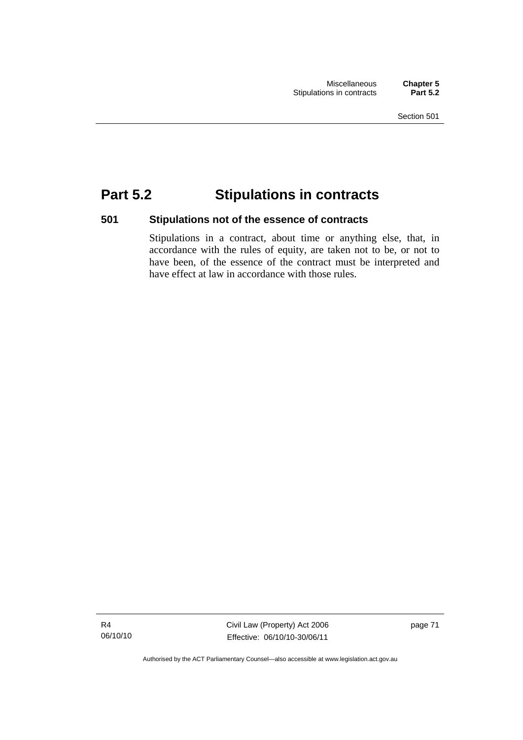# Part 5.2 Stipulations in contracts

## 501 Stipulations not of the essence of contracts

Stipulations in a contract, about time or anything else, that, in accordance with the rules of equity, are taken not to be, or not to have been, of the essence of the contract must be interpreted and have effect at law in accordance with those rules.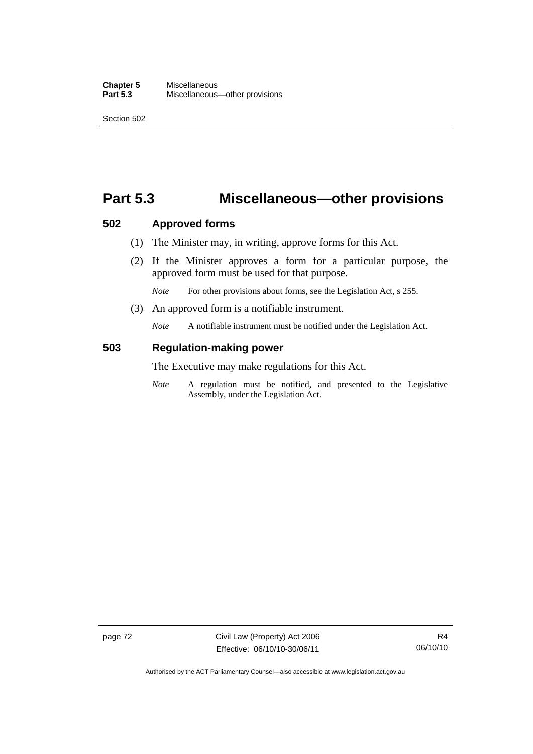# Part 5.3 Miscellaneous—other provisions

### 502 Approved forms

(1) The Minister may, in writing, approve forms for this Act.

(2) If the Minister approves a form for a particular purpose, the approved form must be used for that purpose.

*Note* For other provisions about forms, see the Legislation Act, s 255.

(3) An approved form is a notifiable instrument.

*Note* A notifiable instrument must be notified under the Legislation Act.

### 503 Regulation-making power

The Executive may make regulations for this Act.

*Note* A regulation must be notified, and presented to the Legislative Assembly, under the Legislation Act.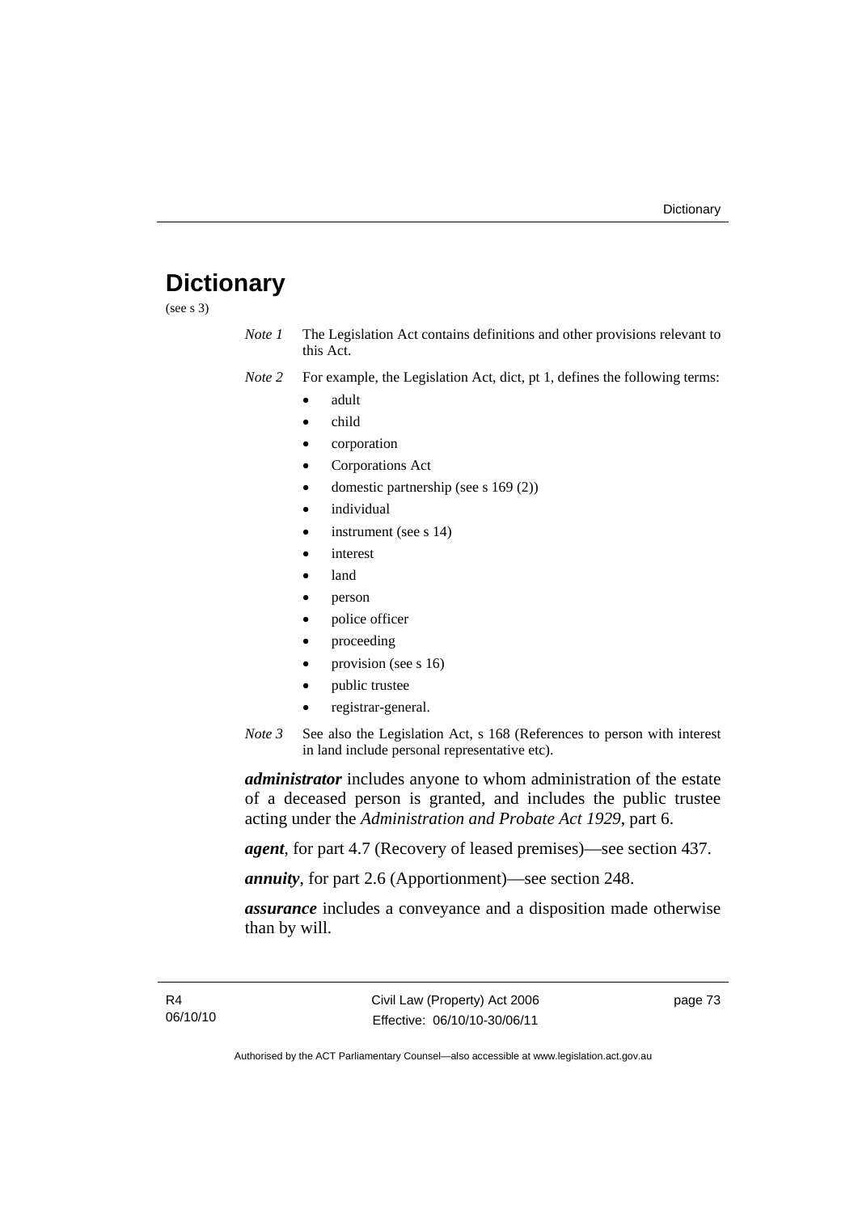# Dictionary

(see s 3)

*Note 1* The Legislation Act contains definitions and other provisions relevant to this Act.

*Note 2* For example, the Legislation Act, dict, pt 1, defines the following terms:

- adult
- child
- corporation
- Corporations Act
- domestic partnership (see s 169 (2))
- individual
- instrument (see s 14)
- interest
- land
- person
- police officer
- proceeding
- provision (see s 16)
- public trustee
- registrar-general.

*Note 3* See also the Legislation Act, s 168 (References to person with interest in land include personal representative etc).

***administrator*** includes anyone to whom administration of the estate of a deceased person is granted, and includes the public trustee acting under the *Administration and Probate Act 1929*, part 6.

***agent***, for part 4.7 (Recovery of leased premises)—see section 437.

***annuity***, for part 2.6 (Apportionment)—see section 248.

***assurance*** includes a conveyance and a disposition made otherwise than by will.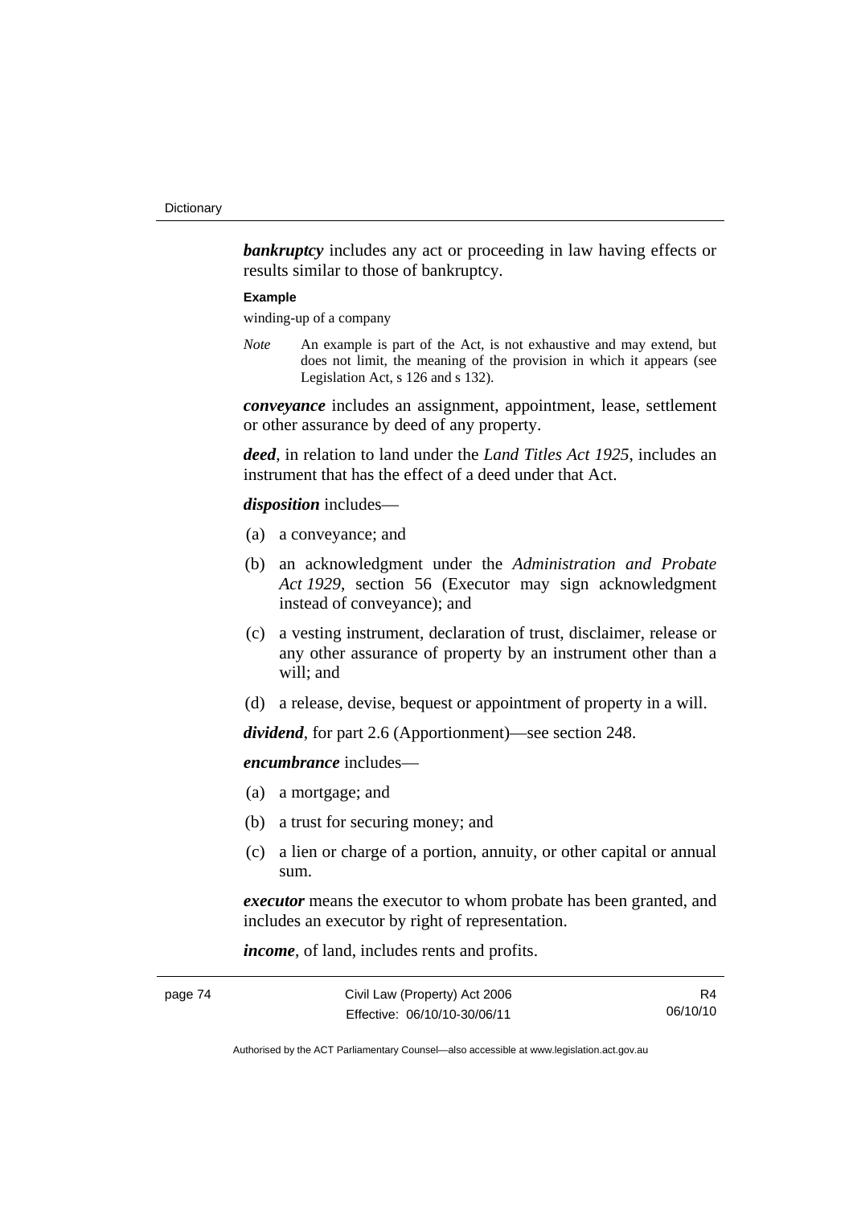***bankruptcy*** includes any act or proceeding in law having effects or results similar to those of bankruptcy.

**Example**

winding-up of a company

*Note* An example is part of the Act, is not exhaustive and may extend, but does not limit, the meaning of the provision in which it appears (see Legislation Act, s 126 and s 132).

***conveyance*** includes an assignment, appointment, lease, settlement or other assurance by deed of any property.

***deed***, in relation to land under the *Land Titles Act 1925*, includes an instrument that has the effect of a deed under that Act.

***disposition*** includes—

(a) a conveyance; and

(b) an acknowledgment under the *Administration and Probate Act 1929*, section 56 (Executor may sign acknowledgment instead of conveyance); and

(c) a vesting instrument, declaration of trust, disclaimer, release or any other assurance of property by an instrument other than a will; and

(d) a release, devise, bequest or appointment of property in a will.

***dividend***, for part 2.6 (Apportionment)—see section 248.

***encumbrance*** includes—

(a) a mortgage; and

(b) a trust for securing money; and

(c) a lien or charge of a portion, annuity, or other capital or annual sum.

***executor*** means the executor to whom probate has been granted, and includes an executor by right of representation.

***income***, of land, includes rents and profits.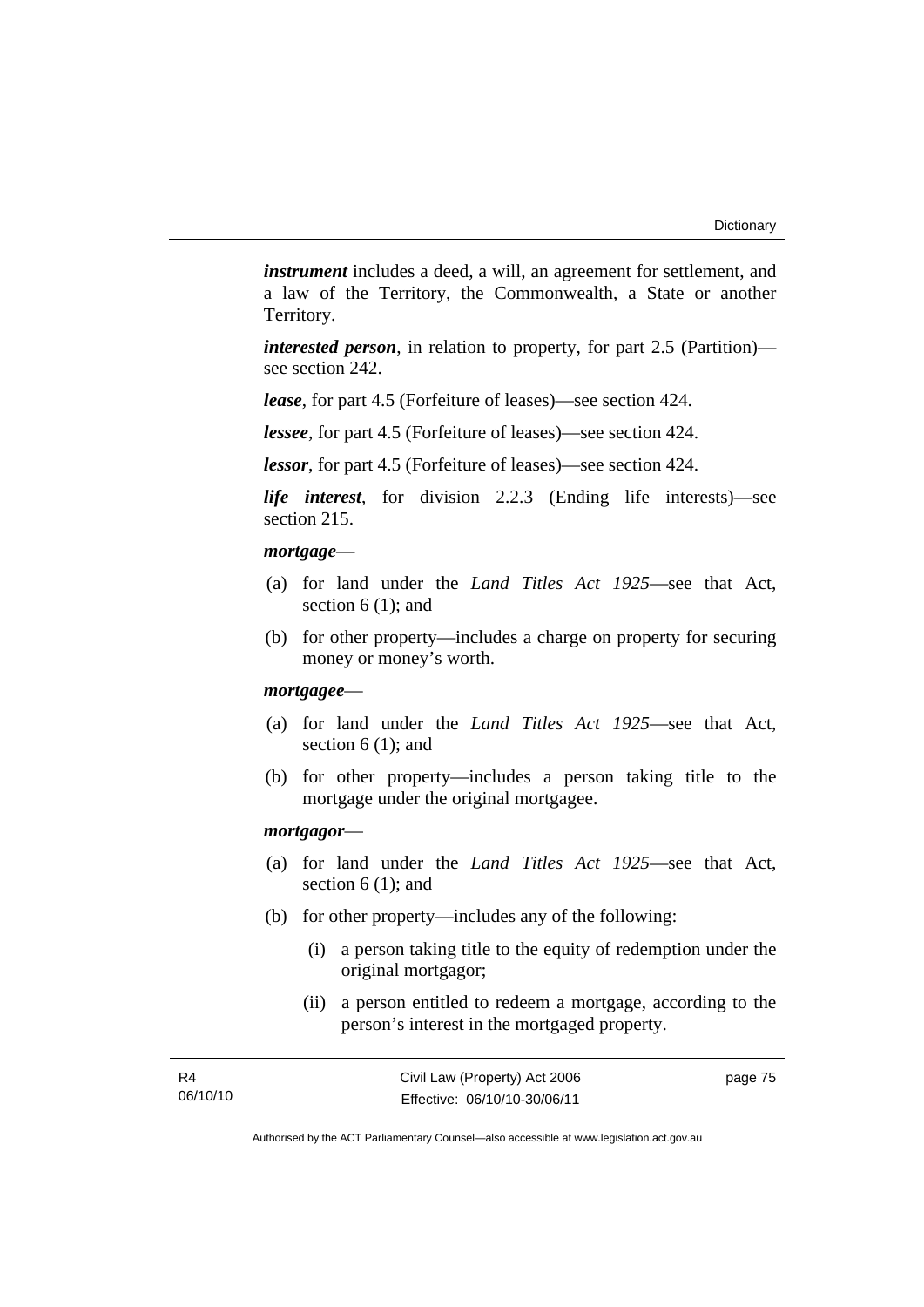***instrument*** includes a deed, a will, an agreement for settlement, and a law of the Territory, the Commonwealth, a State or another Territory.

***interested person***, in relation to property, for part 2.5 (Partition)—see section 242.

***lease***, for part 4.5 (Forfeiture of leases)—see section 424.

***lessee***, for part 4.5 (Forfeiture of leases)—see section 424.

***lessor***, for part 4.5 (Forfeiture of leases)—see section 424.

***life interest***, for division 2.2.3 (Ending life interests)—see section 215.

***mortgage***—

(a) for land under the *Land Titles Act 1925*—see that Act, section 6 (1); and

(b) for other property—includes a charge on property for securing money or money's worth.

***mortgagee***—

(a) for land under the *Land Titles Act 1925*—see that Act, section 6 (1); and

(b) for other property—includes a person taking title to the mortgage under the original mortgagee.

***mortgagor***—

(a) for land under the *Land Titles Act 1925*—see that Act, section 6 (1); and

(b) for other property—includes any of the following:

  (i) a person taking title to the equity of redemption under the original mortgagor;

  (ii) a person entitled to redeem a mortgage, according to the person's interest in the mortgaged property.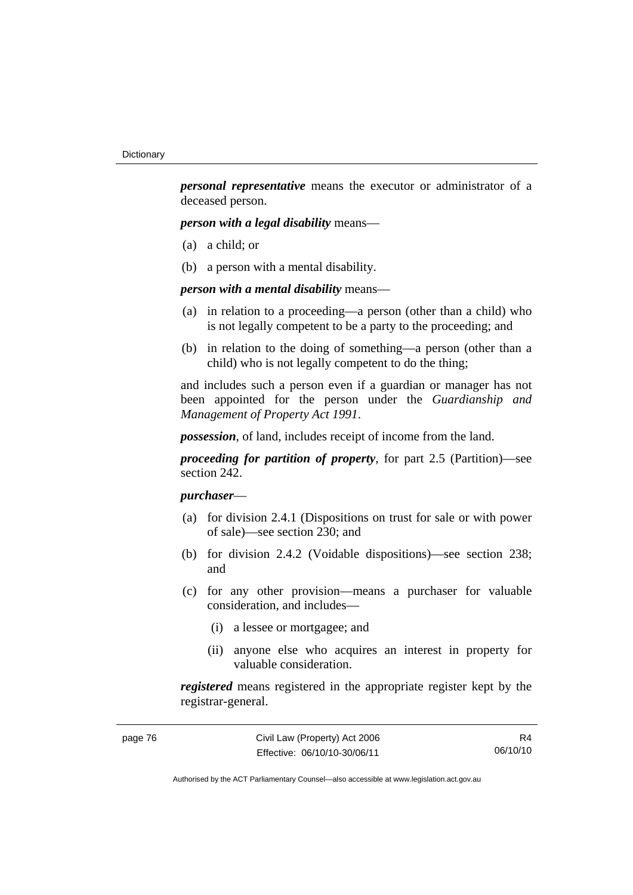***personal representative*** means the executor or administrator of a deceased person.

***person with a legal disability*** means—

(a) a child; or

(b) a person with a mental disability.

***person with a mental disability*** means—

(a) in relation to a proceeding—a person (other than a child) who is not legally competent to be a party to the proceeding; and

(b) in relation to the doing of something—a person (other than a child) who is not legally competent to do the thing;

and includes such a person even if a guardian or manager has not been appointed for the person under the *Guardianship and Management of Property Act 1991*.

***possession***, of land, includes receipt of income from the land.

***proceeding for partition of property***, for part 2.5 (Partition)—see section 242.

***purchaser***—

(a) for division 2.4.1 (Dispositions on trust for sale or with power of sale)—see section 230; and

(b) for division 2.4.2 (Voidable dispositions)—see section 238; and

(c) for any other provision—means a purchaser for valuable consideration, and includes—

  (i) a lessee or mortgagee; and

  (ii) anyone else who acquires an interest in property for valuable consideration.

***registered*** means registered in the appropriate register kept by the registrar-general.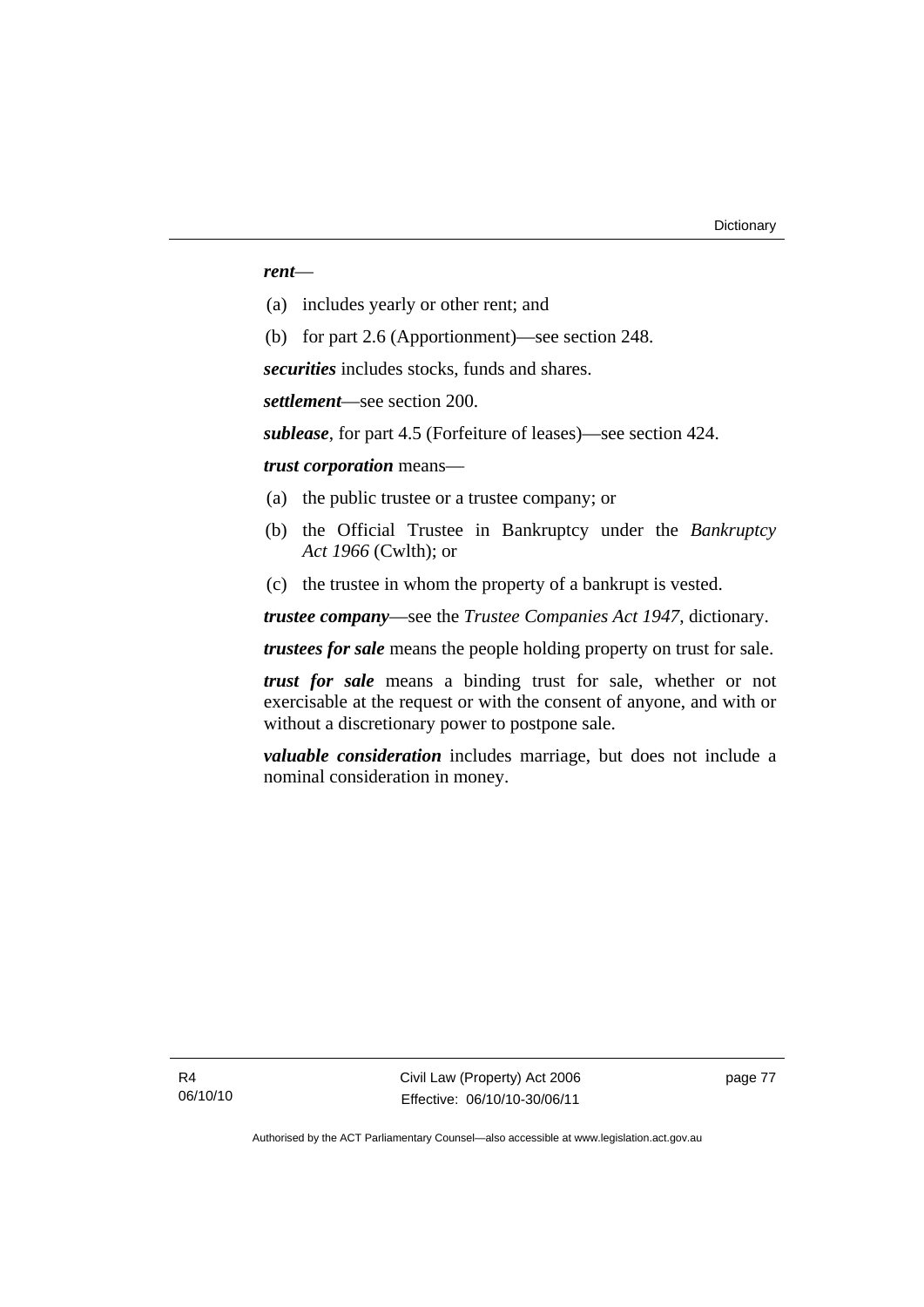***rent***—

(a) includes yearly or other rent; and

(b) for part 2.6 (Apportionment)—see section 248.

***securities*** includes stocks, funds and shares.

***settlement***—see section 200.

***sublease***, for part 4.5 (Forfeiture of leases)—see section 424.

***trust corporation*** means—

(a) the public trustee or a trustee company; or

(b) the Official Trustee in Bankruptcy under the *Bankruptcy Act 1966* (Cwlth); or

(c) the trustee in whom the property of a bankrupt is vested.

***trustee company***—see the *Trustee Companies Act 1947*, dictionary.

***trustees for sale*** means the people holding property on trust for sale.

***trust for sale*** means a binding trust for sale, whether or not exercisable at the request or with the consent of anyone, and with or without a discretionary power to postpone sale.

***valuable consideration*** includes marriage, but does not include a nominal consideration in money.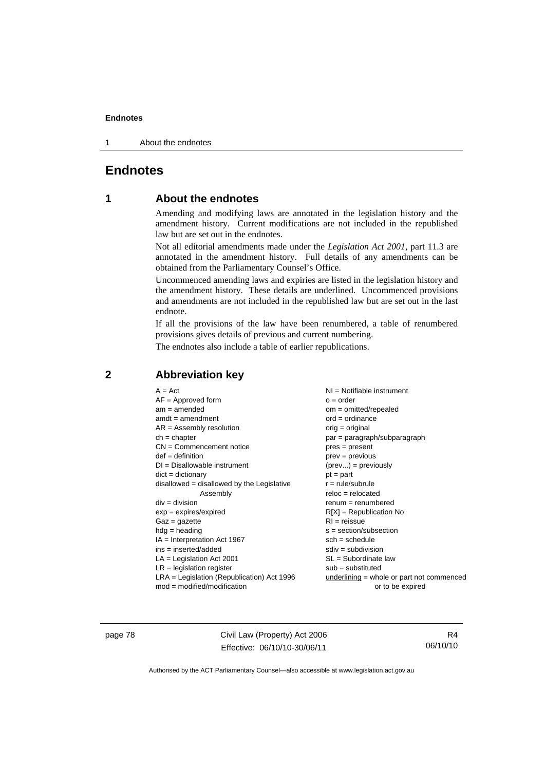# Endnotes

## 1 About the endnotes

Amending and modifying laws are annotated in the legislation history and the amendment history. Current modifications are not included in the republished law but are set out in the endnotes.

Not all editorial amendments made under the *Legislation Act 2001*, part 11.3 are annotated in the amendment history. Full details of any amendments can be obtained from the Parliamentary Counsel's Office.

Uncommenced amending laws and expiries are listed in the legislation history and the amendment history. These details are underlined. Uncommenced provisions and amendments are not included in the republished law but are set out in the last endnote.

If all the provisions of the law have been renumbered, a table of renumbered provisions gives details of previous and current numbering.

The endnotes also include a table of earlier republications.

## 2 Abbreviation key

A = Act
AF = Approved form
am = amended
amdt = amendment
AR = Assembly resolution
ch = chapter
CN = Commencement notice
def = definition
DI = Disallowable instrument
dict = dictionary
disallowed = disallowed by the Legislative Assembly
div = division
exp = expires/expired
Gaz = gazette
hdg = heading
IA = Interpretation Act 1967
ins = inserted/added
LA = Legislation Act 2001
LR = legislation register
LRA = Legislation (Republication) Act 1996
mod = modified/modification
NI = Notifiable instrument
o = order
om = omitted/repealed
ord = ordinance
orig = original
par = paragraph/subparagraph
pres = present
prev = previous
(prev...) = previously
pt = part
r = rule/subrule
reloc = relocated
renum = renumbered
R[X] = Republication No
RI = reissue
s = section/subsection
sch = schedule
sdiv = subdivision
SL = Subordinate law
sub = substituted
underlining = whole or part not commenced or to be expired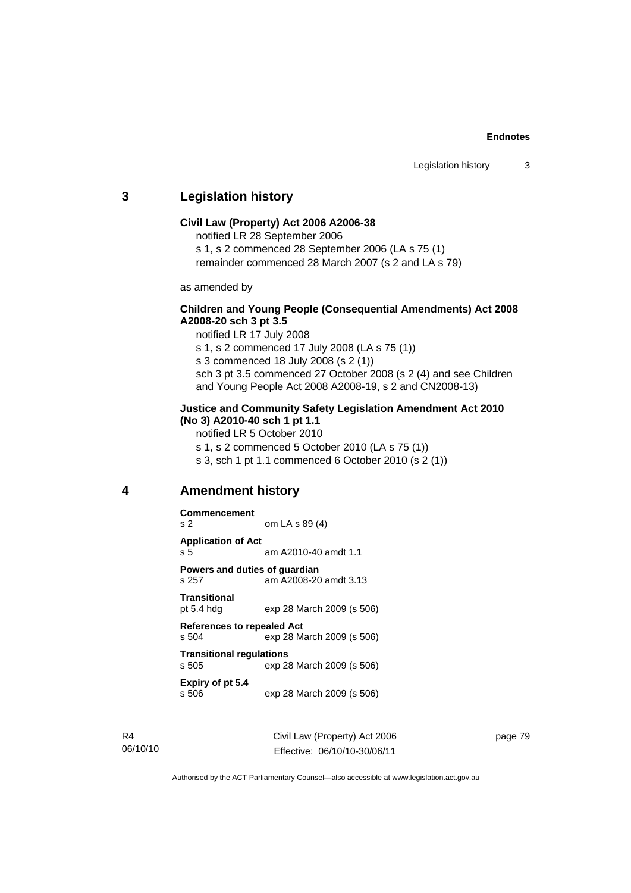## 3 Legislation history

**Civil Law (Property) Act 2006 A2006-38**

notified LR 28 September 2006

s 1, s 2 commenced 28 September 2006 (LA s 75 (1)

remainder commenced 28 March 2007 (s 2 and LA s 79)

as amended by

**Children and Young People (Consequential Amendments) Act 2008 A2008-20 sch 3 pt 3.5**

notified LR 17 July 2008

s 1, s 2 commenced 17 July 2008 (LA s 75 (1))

s 3 commenced 18 July 2008 (s 2 (1))

sch 3 pt 3.5 commenced 27 October 2008 (s 2 (4) and see Children and Young People Act 2008 A2008-19, s 2 and CN2008-13)

**Justice and Community Safety Legislation Amendment Act 2010 (No 3) A2010-40 sch 1 pt 1.1**

notified LR 5 October 2010

s 1, s 2 commenced 5 October 2010 (LA s 75 (1))

s 3, sch 1 pt 1.1 commenced 6 October 2010 (s 2 (1))

## 4 Amendment history

**Commencement**
s 2 om LA s 89 (4)

**Application of Act**
s 5 am A2010-40 amdt 1.1

**Powers and duties of guardian**
s 257 am A2008-20 amdt 3.13

**Transitional**
pt 5.4 hdg exp 28 March 2009 (s 506)

**References to repealed Act**
s 504 exp 28 March 2009 (s 506)

**Transitional regulations**
s 505 exp 28 March 2009 (s 506)

**Expiry of pt 5.4**
s 506 exp 28 March 2009 (s 506)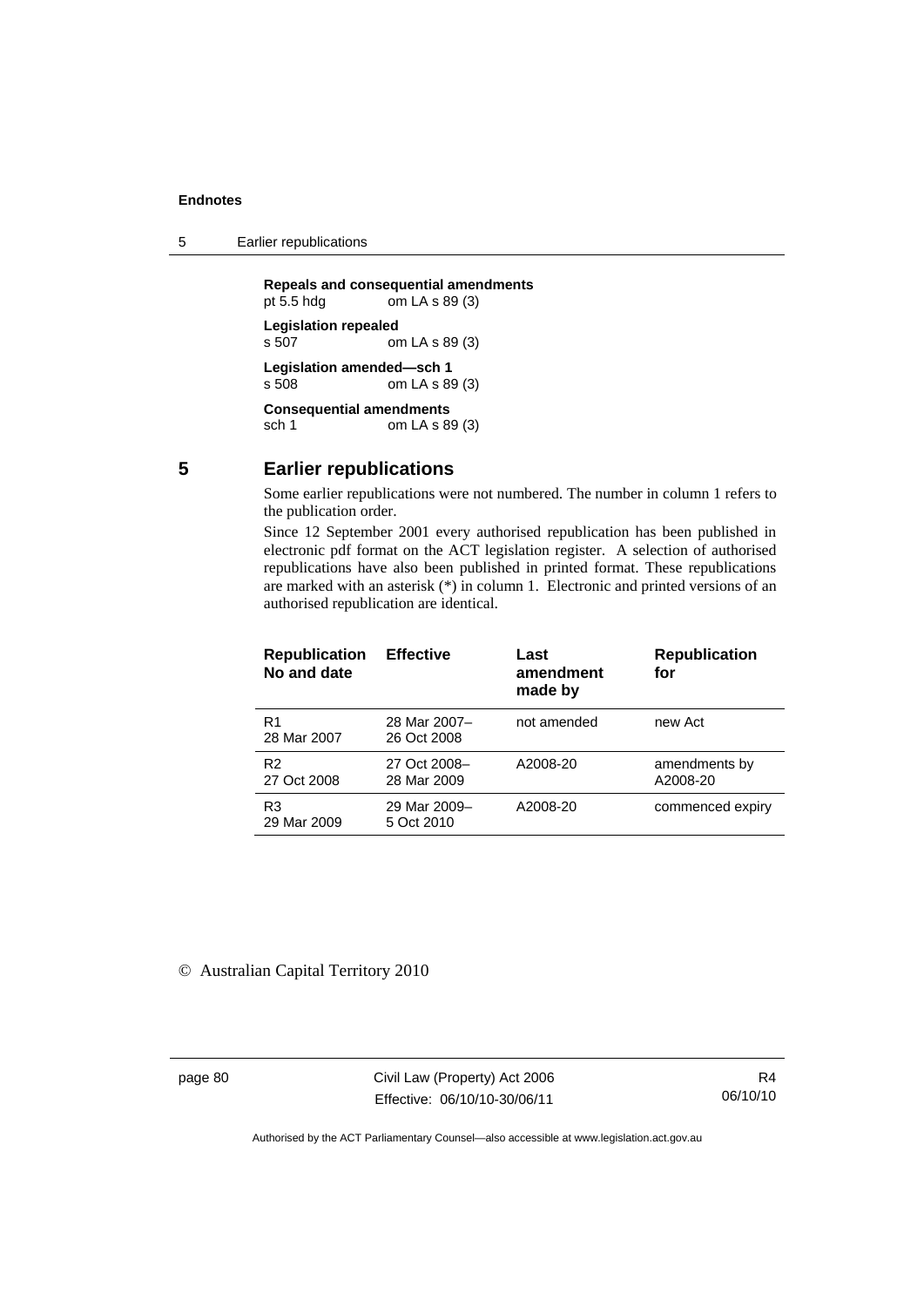**Repeals and consequential amendments**
pt 5.5 hdg om LA s 89 (3)

**Legislation repealed**
s 507 om LA s 89 (3)

**Legislation amended—sch 1**
s 508 om LA s 89 (3)

**Consequential amendments**
sch 1 om LA s 89 (3)

## 5 Earlier republications

Some earlier republications were not numbered. The number in column 1 refers to the publication order.

Since 12 September 2001 every authorised republication has been published in electronic pdf format on the ACT legislation register. A selection of authorised republications have also been published in printed format. These republications are marked with an asterisk (*) in column 1. Electronic and printed versions of an authorised republication are identical.

| Republication No and date | Effective | Last amendment made by | Republication for |
|---|---|---|---|
| R1 28 Mar 2007 | 28 Mar 2007– 26 Oct 2008 | not amended | new Act |
| R2 27 Oct 2008 | 27 Oct 2008– 28 Mar 2009 | A2008-20 | amendments by A2008-20 |
| R3 29 Mar 2009 | 29 Mar 2009– 5 Oct 2010 | A2008-20 | commenced expiry |

© Australian Capital Territory 2010